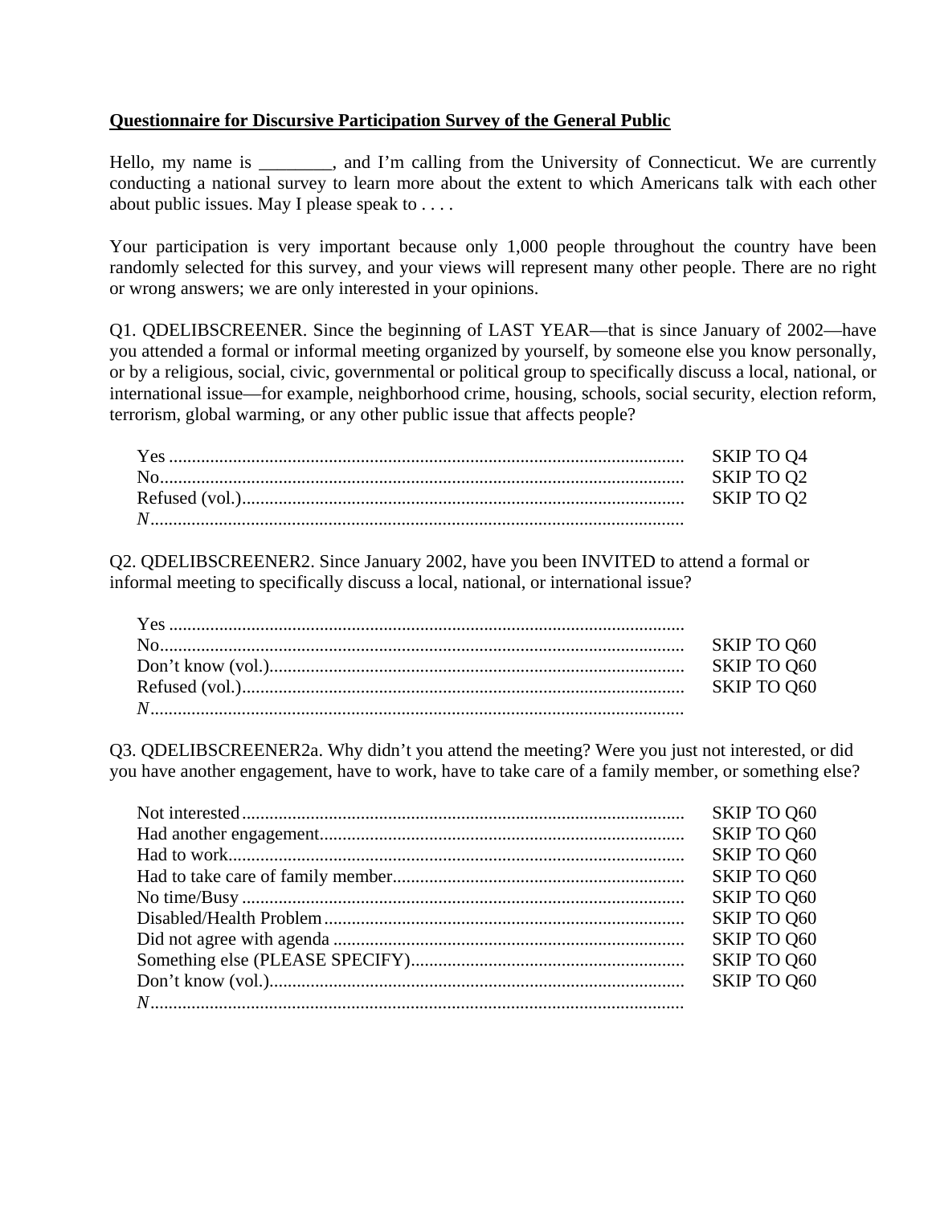**<u>Questionnaire for Discursive Participation Survey of the General Public</u>**

Hello, my name is ________, and I'm calling from the University of Connecticut. We are currently conducting a national survey to learn more about the extent to which Americans talk with each other about public issues. May I please speak to . . . .

Your participation is very important because only 1,000 people throughout the country have been randomly selected for this survey, and your views will represent many other people. There are no right or wrong answers; we are only interested in your opinions.

Q1. QDELIBSCREENER. Since the beginning of LAST YEAR—that is since January of 2002—have you attended a formal or informal meeting organized by yourself, by someone else you know personally, or by a religious, social, civic, governmental or political group to specifically discuss a local, national, or international issue—for example, neighborhood crime, housing, schools, social security, election reform, terrorism, global warming, or any other public issue that affects people?

| | |
|---|---|
| Yes | SKIP TO Q4 |
| No | SKIP TO Q2 |
| Refused (vol.) | SKIP TO Q2 |
| *N* | |

Q2. QDELIBSCREENER2. Since January 2002, have you been INVITED to attend a formal or informal meeting to specifically discuss a local, national, or international issue?

| | |
|---|---|
| Yes | |
| No | SKIP TO Q60 |
| Don't know (vol.) | SKIP TO Q60 |
| Refused (vol.) | SKIP TO Q60 |
| *N* | |

Q3. QDELIBSCREENER2a. Why didn't you attend the meeting? Were you just not interested, or did you have another engagement, have to work, have to take care of a family member, or something else?

| | |
|---|---|
| Not interested | SKIP TO Q60 |
| Had another engagement | SKIP TO Q60 |
| Had to work | SKIP TO Q60 |
| Had to take care of family member | SKIP TO Q60 |
| No time/Busy | SKIP TO Q60 |
| Disabled/Health Problem | SKIP TO Q60 |
| Did not agree with agenda | SKIP TO Q60 |
| Something else (PLEASE SPECIFY) | SKIP TO Q60 |
| Don't know (vol.) | SKIP TO Q60 |
| *N* | |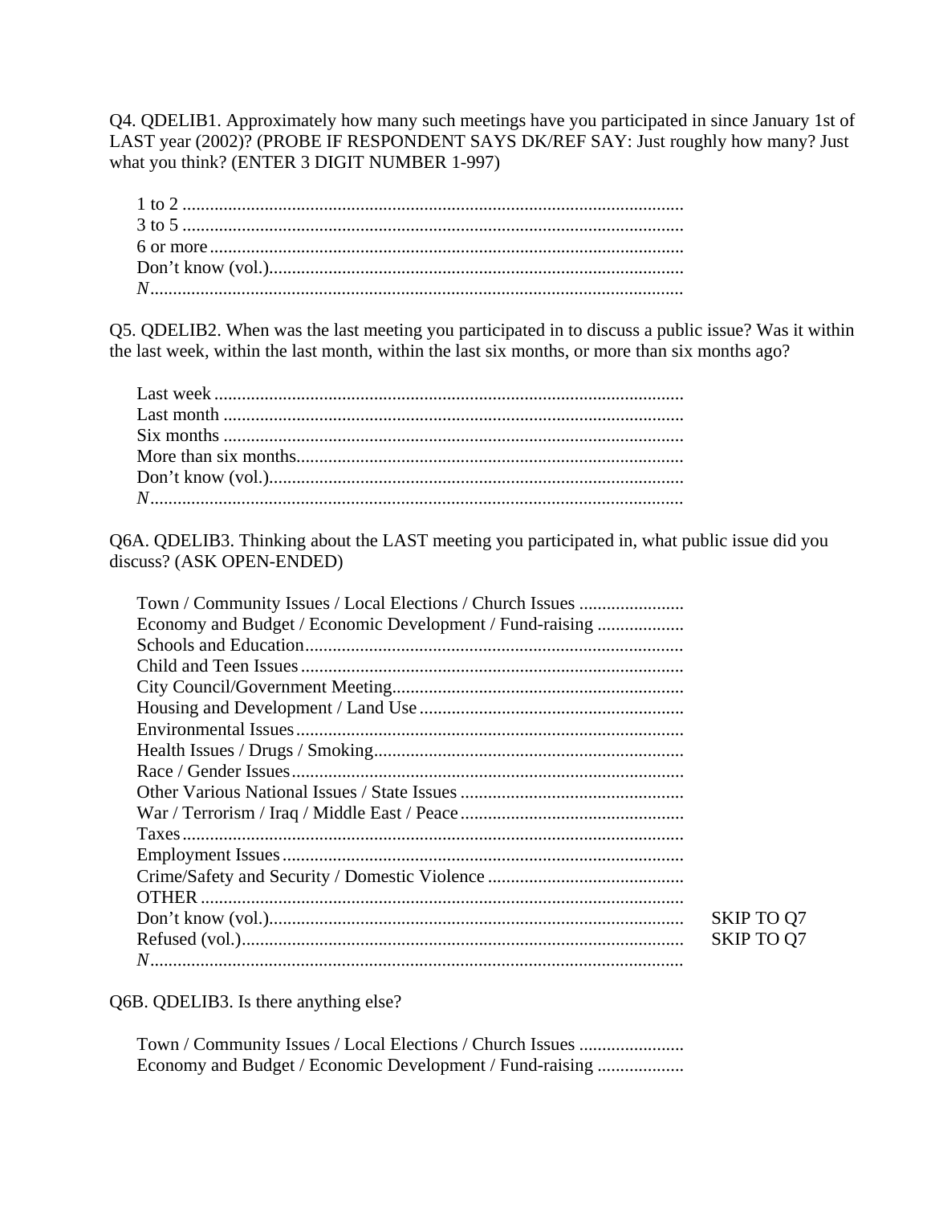Q4. QDELIB1. Approximately how many such meetings have you participated in since January 1st of LAST year (2002)? (PROBE IF RESPONDENT SAYS DK/REF SAY: Just roughly how many? Just what you think? (ENTER 3 DIGIT NUMBER 1-997)

| | |
|---|---|
| 1 to 2 .......... | |
| 3 to 5 .......... | |
| 6 or more .......... | |
| Don't know (vol.).......... | |
| *N*.......... | |

Q5. QDELIB2. When was the last meeting you participated in to discuss a public issue? Was it within the last week, within the last month, within the last six months, or more than six months ago?

| | |
|---|---|
| Last week .......... | |
| Last month .......... | |
| Six months .......... | |
| More than six months.......... | |
| Don't know (vol.).......... | |
| *N*.......... | |

Q6A. QDELIB3. Thinking about the LAST meeting you participated in, what public issue did you discuss? (ASK OPEN-ENDED)

| | |
|---|---|
| Town / Community Issues / Local Elections / Church Issues .......... | |
| Economy and Budget / Economic Development / Fund-raising .......... | |
| Schools and Education.......... | |
| Child and Teen Issues .......... | |
| City Council/Government Meeting.......... | |
| Housing and Development / Land Use .......... | |
| Environmental Issues .......... | |
| Health Issues / Drugs / Smoking.......... | |
| Race / Gender Issues .......... | |
| Other Various National Issues / State Issues .......... | |
| War / Terrorism / Iraq / Middle East / Peace .......... | |
| Taxes .......... | |
| Employment Issues .......... | |
| Crime/Safety and Security / Domestic Violence .......... | |
| OTHER .......... | |
| Don't know (vol.).......... | SKIP TO Q7 |
| Refused (vol.).......... | SKIP TO Q7 |
| *N*.......... | |

Q6B. QDELIB3. Is there anything else?

| | |
|---|---|
| Town / Community Issues / Local Elections / Church Issues .......... | |
| Economy and Budget / Economic Development / Fund-raising .......... | |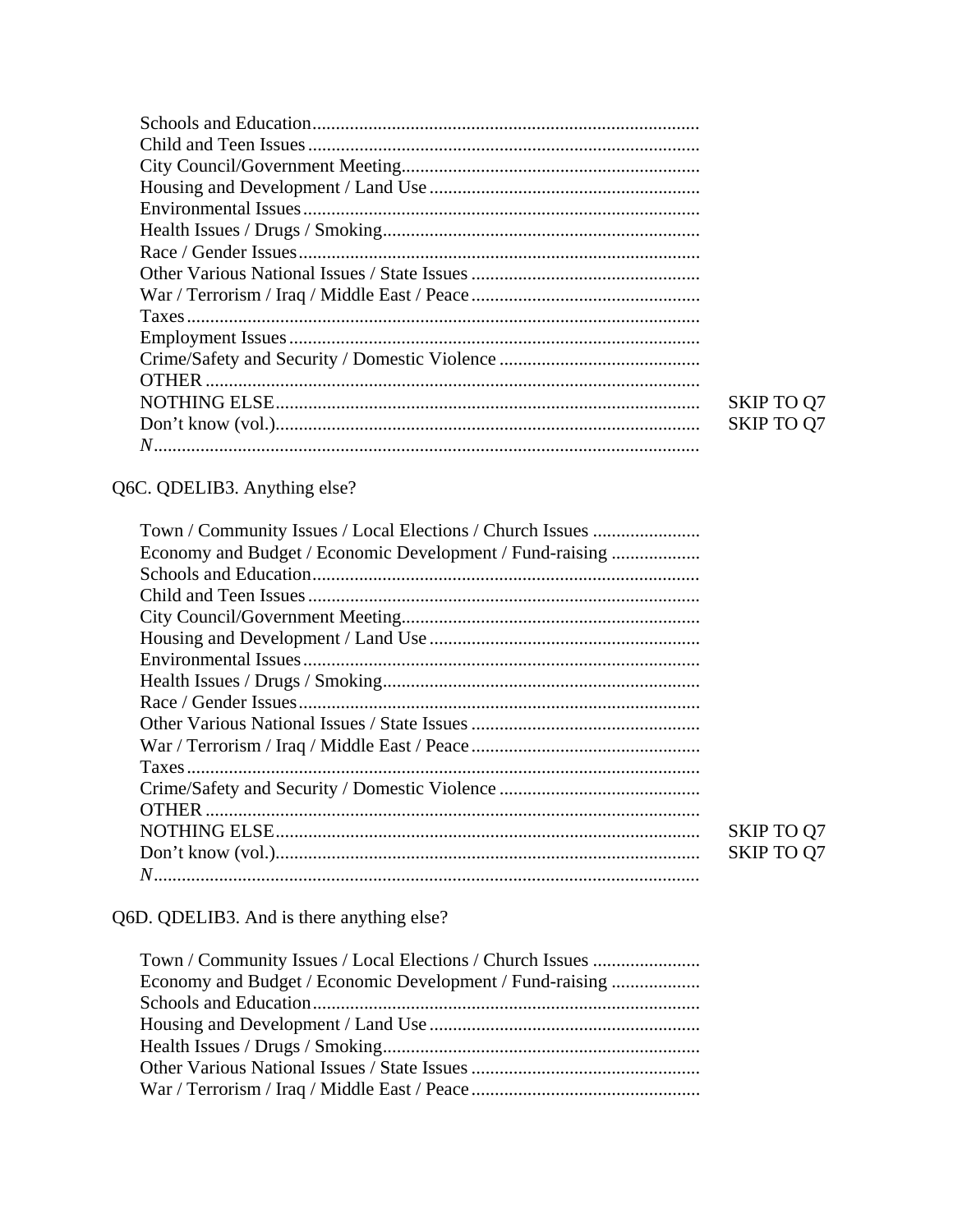| | |
|---|---|
| Schools and Education | |
| Child and Teen Issues | |
| City Council/Government Meeting | |
| Housing and Development / Land Use | |
| Environmental Issues | |
| Health Issues / Drugs / Smoking | |
| Race / Gender Issues | |
| Other Various National Issues / State Issues | |
| War / Terrorism / Iraq / Middle East / Peace | |
| Taxes | |
| Employment Issues | |
| Crime/Safety and Security / Domestic Violence | |
| OTHER | |
| NOTHING ELSE | SKIP TO Q7 |
| Don't know (vol.) | SKIP TO Q7 |
| *N* | |

Q6C. QDELIB3. Anything else?

| | |
|---|---|
| Town / Community Issues / Local Elections / Church Issues | |
| Economy and Budget / Economic Development / Fund-raising | |
| Schools and Education | |
| Child and Teen Issues | |
| City Council/Government Meeting | |
| Housing and Development / Land Use | |
| Environmental Issues | |
| Health Issues / Drugs / Smoking | |
| Race / Gender Issues | |
| Other Various National Issues / State Issues | |
| War / Terrorism / Iraq / Middle East / Peace | |
| Taxes | |
| Crime/Safety and Security / Domestic Violence | |
| OTHER | |
| NOTHING ELSE | SKIP TO Q7 |
| Don't know (vol.) | SKIP TO Q7 |
| *N* | |

Q6D. QDELIB3. And is there anything else?

| | |
|---|---|
| Town / Community Issues / Local Elections / Church Issues | |
| Economy and Budget / Economic Development / Fund-raising | |
| Schools and Education | |
| Housing and Development / Land Use | |
| Health Issues / Drugs / Smoking | |
| Other Various National Issues / State Issues | |
| War / Terrorism / Iraq / Middle East / Peace | |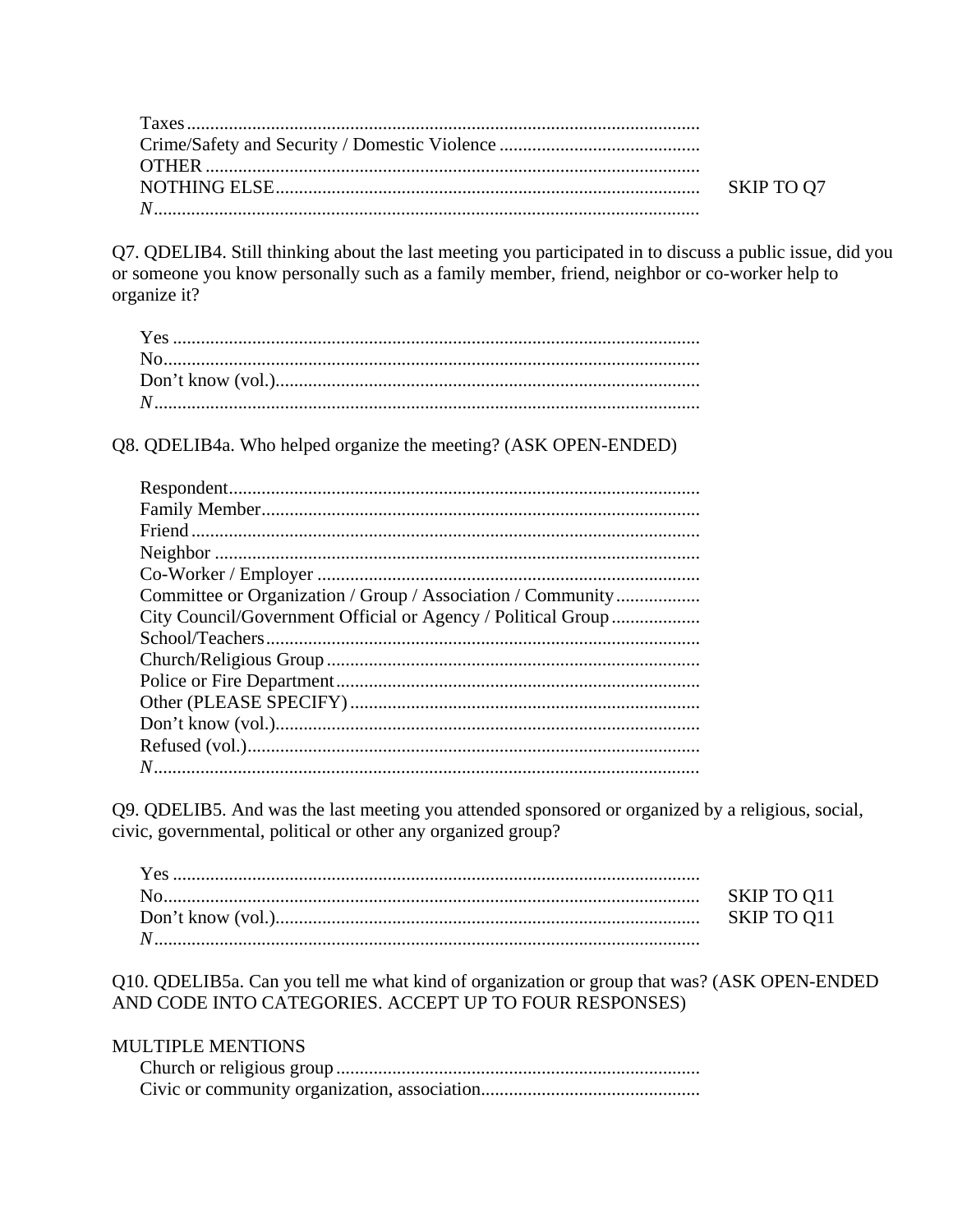| | |
|---|---|
| Taxes | |
| Crime/Safety and Security / Domestic Violence | |
| OTHER | |
| NOTHING ELSE | SKIP TO Q7 |
| *N* | |

Q7. QDELIB4. Still thinking about the last meeting you participated in to discuss a public issue, did you or someone you know personally such as a family member, friend, neighbor or co-worker help to organize it?

| |
|---|
| Yes |
| No |
| Don't know (vol.) |
| *N* |

Q8. QDELIB4a. Who helped organize the meeting? (ASK OPEN-ENDED)

| |
|---|
| Respondent |
| Family Member |
| Friend |
| Neighbor |
| Co-Worker / Employer |
| Committee or Organization / Group / Association / Community |
| City Council/Government Official or Agency / Political Group |
| School/Teachers |
| Church/Religious Group |
| Police or Fire Department |
| Other (PLEASE SPECIFY) |
| Don't know (vol.) |
| Refused (vol.) |
| *N* |

Q9. QDELIB5. And was the last meeting you attended sponsored or organized by a religious, social, civic, governmental, political or other any organized group?

| | |
|---|---|
| Yes | |
| No | SKIP TO Q11 |
| Don't know (vol.) | SKIP TO Q11 |
| *N* | |

Q10. QDELIB5a. Can you tell me what kind of organization or group that was? (ASK OPEN-ENDED AND CODE INTO CATEGORIES. ACCEPT UP TO FOUR RESPONSES)

MULTIPLE MENTIONS

| |
|---|
| Church or religious group |
| Civic or community organization, association |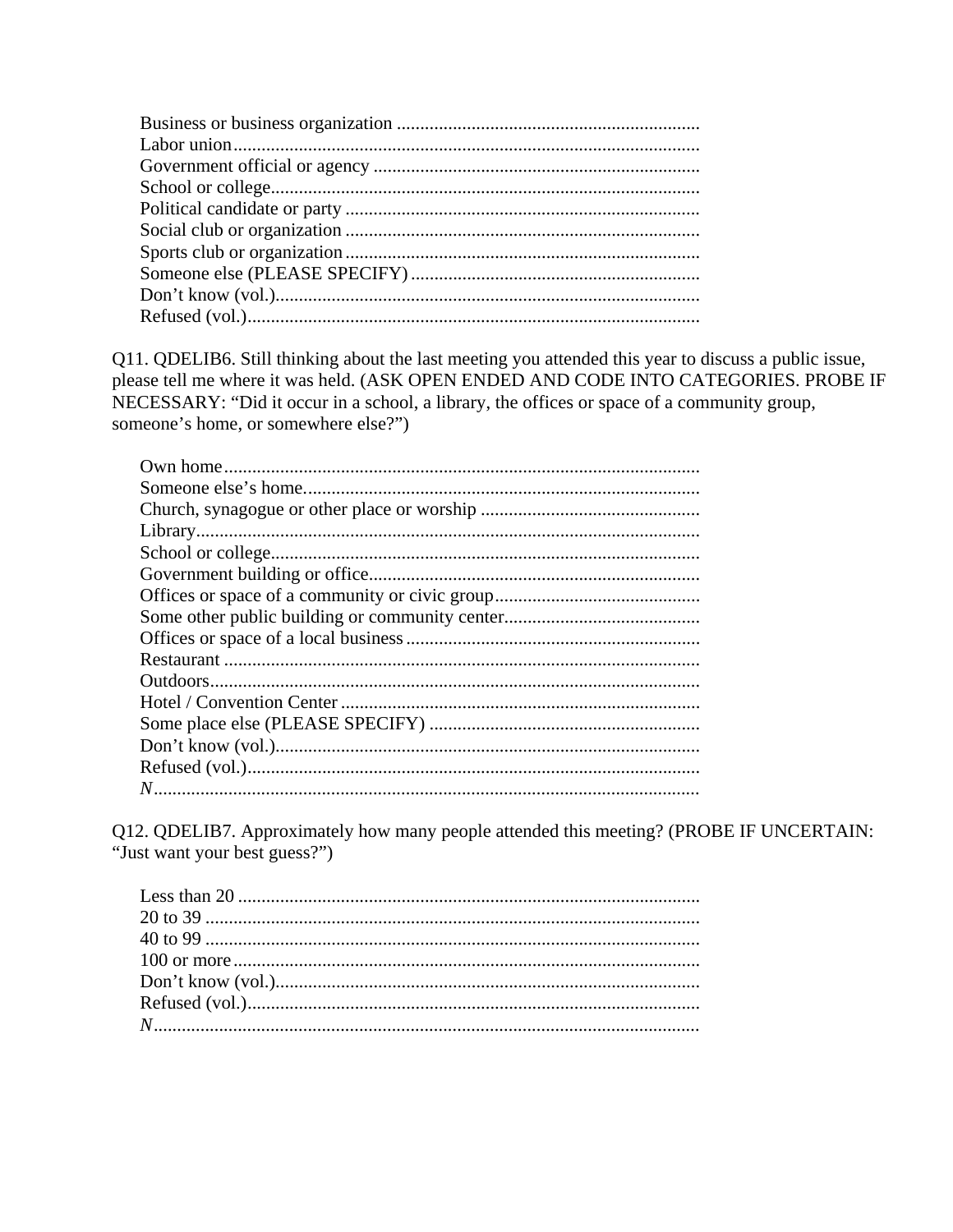Business or business organization ................................................................
Labor union...................................................................................................
Government official or agency .....................................................................
School or college...........................................................................................
Political candidate or party ...........................................................................
Social club or organization ...........................................................................
Sports club or organization ...........................................................................
Someone else (PLEASE SPECIFY) .............................................................
Don't know (vol.)..........................................................................................
Refused (vol.)................................................................................................

Q11. QDELIB6. Still thinking about the last meeting you attended this year to discuss a public issue, please tell me where it was held. (ASK OPEN ENDED AND CODE INTO CATEGORIES. PROBE IF NECESSARY: "Did it occur in a school, a library, the offices or space of a community group, someone's home, or somewhere else?")

Own home.....................................................................................................
Someone else's home....................................................................................
Church, synagogue or other place or worship ..............................................
Library...........................................................................................................
School or college...........................................................................................
Government building or office......................................................................
Offices or space of a community or civic group...........................................
Some other public building or community center..........................................
Offices or space of a local business..............................................................
Restaurant .....................................................................................................
Outdoors........................................................................................................
Hotel / Convention Center ............................................................................
Some place else (PLEASE SPECIFY) ..........................................................
Don't know (vol.)..........................................................................................
Refused (vol.)................................................................................................
*N*...................................................................................................................

Q12. QDELIB7. Approximately how many people attended this meeting? (PROBE IF UNCERTAIN: "Just want your best guess?")

Less than 20 ..................................................................................................
20 to 39 .........................................................................................................
40 to 99 .........................................................................................................
100 or more ...................................................................................................
Don't know (vol.)..........................................................................................
Refused (vol.)................................................................................................
*N*...................................................................................................................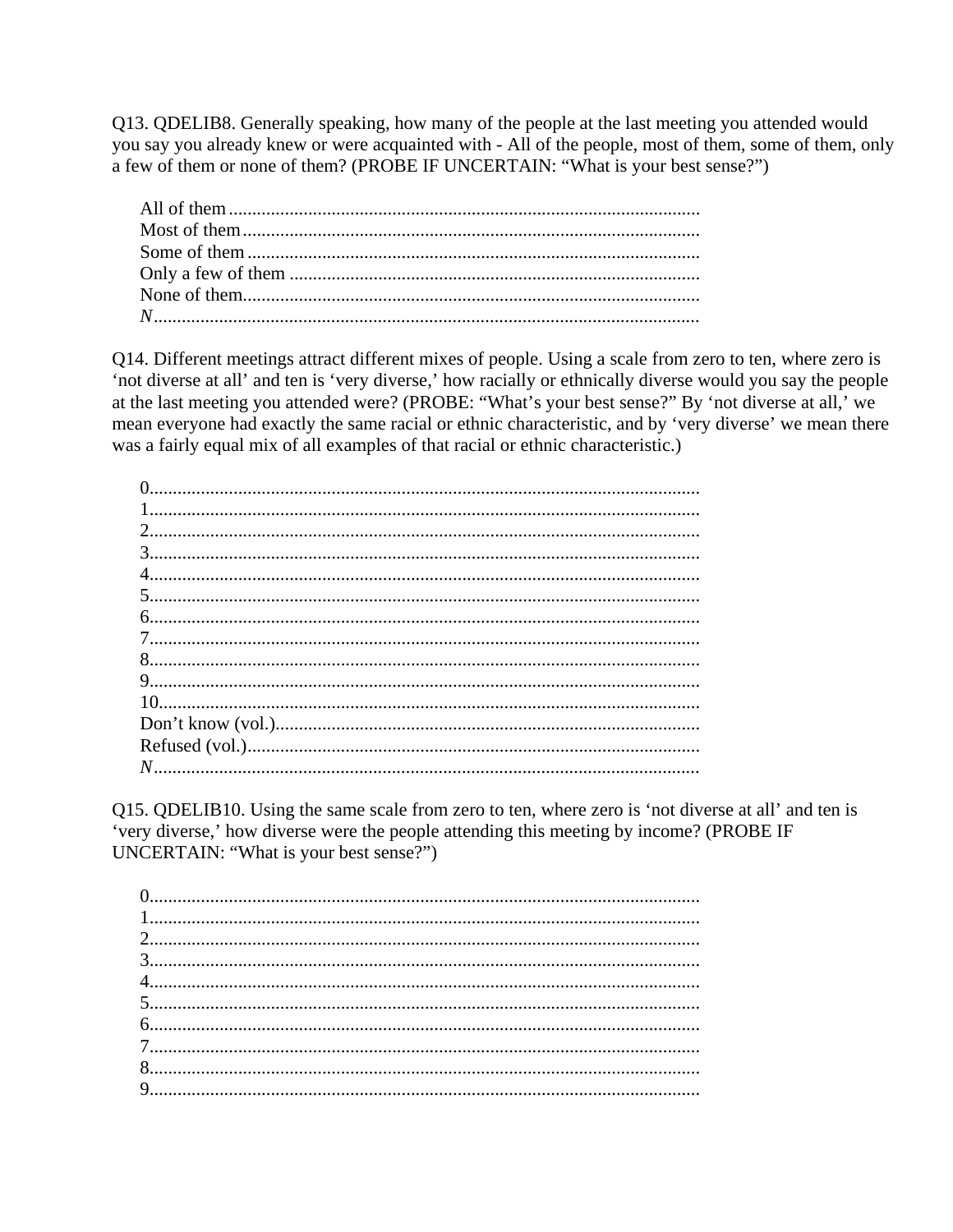Q13. QDELIB8. Generally speaking, how many of the people at the last meeting you attended would you say you already knew or were acquainted with - All of the people, most of them, some of them, only a few of them or none of them? (PROBE IF UNCERTAIN: "What is your best sense?")

All of them ....................................................................................................
Most of them ..................................................................................................
Some of them .................................................................................................
Only a few of them ........................................................................................
None of them..................................................................................................
*N*.....................................................................................................................

Q14. Different meetings attract different mixes of people. Using a scale from zero to ten, where zero is 'not diverse at all' and ten is 'very diverse,' how racially or ethnically diverse would you say the people at the last meeting you attended were? (PROBE: "What's your best sense?" By 'not diverse at all,' we mean everyone had exactly the same racial or ethnic characteristic, and by 'very diverse' we mean there was a fairly equal mix of all examples of that racial or ethnic characteristic.)

0......................................................................................................................
1......................................................................................................................
2......................................................................................................................
3......................................................................................................................
4......................................................................................................................
5......................................................................................................................
6......................................................................................................................
7......................................................................................................................
8......................................................................................................................
9......................................................................................................................
10....................................................................................................................
Don't know (vol.)...........................................................................................
Refused (vol.).................................................................................................
*N*.....................................................................................................................

Q15. QDELIB10. Using the same scale from zero to ten, where zero is 'not diverse at all' and ten is 'very diverse,' how diverse were the people attending this meeting by income? (PROBE IF UNCERTAIN: "What is your best sense?")

0......................................................................................................................
1......................................................................................................................
2......................................................................................................................
3......................................................................................................................
4......................................................................................................................
5......................................................................................................................
6......................................................................................................................
7......................................................................................................................
8......................................................................................................................
9......................................................................................................................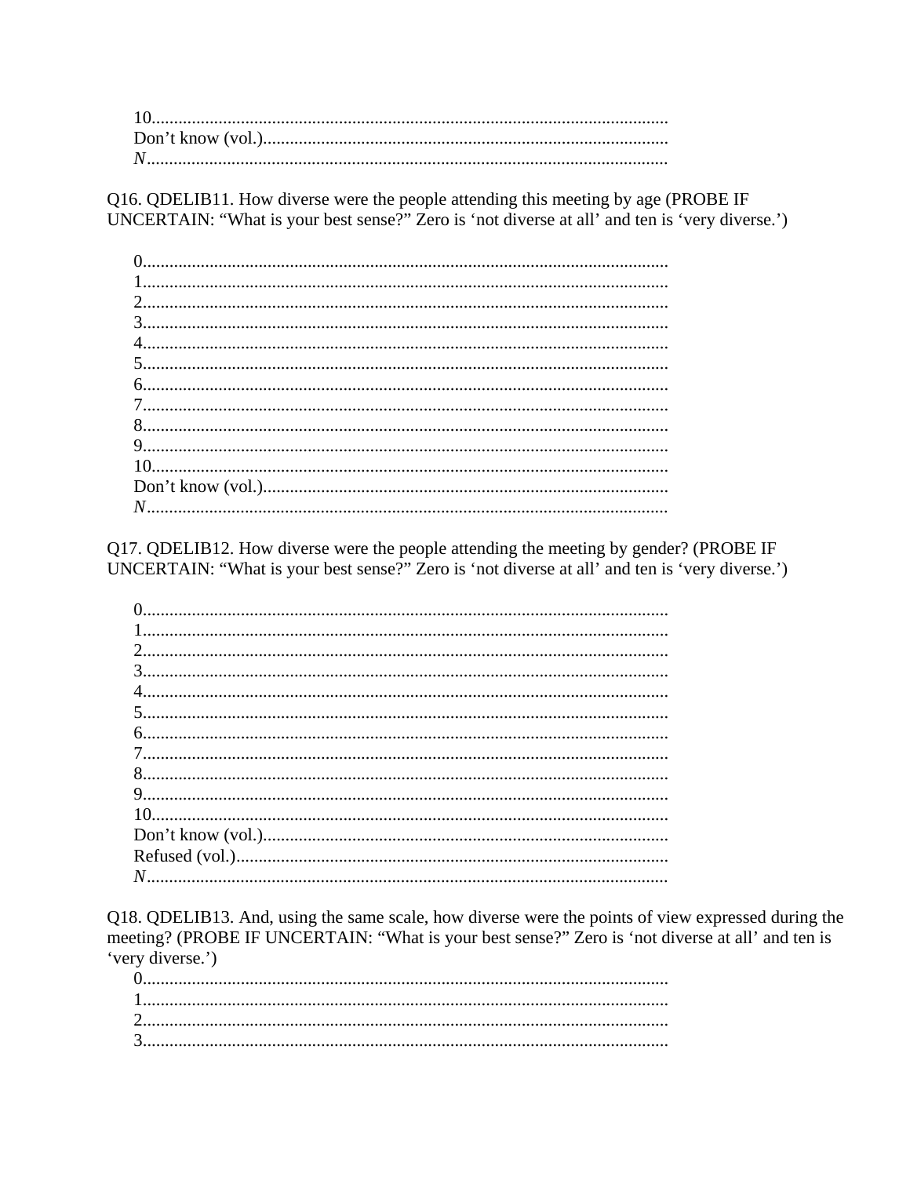10.......................................................................................................................
Don't know (vol.)...........................................................................................
*N*......................................................................................................................

Q16. QDELIB11. How diverse were the people attending this meeting by age (PROBE IF UNCERTAIN: "What is your best sense?" Zero is 'not diverse at all' and ten is 'very diverse.')

0.........................................................................................................................
1.........................................................................................................................
2.........................................................................................................................
3.........................................................................................................................
4.........................................................................................................................
5.........................................................................................................................
6.........................................................................................................................
7.........................................................................................................................
8.........................................................................................................................
9.........................................................................................................................
10.......................................................................................................................
Don't know (vol.)...........................................................................................
*N*......................................................................................................................

Q17. QDELIB12. How diverse were the people attending the meeting by gender? (PROBE IF UNCERTAIN: "What is your best sense?" Zero is 'not diverse at all' and ten is 'very diverse.')

0.........................................................................................................................
1.........................................................................................................................
2.........................................................................................................................
3.........................................................................................................................
4.........................................................................................................................
5.........................................................................................................................
6.........................................................................................................................
7.........................................................................................................................
8.........................................................................................................................
9.........................................................................................................................
10.......................................................................................................................
Don't know (vol.)...........................................................................................
Refused (vol.)..................................................................................................
*N*......................................................................................................................

Q18. QDELIB13. And, using the same scale, how diverse were the points of view expressed during the meeting? (PROBE IF UNCERTAIN: "What is your best sense?" Zero is 'not diverse at all' and ten is 'very diverse.')

0.........................................................................................................................
1.........................................................................................................................
2.........................................................................................................................
3.........................................................................................................................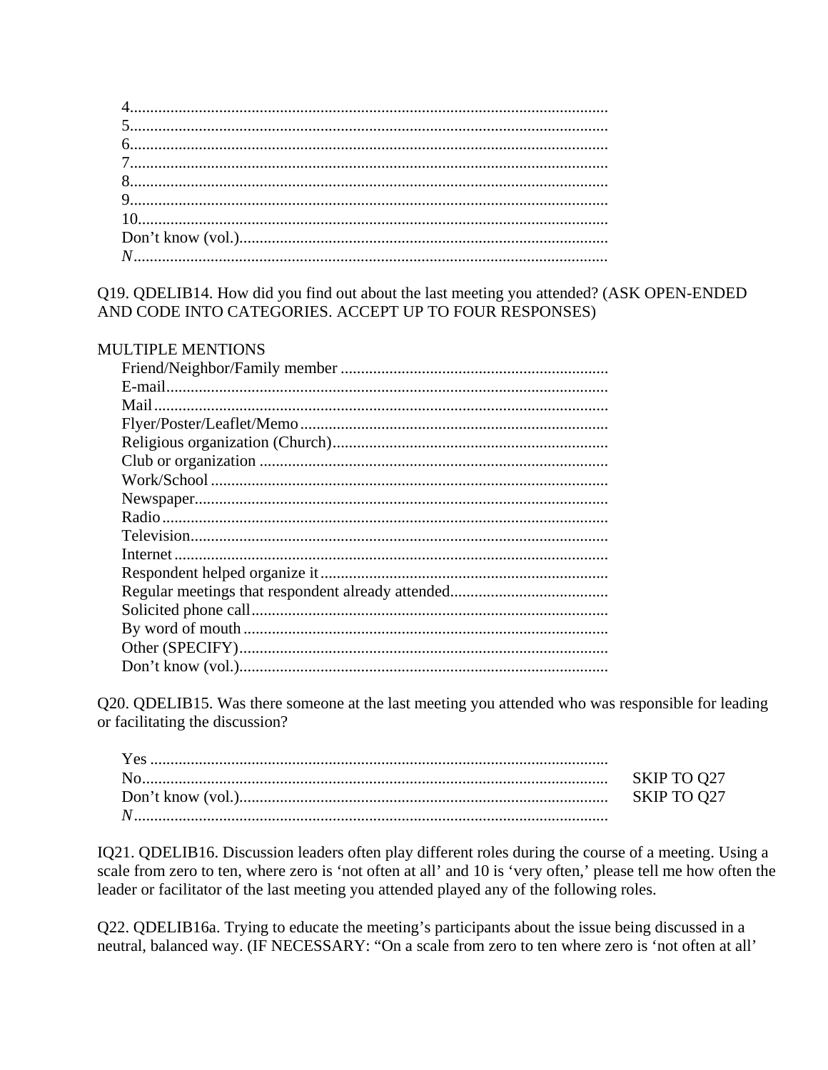4......................................................................................................................
5......................................................................................................................
6......................................................................................................................
7......................................................................................................................
8......................................................................................................................
9......................................................................................................................
10....................................................................................................................
Don't know (vol.)..........................................................................................
*N*......................................................................................................................

Q19. QDELIB14. How did you find out about the last meeting you attended? (ASK OPEN-ENDED AND CODE INTO CATEGORIES. ACCEPT UP TO FOUR RESPONSES)

MULTIPLE MENTIONS

Friend/Neighbor/Family member ..................................................................
E-mail.............................................................................................................
Mail................................................................................................................
Flyer/Poster/Leaflet/Memo............................................................................
Religious organization (Church)....................................................................
Club or organization .......................................................................................
Work/School ...................................................................................................
Newspaper.......................................................................................................
Radio...............................................................................................................
Television........................................................................................................
Internet ............................................................................................................
Respondent helped organize it.......................................................................
Regular meetings that respondent already attended.......................................
Solicited phone call........................................................................................
By word of mouth ..........................................................................................
Other (SPECIFY)...........................................................................................
Don't know (vol.)...........................................................................................

Q20. QDELIB15. Was there someone at the last meeting you attended who was responsible for leading or facilitating the discussion?

Yes ................................................................................................................
No.................................................................................................................. SKIP TO Q27
Don't know (vol.)........................................................................................... SKIP TO Q27
*N*......................................................................................................................

IQ21. QDELIB16. Discussion leaders often play different roles during the course of a meeting. Using a scale from zero to ten, where zero is 'not often at all' and 10 is 'very often,' please tell me how often the leader or facilitator of the last meeting you attended played any of the following roles.

Q22. QDELIB16a. Trying to educate the meeting's participants about the issue being discussed in a neutral, balanced way. (IF NECESSARY: "On a scale from zero to ten where zero is 'not often at all'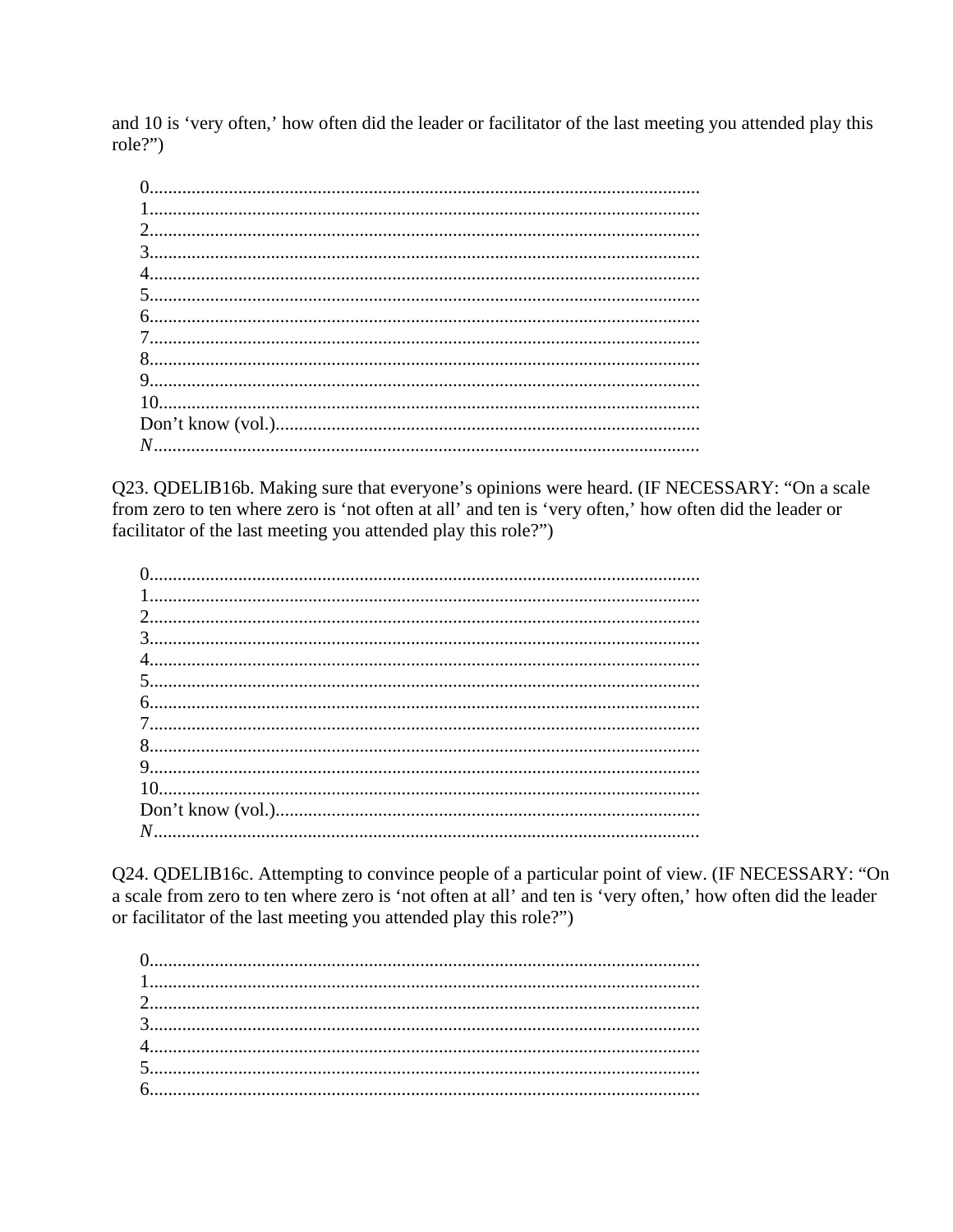and 10 is 'very often,' how often did the leader or facilitator of the last meeting you attended play this role?")

0.....................................................................................................................
1.....................................................................................................................
2.....................................................................................................................
3.....................................................................................................................
4.....................................................................................................................
5.....................................................................................................................
6.....................................................................................................................
7.....................................................................................................................
8.....................................................................................................................
9.....................................................................................................................
10...................................................................................................................
Don't know (vol.)...........................................................................................
*N*....................................................................................................................

Q23. QDELIB16b. Making sure that everyone's opinions were heard. (IF NECESSARY: "On a scale from zero to ten where zero is 'not often at all' and ten is 'very often,' how often did the leader or facilitator of the last meeting you attended play this role?")

0.....................................................................................................................
1.....................................................................................................................
2.....................................................................................................................
3.....................................................................................................................
4.....................................................................................................................
5.....................................................................................................................
6.....................................................................................................................
7.....................................................................................................................
8.....................................................................................................................
9.....................................................................................................................
10...................................................................................................................
Don't know (vol.)...........................................................................................
*N*....................................................................................................................

Q24. QDELIB16c. Attempting to convince people of a particular point of view. (IF NECESSARY: "On a scale from zero to ten where zero is 'not often at all' and ten is 'very often,' how often did the leader or facilitator of the last meeting you attended play this role?")

0.....................................................................................................................
1.....................................................................................................................
2.....................................................................................................................
3.....................................................................................................................
4.....................................................................................................................
5.....................................................................................................................
6.....................................................................................................................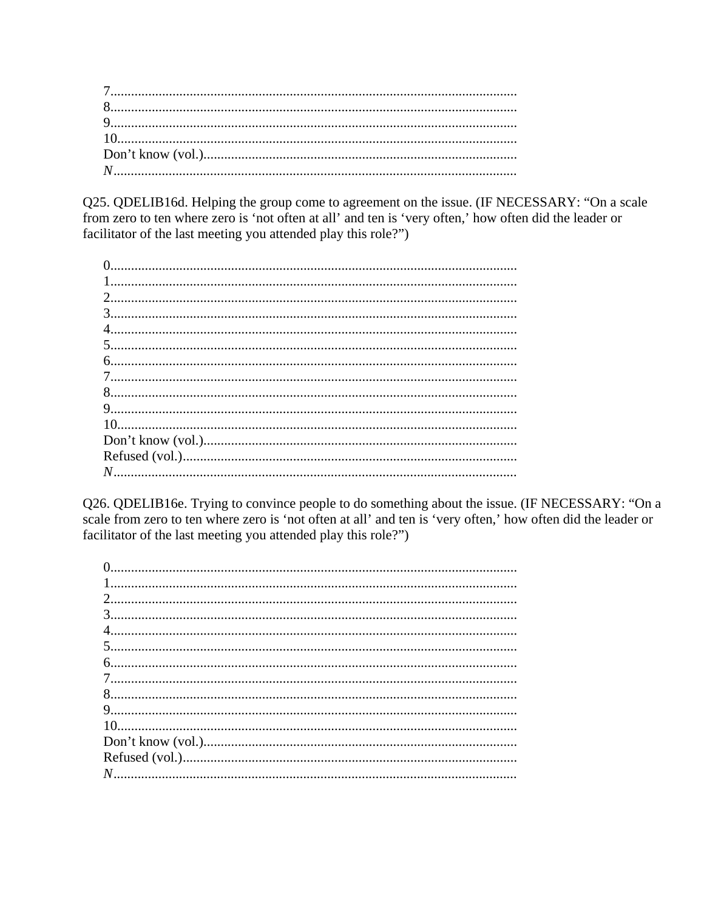7.......................................................................................................................
8.......................................................................................................................
9.......................................................................................................................
10.....................................................................................................................
Don't know (vol.)...........................................................................................
*N*.....................................................................................................................

Q25. QDELIB16d. Helping the group come to agreement on the issue. (IF NECESSARY: "On a scale from zero to ten where zero is 'not often at all' and ten is 'very often,' how often did the leader or facilitator of the last meeting you attended play this role?")

0.......................................................................................................................
1.......................................................................................................................
2.......................................................................................................................
3.......................................................................................................................
4.......................................................................................................................
5.......................................................................................................................
6.......................................................................................................................
7.......................................................................................................................
8.......................................................................................................................
9.......................................................................................................................
10.....................................................................................................................
Don't know (vol.)...........................................................................................
Refused (vol.).................................................................................................
*N*.....................................................................................................................

Q26. QDELIB16e. Trying to convince people to do something about the issue. (IF NECESSARY: "On a scale from zero to ten where zero is 'not often at all' and ten is 'very often,' how often did the leader or facilitator of the last meeting you attended play this role?")

0.......................................................................................................................
1.......................................................................................................................
2.......................................................................................................................
3.......................................................................................................................
4.......................................................................................................................
5.......................................................................................................................
6.......................................................................................................................
7.......................................................................................................................
8.......................................................................................................................
9.......................................................................................................................
10.....................................................................................................................
Don't know (vol.)...........................................................................................
Refused (vol.).................................................................................................
*N*.....................................................................................................................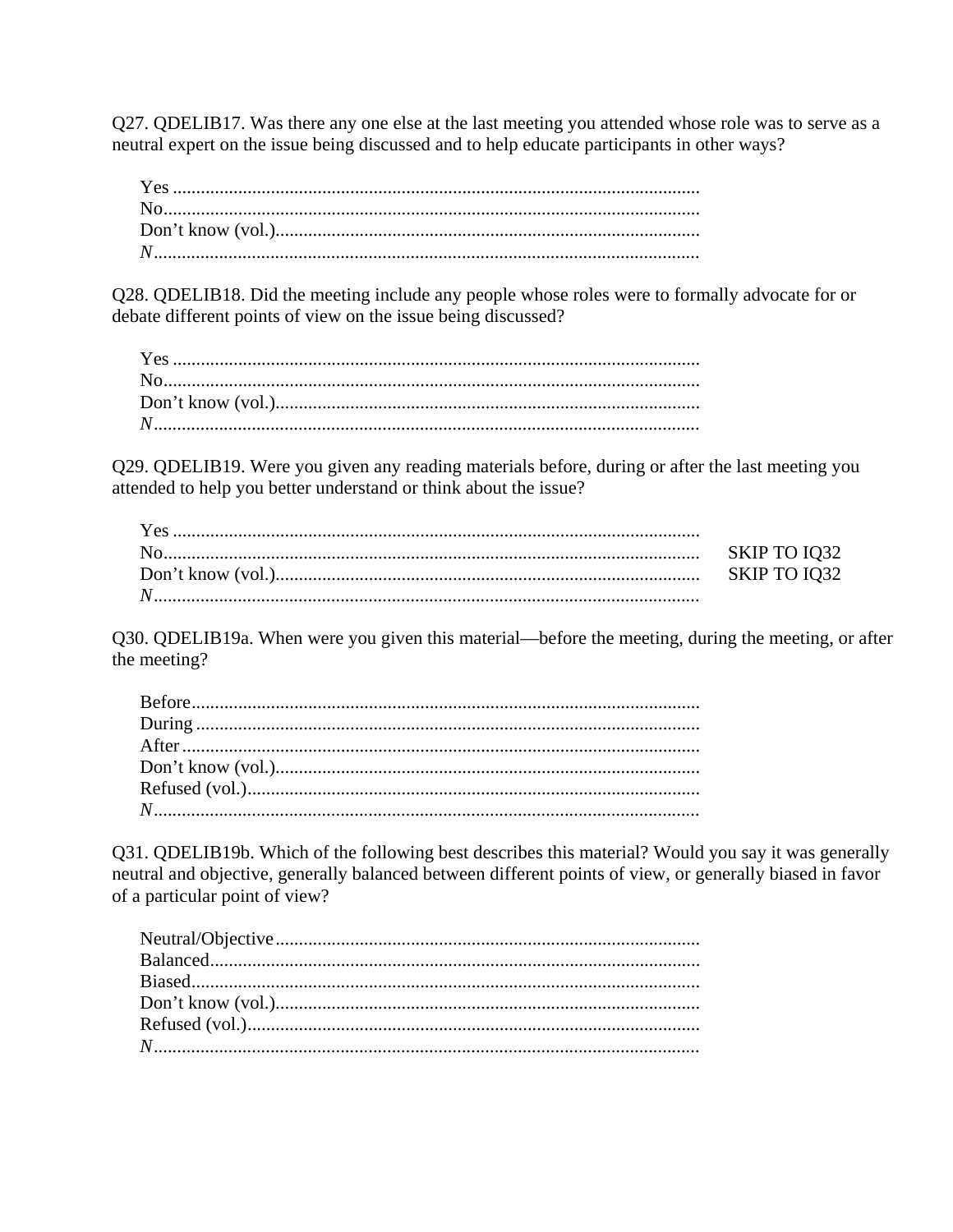Q27. QDELIB17. Was there any one else at the last meeting you attended whose role was to serve as a neutral expert on the issue being discussed and to help educate participants in other ways?

| | |
|---|---|
| Yes | |
| No | |
| Don’t know (vol.) | |
| *N* | |

Q28. QDELIB18. Did the meeting include any people whose roles were to formally advocate for or debate different points of view on the issue being discussed?

| | |
|---|---|
| Yes | |
| No | |
| Don’t know (vol.) | |
| *N* | |

Q29. QDELIB19. Were you given any reading materials before, during or after the last meeting you attended to help you better understand or think about the issue?

| | | |
|---|---|---|
| Yes | | |
| No | | SKIP TO IQ32 |
| Don’t know (vol.) | | SKIP TO IQ32 |
| *N* | | |

Q30. QDELIB19a. When were you given this material—before the meeting, during the meeting, or after the meeting?

| | |
|---|---|
| Before | |
| During | |
| After | |
| Don’t know (vol.) | |
| Refused (vol.) | |
| *N* | |

Q31. QDELIB19b. Which of the following best describes this material? Would you say it was generally neutral and objective, generally balanced between different points of view, or generally biased in favor of a particular point of view?

| | |
|---|---|
| Neutral/Objective | |
| Balanced | |
| Biased | |
| Don’t know (vol.) | |
| Refused (vol.) | |
| *N* | |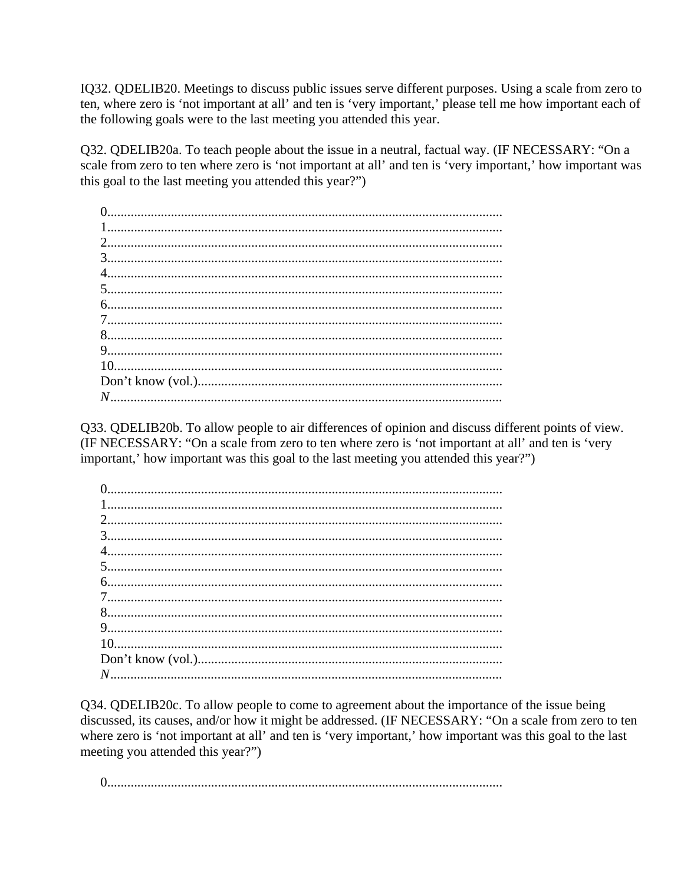IQ32. QDELIB20. Meetings to discuss public issues serve different purposes. Using a scale from zero to ten, where zero is 'not important at all' and ten is 'very important,' please tell me how important each of the following goals were to the last meeting you attended this year.

Q32. QDELIB20a. To teach people about the issue in a neutral, factual way. (IF NECESSARY: "On a scale from zero to ten where zero is 'not important at all' and ten is 'very important,' how important was this goal to the last meeting you attended this year?")

0......................................................................................................................
1......................................................................................................................
2......................................................................................................................
3......................................................................................................................
4......................................................................................................................
5......................................................................................................................
6......................................................................................................................
7......................................................................................................................
8......................................................................................................................
9......................................................................................................................
10....................................................................................................................
Don't know (vol.)...........................................................................................
*N*.....................................................................................................................

Q33. QDELIB20b. To allow people to air differences of opinion and discuss different points of view. (IF NECESSARY: "On a scale from zero to ten where zero is 'not important at all' and ten is 'very important,' how important was this goal to the last meeting you attended this year?")

0......................................................................................................................
1......................................................................................................................
2......................................................................................................................
3......................................................................................................................
4......................................................................................................................
5......................................................................................................................
6......................................................................................................................
7......................................................................................................................
8......................................................................................................................
9......................................................................................................................
10....................................................................................................................
Don't know (vol.)...........................................................................................
*N*.....................................................................................................................

Q34. QDELIB20c. To allow people to come to agreement about the importance of the issue being discussed, its causes, and/or how it might be addressed. (IF NECESSARY: "On a scale from zero to ten where zero is 'not important at all' and ten is 'very important,' how important was this goal to the last meeting you attended this year?")

0......................................................................................................................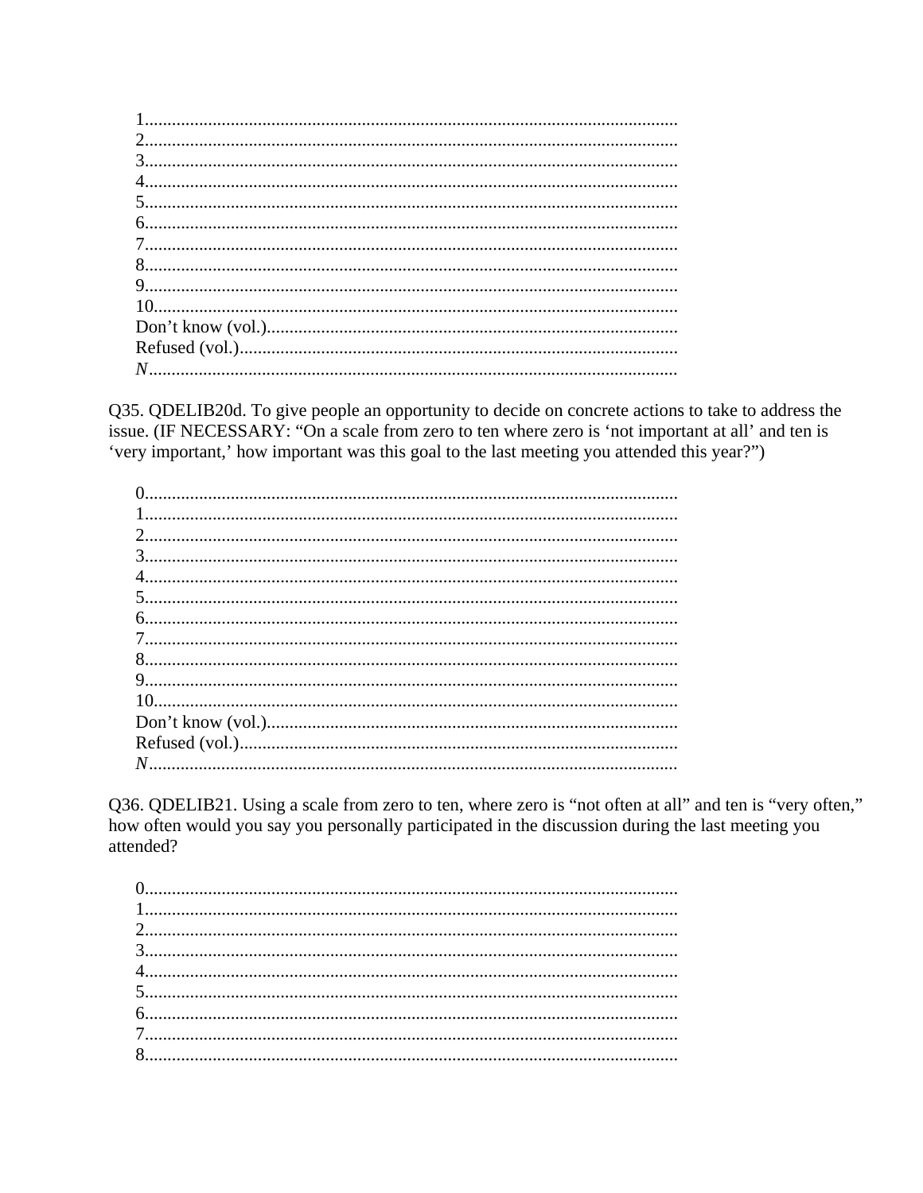1.....................................................................................................................
2.....................................................................................................................
3.....................................................................................................................
4.....................................................................................................................
5.....................................................................................................................
6.....................................................................................................................
7.....................................................................................................................
8.....................................................................................................................
9.....................................................................................................................
10...................................................................................................................
Don't know (vol.)..........................................................................................
Refused (vol.)................................................................................................
*N*....................................................................................................................

Q35. QDELIB20d. To give people an opportunity to decide on concrete actions to take to address the issue. (IF NECESSARY: "On a scale from zero to ten where zero is 'not important at all' and ten is 'very important,' how important was this goal to the last meeting you attended this year?")

0.....................................................................................................................
1.....................................................................................................................
2.....................................................................................................................
3.....................................................................................................................
4.....................................................................................................................
5.....................................................................................................................
6.....................................................................................................................
7.....................................................................................................................
8.....................................................................................................................
9.....................................................................................................................
10...................................................................................................................
Don't know (vol.)..........................................................................................
Refused (vol.)................................................................................................
*N*....................................................................................................................

Q36. QDELIB21. Using a scale from zero to ten, where zero is "not often at all" and ten is "very often," how often would you say you personally participated in the discussion during the last meeting you attended?

0.....................................................................................................................
1.....................................................................................................................
2.....................................................................................................................
3.....................................................................................................................
4.....................................................................................................................
5.....................................................................................................................
6.....................................................................................................................
7.....................................................................................................................
8.....................................................................................................................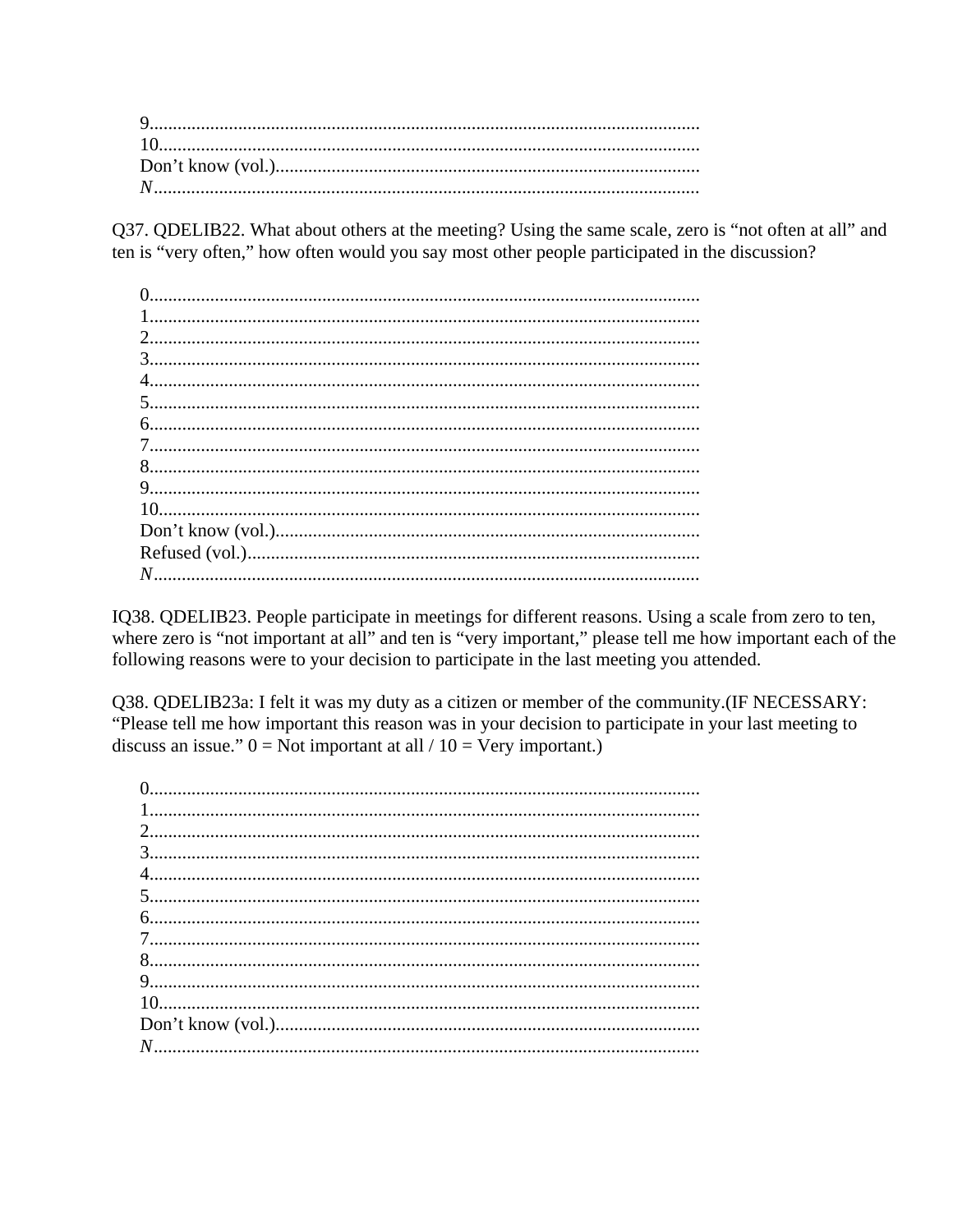9.....................................................................................................................
10...................................................................................................................
Don't know (vol.)..........................................................................................
*N*...................................................................................................................

Q37. QDELIB22. What about others at the meeting? Using the same scale, zero is "not often at all" and ten is "very often," how often would you say most other people participated in the discussion?

0.....................................................................................................................
1.....................................................................................................................
2.....................................................................................................................
3.....................................................................................................................
4.....................................................................................................................
5.....................................................................................................................
6.....................................................................................................................
7.....................................................................................................................
8.....................................................................................................................
9.....................................................................................................................
10...................................................................................................................
Don't know (vol.)..........................................................................................
Refused (vol.)................................................................................................
*N*...................................................................................................................

IQ38. QDELIB23. People participate in meetings for different reasons. Using a scale from zero to ten, where zero is "not important at all" and ten is "very important," please tell me how important each of the following reasons were to your decision to participate in the last meeting you attended.

Q38. QDELIB23a: I felt it was my duty as a citizen or member of the community.(IF NECESSARY: "Please tell me how important this reason was in your decision to participate in your last meeting to discuss an issue." 0 = Not important at all / 10 = Very important.)

0.....................................................................................................................
1.....................................................................................................................
2.....................................................................................................................
3.....................................................................................................................
4.....................................................................................................................
5.....................................................................................................................
6.....................................................................................................................
7.....................................................................................................................
8.....................................................................................................................
9.....................................................................................................................
10...................................................................................................................
Don't know (vol.)..........................................................................................
*N*...................................................................................................................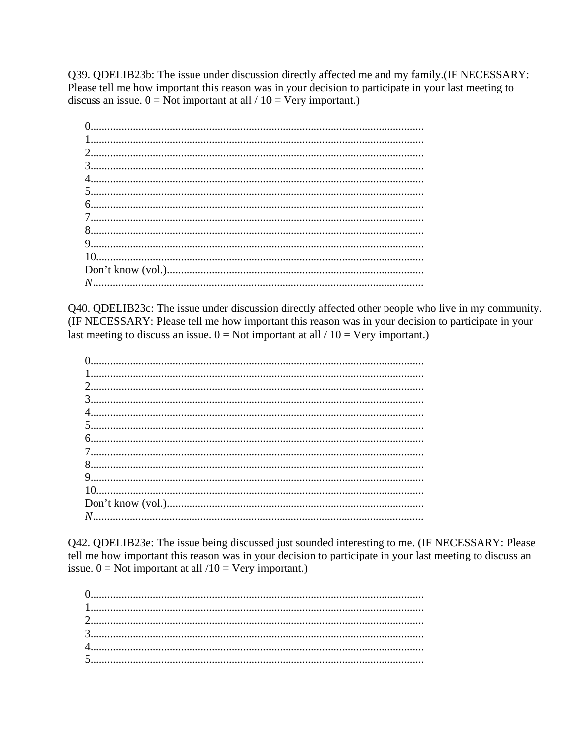Q39. QDELIB23b: The issue under discussion directly affected me and my family.(IF NECESSARY: Please tell me how important this reason was in your decision to participate in your last meeting to discuss an issue. 0 = Not important at all / 10 = Very important.)

0.......................................................................................................................
1.......................................................................................................................
2.......................................................................................................................
3.......................................................................................................................
4.......................................................................................................................
5.......................................................................................................................
6.......................................................................................................................
7.......................................................................................................................
8.......................................................................................................................
9.......................................................................................................................
10.....................................................................................................................
Don't know (vol.)...........................................................................................
*N*......................................................................................................................

Q40. QDELIB23c: The issue under discussion directly affected other people who live in my community. (IF NECESSARY: Please tell me how important this reason was in your decision to participate in your last meeting to discuss an issue. 0 = Not important at all / 10 = Very important.)

0.......................................................................................................................
1.......................................................................................................................
2.......................................................................................................................
3.......................................................................................................................
4.......................................................................................................................
5.......................................................................................................................
6.......................................................................................................................
7.......................................................................................................................
8.......................................................................................................................
9.......................................................................................................................
10.....................................................................................................................
Don't know (vol.)...........................................................................................
*N*......................................................................................................................

Q42. QDELIB23e: The issue being discussed just sounded interesting to me. (IF NECESSARY: Please tell me how important this reason was in your decision to participate in your last meeting to discuss an issue. 0 = Not important at all /10 = Very important.)

0.......................................................................................................................
1.......................................................................................................................
2.......................................................................................................................
3.......................................................................................................................
4.......................................................................................................................
5.......................................................................................................................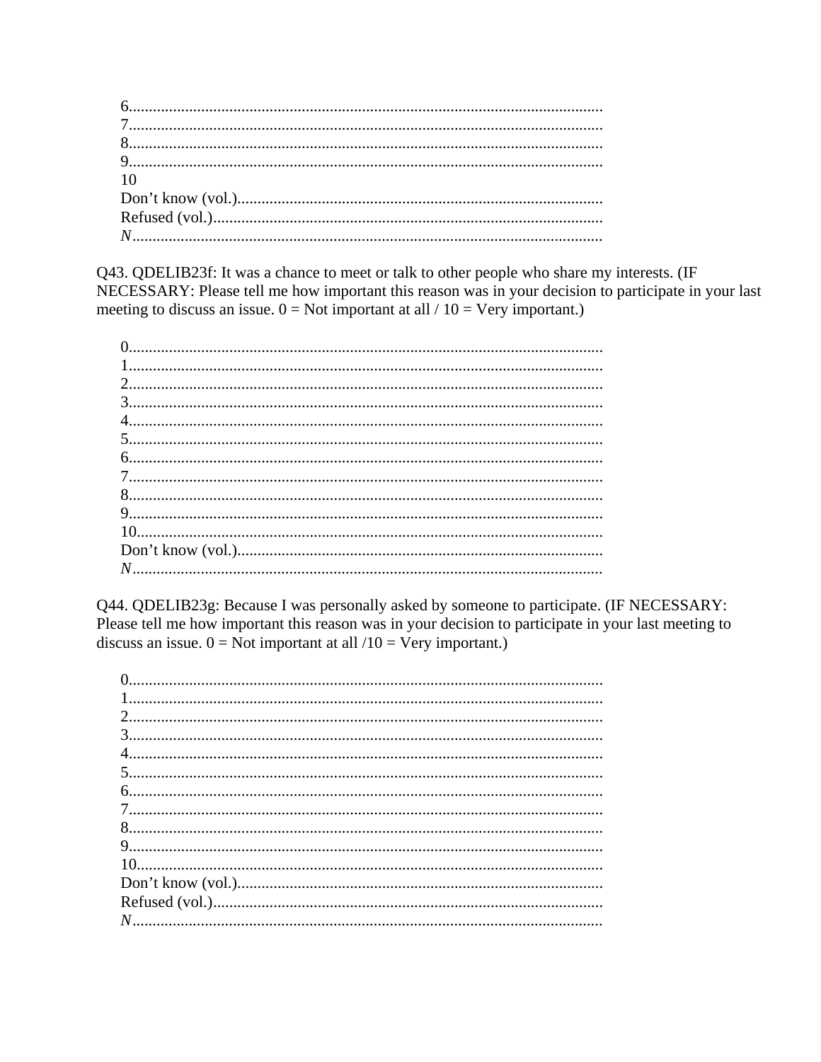6.....................................................................................................................
7.....................................................................................................................
8.....................................................................................................................
9.....................................................................................................................
10
Don't know (vol.)...........................................................................................
Refused (vol.).................................................................................................
*N*....................................................................................................................

Q43. QDELIB23f: It was a chance to meet or talk to other people who share my interests. (IF NECESSARY: Please tell me how important this reason was in your decision to participate in your last meeting to discuss an issue. 0 = Not important at all / 10 = Very important.)

0.....................................................................................................................
1.....................................................................................................................
2.....................................................................................................................
3.....................................................................................................................
4.....................................................................................................................
5.....................................................................................................................
6.....................................................................................................................
7.....................................................................................................................
8.....................................................................................................................
9.....................................................................................................................
10...................................................................................................................
Don't know (vol.)...........................................................................................
*N*....................................................................................................................

Q44. QDELIB23g: Because I was personally asked by someone to participate. (IF NECESSARY: Please tell me how important this reason was in your decision to participate in your last meeting to discuss an issue. 0 = Not important at all /10 = Very important.)

0.....................................................................................................................
1.....................................................................................................................
2.....................................................................................................................
3.....................................................................................................................
4.....................................................................................................................
5.....................................................................................................................
6.....................................................................................................................
7.....................................................................................................................
8.....................................................................................................................
9.....................................................................................................................
10...................................................................................................................
Don't know (vol.)...........................................................................................
Refused (vol.).................................................................................................
*N*....................................................................................................................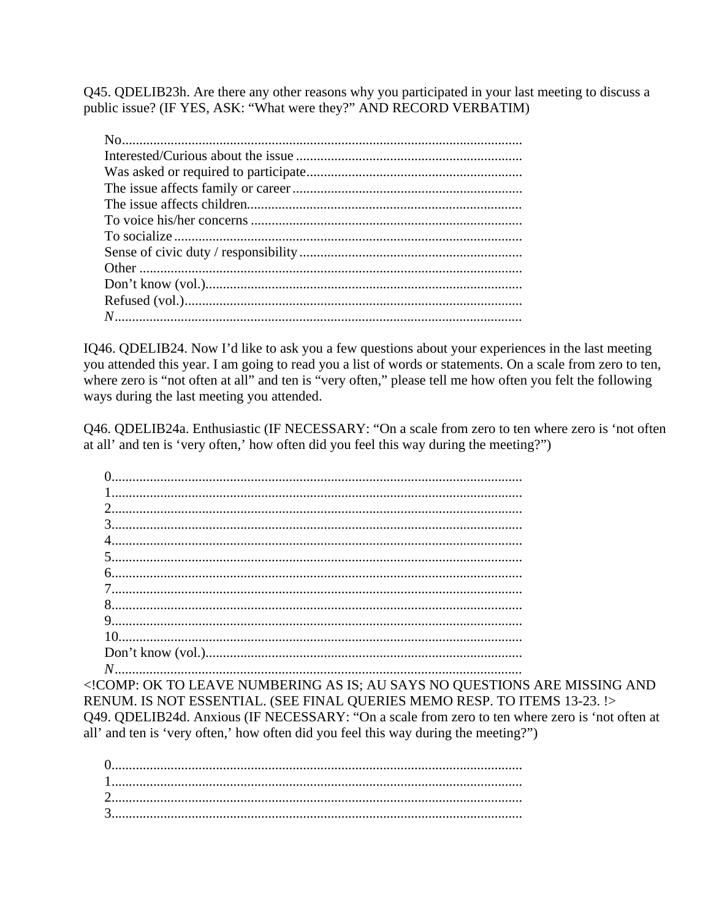Q45. QDELIB23h. Are there any other reasons why you participated in your last meeting to discuss a public issue? (IF YES, ASK: "What were they?" AND RECORD VERBATIM)

- No...................................................................................................................
- Interested/Curious about the issue ................................................................
- Was asked or required to participate.............................................................
- The issue affects family or career ..................................................................
- The issue affects children...............................................................................
- To voice his/her concerns ..............................................................................
- To socialize .....................................................................................................
- Sense of civic duty / responsibility ................................................................
- Other ..............................................................................................................
- Don't know (vol.)...........................................................................................
- Refused (vol.).................................................................................................
- *N*.....................................................................................................................

IQ46. QDELIB24. Now I'd like to ask you a few questions about your experiences in the last meeting you attended this year. I am going to read you a list of words or statements. On a scale from zero to ten, where zero is "not often at all" and ten is "very often," please tell me how often you felt the following ways during the last meeting you attended.

Q46. QDELIB24a. Enthusiastic (IF NECESSARY: "On a scale from zero to ten where zero is 'not often at all' and ten is 'very often,' how often did you feel this way during the meeting?")

- 0.....................................................................................................................
- 1.....................................................................................................................
- 2.....................................................................................................................
- 3.....................................................................................................................
- 4.....................................................................................................................
- 5.....................................................................................................................
- 6.....................................................................................................................
- 7.....................................................................................................................
- 8.....................................................................................................................
- 9.....................................................................................................................
- 10...................................................................................................................
- Don't know (vol.)...........................................................................................
- *N*.....................................................................................................................

<!COMP: OK TO LEAVE NUMBERING AS IS; AU SAYS NO QUESTIONS ARE MISSING AND RENUM. IS NOT ESSENTIAL. (SEE FINAL QUERIES MEMO RESP. TO ITEMS 13-23. !>

Q49. QDELIB24d. Anxious (IF NECESSARY: "On a scale from zero to ten where zero is 'not often at all' and ten is 'very often,' how often did you feel this way during the meeting?")

- 0.....................................................................................................................
- 1.....................................................................................................................
- 2.....................................................................................................................
- 3.....................................................................................................................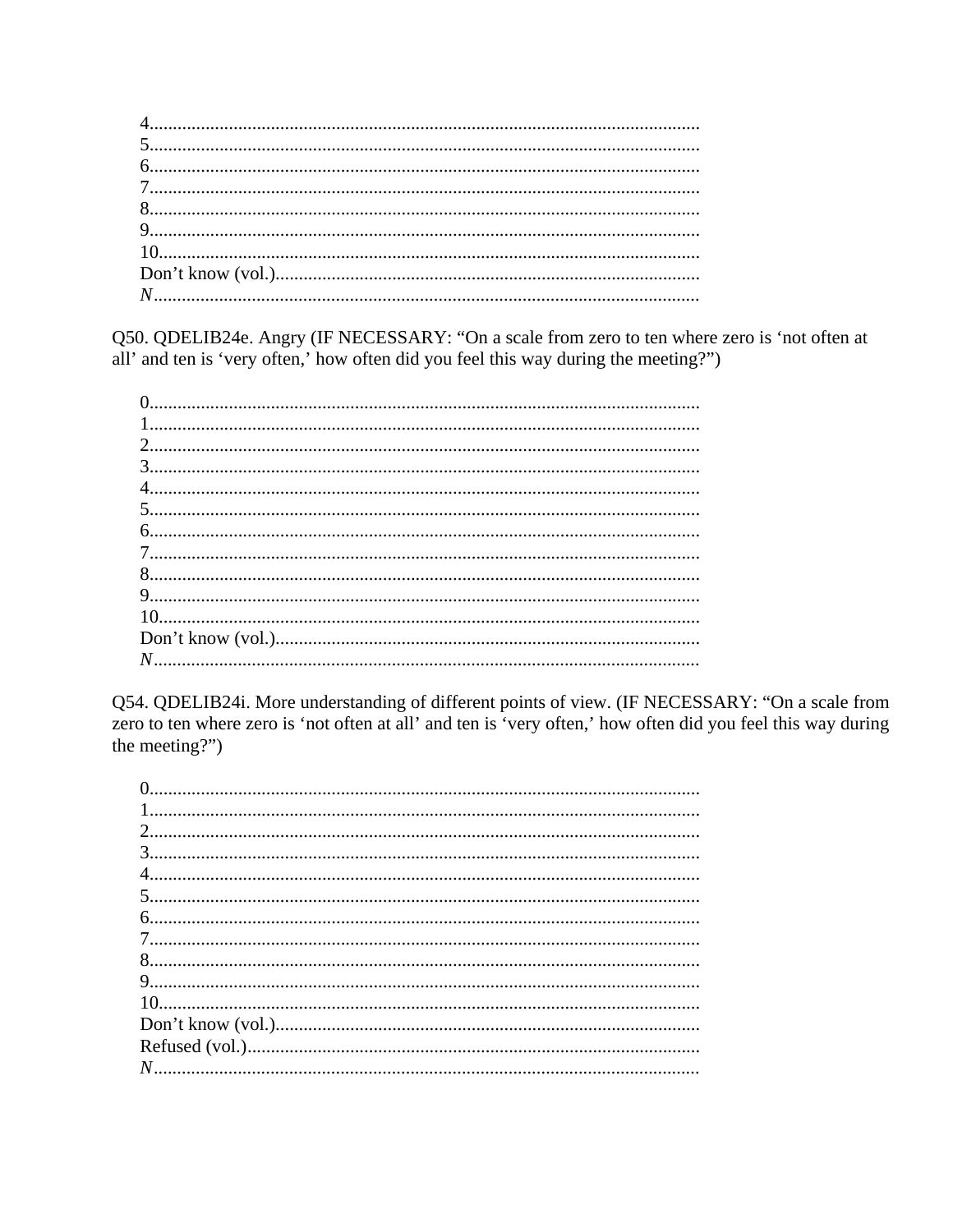4.....................................................................................................................
5.....................................................................................................................
6.....................................................................................................................
7.....................................................................................................................
8.....................................................................................................................
9.....................................................................................................................
10...................................................................................................................
Don't know (vol.)..........................................................................................
*N*....................................................................................................................

Q50. QDELIB24e. Angry (IF NECESSARY: "On a scale from zero to ten where zero is 'not often at all' and ten is 'very often,' how often did you feel this way during the meeting?")

0.....................................................................................................................
1.....................................................................................................................
2.....................................................................................................................
3.....................................................................................................................
4.....................................................................................................................
5.....................................................................................................................
6.....................................................................................................................
7.....................................................................................................................
8.....................................................................................................................
9.....................................................................................................................
10...................................................................................................................
Don't know (vol.)..........................................................................................
*N*....................................................................................................................

Q54. QDELIB24i. More understanding of different points of view. (IF NECESSARY: "On a scale from zero to ten where zero is 'not often at all' and ten is 'very often,' how often did you feel this way during the meeting?")

0.....................................................................................................................
1.....................................................................................................................
2.....................................................................................................................
3.....................................................................................................................
4.....................................................................................................................
5.....................................................................................................................
6.....................................................................................................................
7.....................................................................................................................
8.....................................................................................................................
9.....................................................................................................................
10...................................................................................................................
Don't know (vol.)..........................................................................................
Refused (vol.)................................................................................................
*N*....................................................................................................................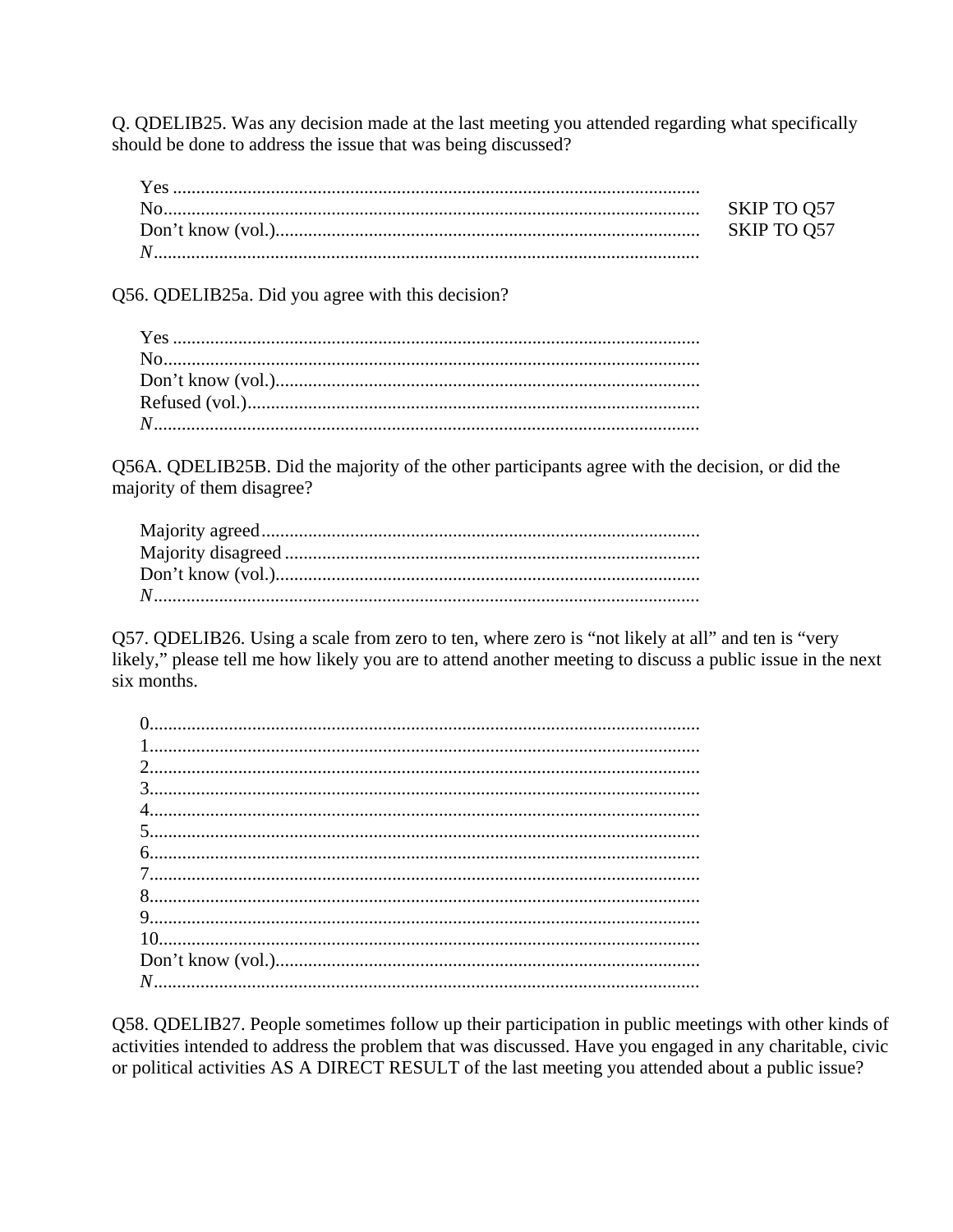Q. QDELIB25. Was any decision made at the last meeting you attended regarding what specifically should be done to address the issue that was being discussed?

| | | |
|---|---|---|
| Yes | | |
| No | | SKIP TO Q57 |
| Don't know (vol.) | | SKIP TO Q57 |
| *N* | | |

Q56. QDELIB25a. Did you agree with this decision?

| | |
|---|---|
| Yes | |
| No | |
| Don't know (vol.) | |
| Refused (vol.) | |
| *N* | |

Q56A. QDELIB25B. Did the majority of the other participants agree with the decision, or did the majority of them disagree?

| | |
|---|---|
| Majority agreed | |
| Majority disagreed | |
| Don't know (vol.) | |
| *N* | |

Q57. QDELIB26. Using a scale from zero to ten, where zero is "not likely at all" and ten is "very likely," please tell me how likely you are to attend another meeting to discuss a public issue in the next six months.

| | |
|---|---|
| 0 | |
| 1 | |
| 2 | |
| 3 | |
| 4 | |
| 5 | |
| 6 | |
| 7 | |
| 8 | |
| 9 | |
| 10 | |
| Don't know (vol.) | |
| *N* | |

Q58. QDELIB27. People sometimes follow up their participation in public meetings with other kinds of activities intended to address the problem that was discussed. Have you engaged in any charitable, civic or political activities AS A DIRECT RESULT of the last meeting you attended about a public issue?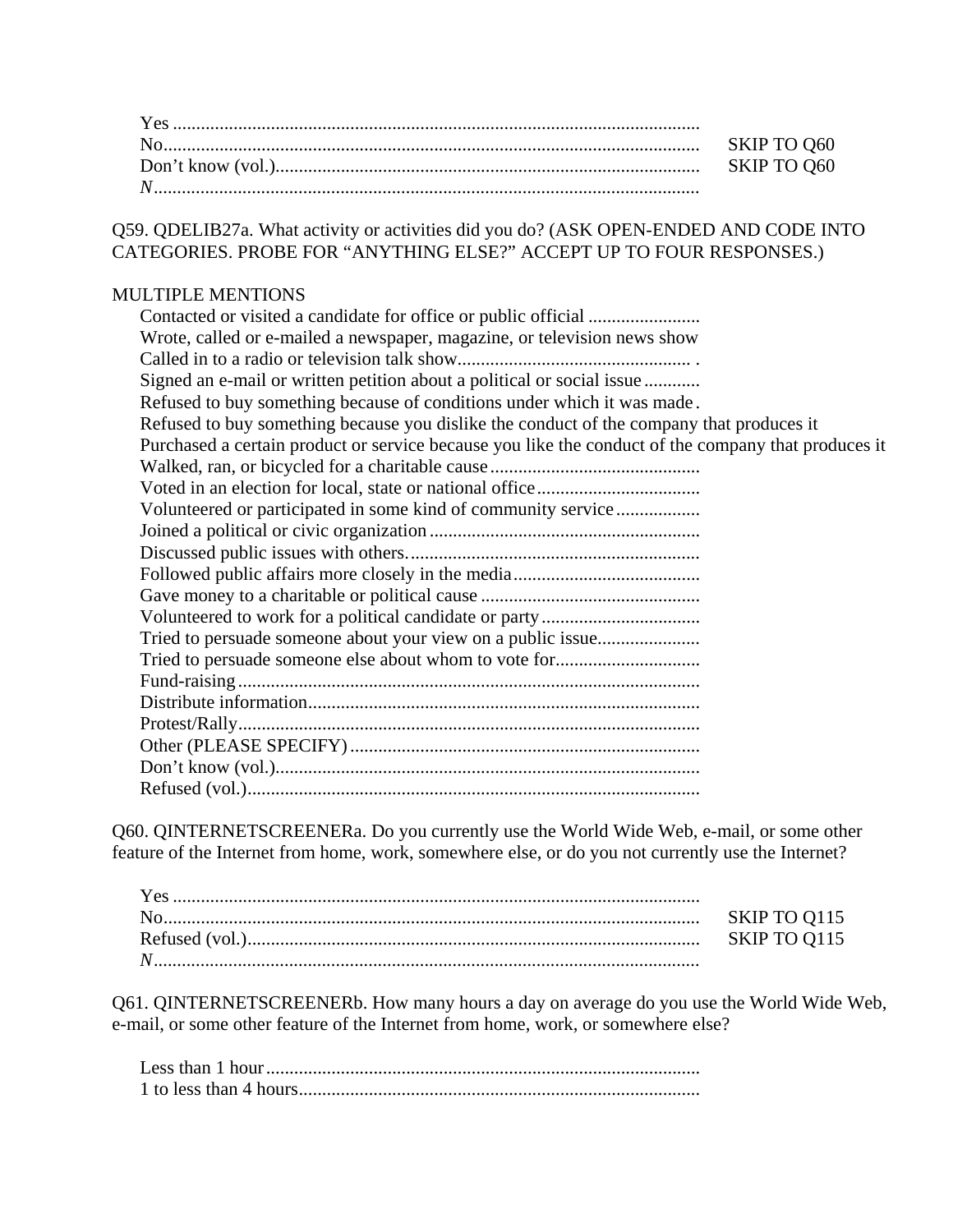| | |
|---|---|
| Yes | |
| No | SKIP TO Q60 |
| Don't know (vol.) | SKIP TO Q60 |
| *N* | |

Q59. QDELIB27a. What activity or activities did you do? (ASK OPEN-ENDED AND CODE INTO CATEGORIES. PROBE FOR "ANYTHING ELSE?" ACCEPT UP TO FOUR RESPONSES.)

MULTIPLE MENTIONS

- Contacted or visited a candidate for office or public official
- Wrote, called or e-mailed a newspaper, magazine, or television news show
- Called in to a radio or television talk show
- Signed an e-mail or written petition about a political or social issue
- Refused to buy something because of conditions under which it was made
- Refused to buy something because you dislike the conduct of the company that produces it
- Purchased a certain product or service because you like the conduct of the company that produces it
- Walked, ran, or bicycled for a charitable cause
- Voted in an election for local, state or national office
- Volunteered or participated in some kind of community service
- Joined a political or civic organization
- Discussed public issues with others.
- Followed public affairs more closely in the media
- Gave money to a charitable or political cause
- Volunteered to work for a political candidate or party
- Tried to persuade someone about your view on a public issue
- Tried to persuade someone else about whom to vote for
- Fund-raising
- Distribute information
- Protest/Rally
- Other (PLEASE SPECIFY)
- Don't know (vol.)
- Refused (vol.)

Q60. QINTERNETSCREENERa. Do you currently use the World Wide Web, e-mail, or some other feature of the Internet from home, work, somewhere else, or do you not currently use the Internet?

| | |
|---|---|
| Yes | |
| No | SKIP TO Q115 |
| Refused (vol.) | SKIP TO Q115 |
| *N* | |

Q61. QINTERNETSCREENERb. How many hours a day on average do you use the World Wide Web, e-mail, or some other feature of the Internet from home, work, or somewhere else?

- Less than 1 hour
- 1 to less than 4 hours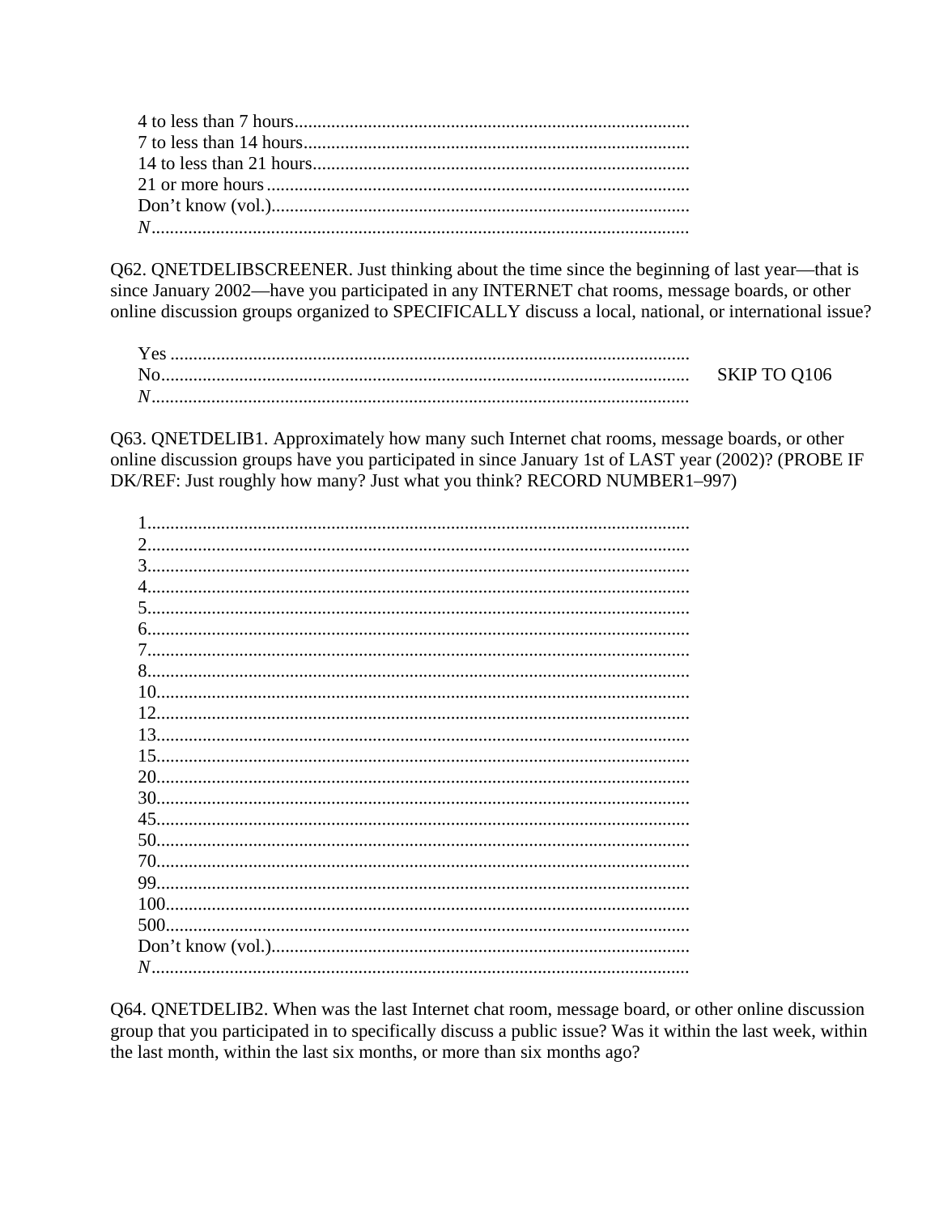4 to less than 7 hours.....................................................................................
7 to less than 14 hours...................................................................................
14 to less than 21 hours.................................................................................
21 or more hours...........................................................................................
Don't know (vol.)..........................................................................................
*N*...................................................................................................................

Q62. QNETDELIBSCREENER. Just thinking about the time since the beginning of last year—that is since January 2002—have you participated in any INTERNET chat rooms, message boards, or other online discussion groups organized to SPECIFICALLY discuss a local, national, or international issue?

Yes ................................................................................................................
No................................................................................................................. SKIP TO Q106
*N*...................................................................................................................

Q63. QNETDELIB1. Approximately how many such Internet chat rooms, message boards, or other online discussion groups have you participated in since January 1st of LAST year (2002)? (PROBE IF DK/REF: Just roughly how many? Just what you think? RECORD NUMBER1–997)

1.....................................................................................................................
2.....................................................................................................................
3.....................................................................................................................
4.....................................................................................................................
5.....................................................................................................................
6.....................................................................................................................
7.....................................................................................................................
8.....................................................................................................................
10...................................................................................................................
12...................................................................................................................
13...................................................................................................................
15...................................................................................................................
20...................................................................................................................
30...................................................................................................................
45...................................................................................................................
50...................................................................................................................
70...................................................................................................................
99...................................................................................................................
100.................................................................................................................
500.................................................................................................................
Don't know (vol.)..........................................................................................
*N*...................................................................................................................

Q64. QNETDELIB2. When was the last Internet chat room, message board, or other online discussion group that you participated in to specifically discuss a public issue? Was it within the last week, within the last month, within the last six months, or more than six months ago?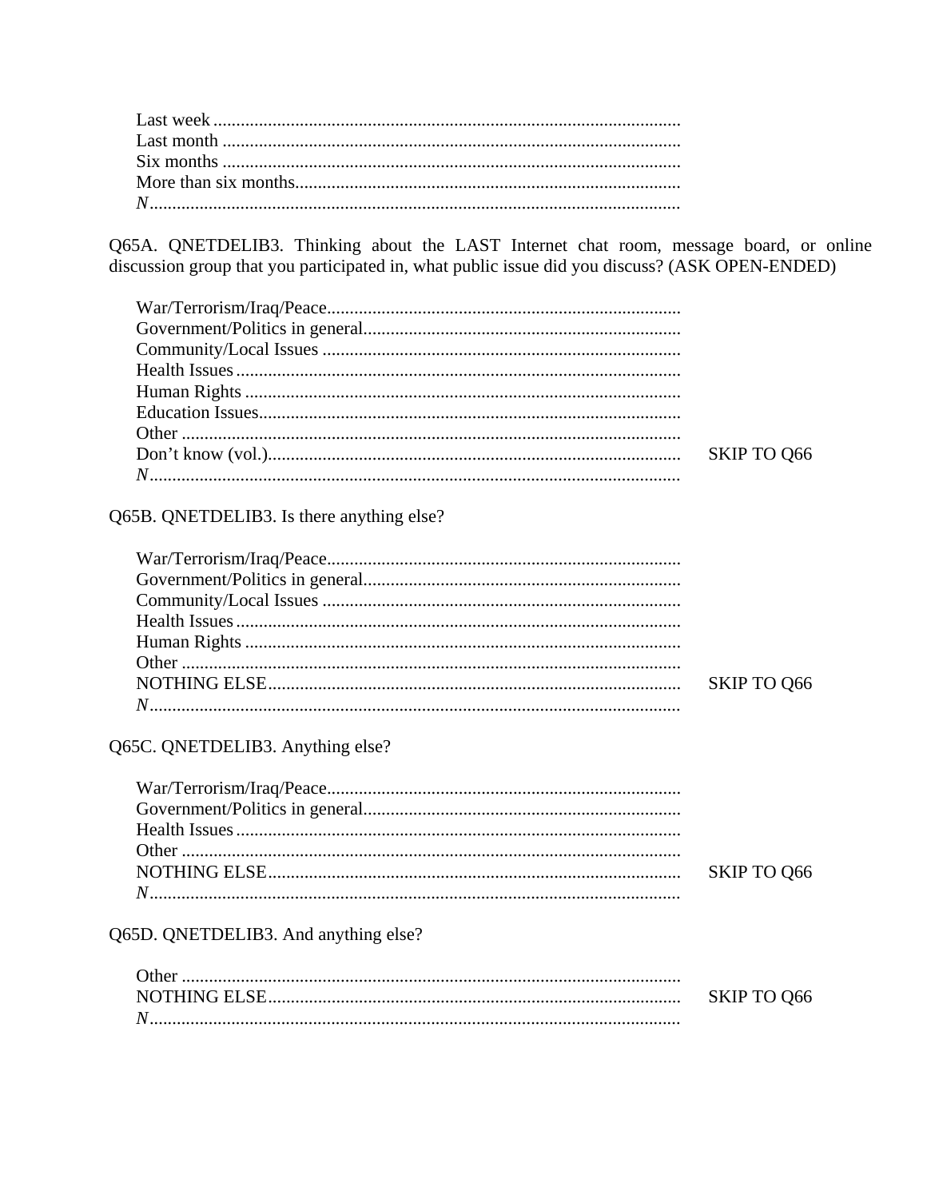Last week .......................................................................................................
Last month .....................................................................................................
Six months .....................................................................................................
More than six months.....................................................................................
*N*....................................................................................................................

Q65A. QNETDELIB3. Thinking about the LAST Internet chat room, message board, or online discussion group that you participated in, what public issue did you discuss? (ASK OPEN-ENDED)

War/Terrorism/Iraq/Peace.............................................................................
Government/Politics in general......................................................................
Community/Local Issues ...............................................................................
Health Issues ..................................................................................................
Human Rights ................................................................................................
Education Issues.............................................................................................
Other ..............................................................................................................
Don't know (vol.)........................................................................................... SKIP TO Q66
*N*....................................................................................................................

Q65B. QNETDELIB3. Is there anything else?

War/Terrorism/Iraq/Peace.............................................................................
Government/Politics in general......................................................................
Community/Local Issues ...............................................................................
Health Issues ..................................................................................................
Human Rights ................................................................................................
Other ..............................................................................................................
NOTHING ELSE........................................................................................... SKIP TO Q66
*N*....................................................................................................................

Q65C. QNETDELIB3. Anything else?

War/Terrorism/Iraq/Peace.............................................................................
Government/Politics in general......................................................................
Health Issues ..................................................................................................
Other ..............................................................................................................
NOTHING ELSE........................................................................................... SKIP TO Q66
*N*....................................................................................................................

Q65D. QNETDELIB3. And anything else?

Other ..............................................................................................................
NOTHING ELSE........................................................................................... SKIP TO Q66
*N*....................................................................................................................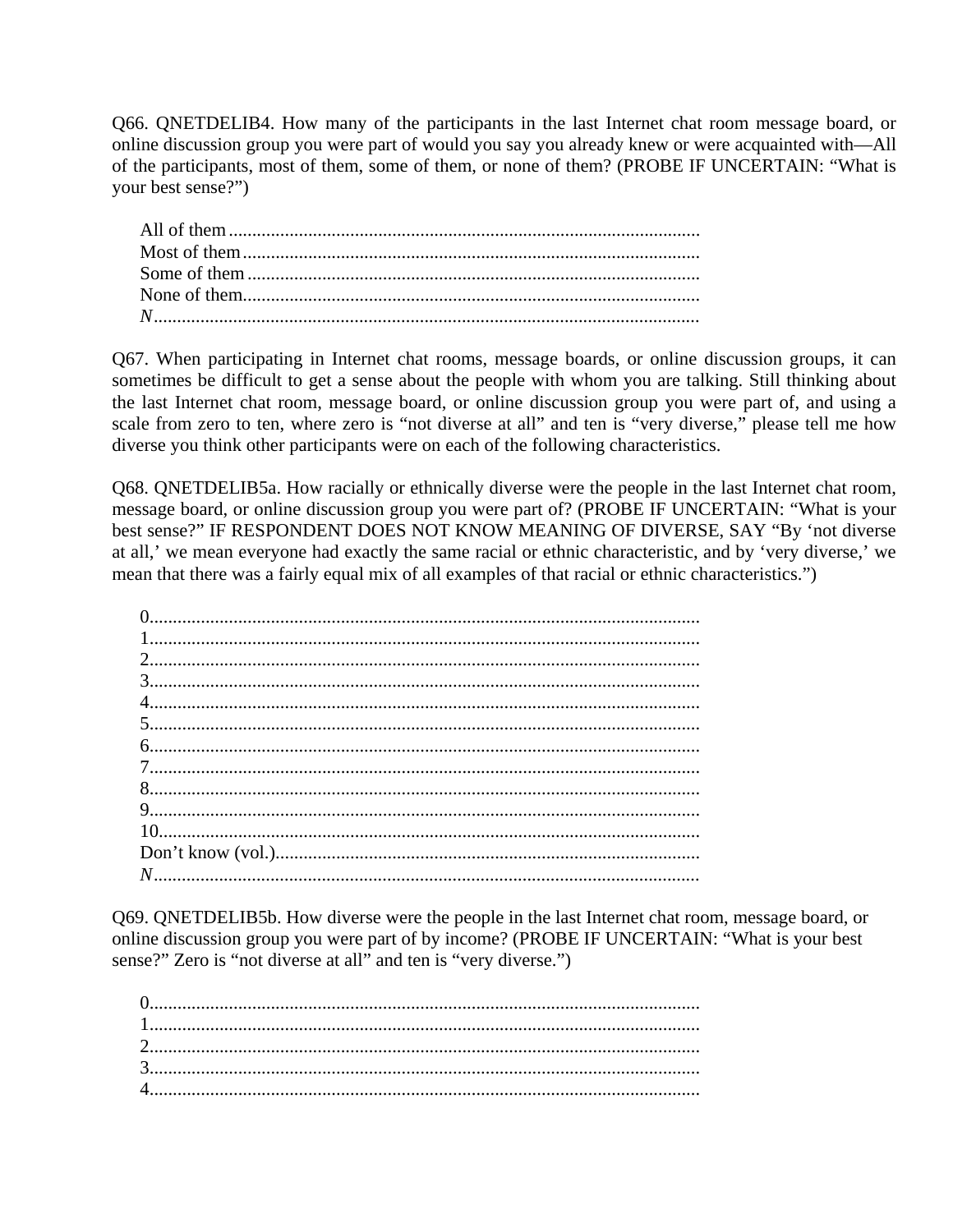Q66. QNETDELIB4. How many of the participants in the last Internet chat room message board, or online discussion group you were part of would you say you already knew or were acquainted with—All of the participants, most of them, some of them, or none of them? (PROBE IF UNCERTAIN: "What is your best sense?")

All of them......................................................................................................
Most of them...................................................................................................
Some of them..................................................................................................
None of them...................................................................................................
*N*......................................................................................................................

Q67. When participating in Internet chat rooms, message boards, or online discussion groups, it can sometimes be difficult to get a sense about the people with whom you are talking. Still thinking about the last Internet chat room, message board, or online discussion group you were part of, and using a scale from zero to ten, where zero is "not diverse at all" and ten is "very diverse," please tell me how diverse you think other participants were on each of the following characteristics.

Q68. QNETDELIB5a. How racially or ethnically diverse were the people in the last Internet chat room, message board, or online discussion group you were part of? (PROBE IF UNCERTAIN: "What is your best sense?" IF RESPONDENT DOES NOT KNOW MEANING OF DIVERSE, SAY "By 'not diverse at all,' we mean everyone had exactly the same racial or ethnic characteristic, and by 'very diverse,' we mean that there was a fairly equal mix of all examples of that racial or ethnic characteristics.")

0......................................................................................................................
1......................................................................................................................
2......................................................................................................................
3......................................................................................................................
4......................................................................................................................
5......................................................................................................................
6......................................................................................................................
7......................................................................................................................
8......................................................................................................................
9......................................................................................................................
10....................................................................................................................
Don't know (vol.)...........................................................................................
*N*......................................................................................................................

Q69. QNETDELIB5b. How diverse were the people in the last Internet chat room, message board, or online discussion group you were part of by income? (PROBE IF UNCERTAIN: "What is your best sense?" Zero is "not diverse at all" and ten is "very diverse.")

0......................................................................................................................
1......................................................................................................................
2......................................................................................................................
3......................................................................................................................
4......................................................................................................................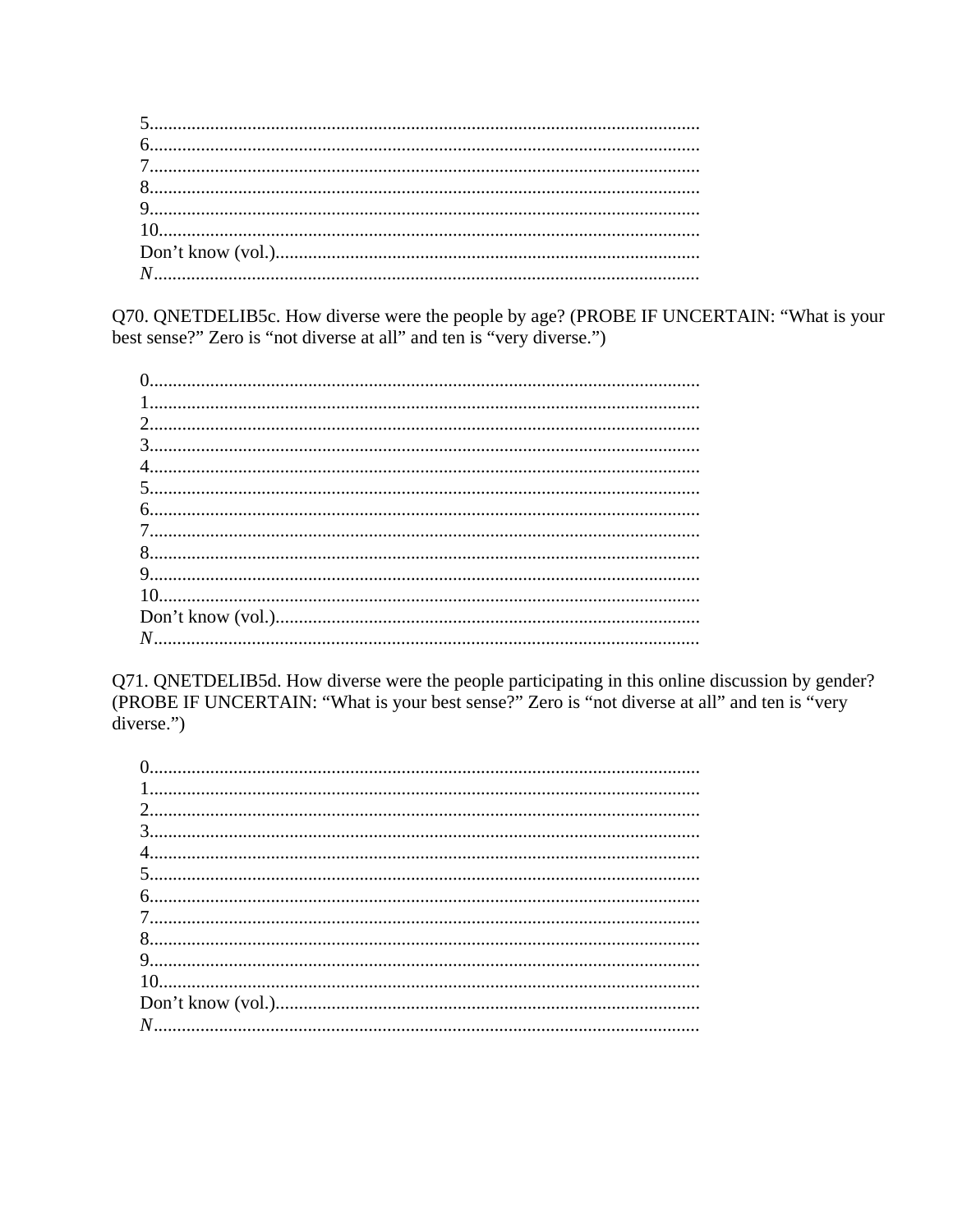5.....................................................................................................................
6.....................................................................................................................
7.....................................................................................................................
8.....................................................................................................................
9.....................................................................................................................
10...................................................................................................................
Don't know (vol.)...........................................................................................
*N*...................................................................................................................

Q70. QNETDELIB5c. How diverse were the people by age? (PROBE IF UNCERTAIN: "What is your best sense?" Zero is "not diverse at all" and ten is "very diverse.")

0.....................................................................................................................
1.....................................................................................................................
2.....................................................................................................................
3.....................................................................................................................
4.....................................................................................................................
5.....................................................................................................................
6.....................................................................................................................
7.....................................................................................................................
8.....................................................................................................................
9.....................................................................................................................
10...................................................................................................................
Don't know (vol.)...........................................................................................
*N*...................................................................................................................

Q71. QNETDELIB5d. How diverse were the people participating in this online discussion by gender? (PROBE IF UNCERTAIN: "What is your best sense?" Zero is "not diverse at all" and ten is "very diverse.")

0.....................................................................................................................
1.....................................................................................................................
2.....................................................................................................................
3.....................................................................................................................
4.....................................................................................................................
5.....................................................................................................................
6.....................................................................................................................
7.....................................................................................................................
8.....................................................................................................................
9.....................................................................................................................
10...................................................................................................................
Don't know (vol.)...........................................................................................
*N*...................................................................................................................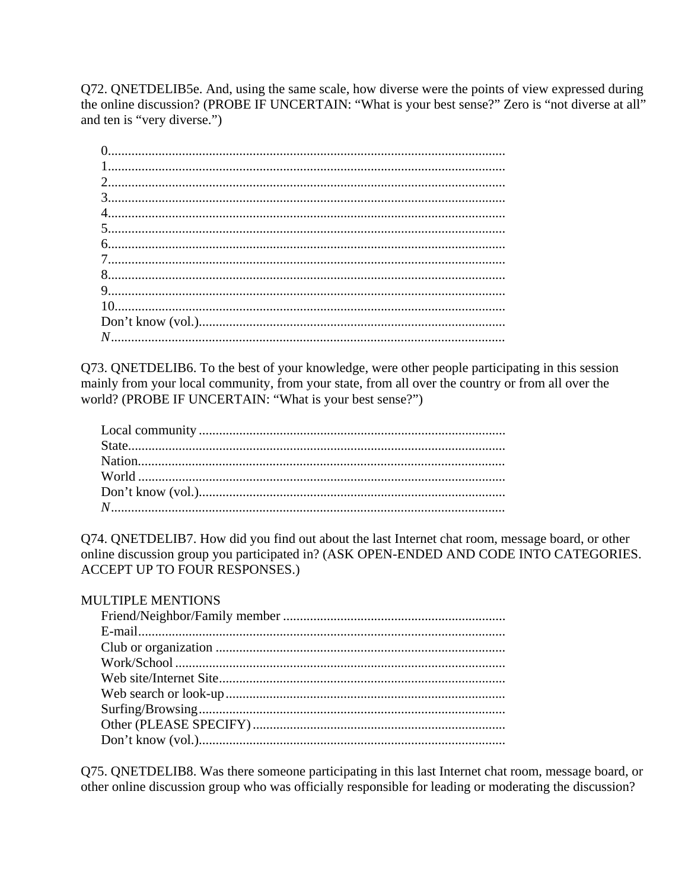Q72. QNETDELIB5e. And, using the same scale, how diverse were the points of view expressed during the online discussion? (PROBE IF UNCERTAIN: "What is your best sense?" Zero is "not diverse at all" and ten is "very diverse.")

0....................................................................................................................
1....................................................................................................................
2....................................................................................................................
3....................................................................................................................
4....................................................................................................................
5....................................................................................................................
6....................................................................................................................
7....................................................................................................................
8....................................................................................................................
9....................................................................................................................
10..................................................................................................................
Don't know (vol.)..........................................................................................
*N*....................................................................................................................

Q73. QNETDELIB6. To the best of your knowledge, were other people participating in this session mainly from your local community, from your state, from all over the country or from all over the world? (PROBE IF UNCERTAIN: "What is your best sense?")

Local community ..........................................................................................
State...............................................................................................................
Nation............................................................................................................
World ............................................................................................................
Don't know (vol.)..........................................................................................
*N*....................................................................................................................

Q74. QNETDELIB7. How did you find out about the last Internet chat room, message board, or other online discussion group you participated in? (ASK OPEN-ENDED AND CODE INTO CATEGORIES. ACCEPT UP TO FOUR RESPONSES.)

MULTIPLE MENTIONS

Friend/Neighbor/Family member .................................................................
E-mail............................................................................................................
Club or organization .....................................................................................
Work/School .................................................................................................
Web site/Internet Site....................................................................................
Web search or look-up..................................................................................
Surfing/Browsing..........................................................................................
Other (PLEASE SPECIFY)..........................................................................
Don't know (vol.)..........................................................................................

Q75. QNETDELIB8. Was there someone participating in this last Internet chat room, message board, or other online discussion group who was officially responsible for leading or moderating the discussion?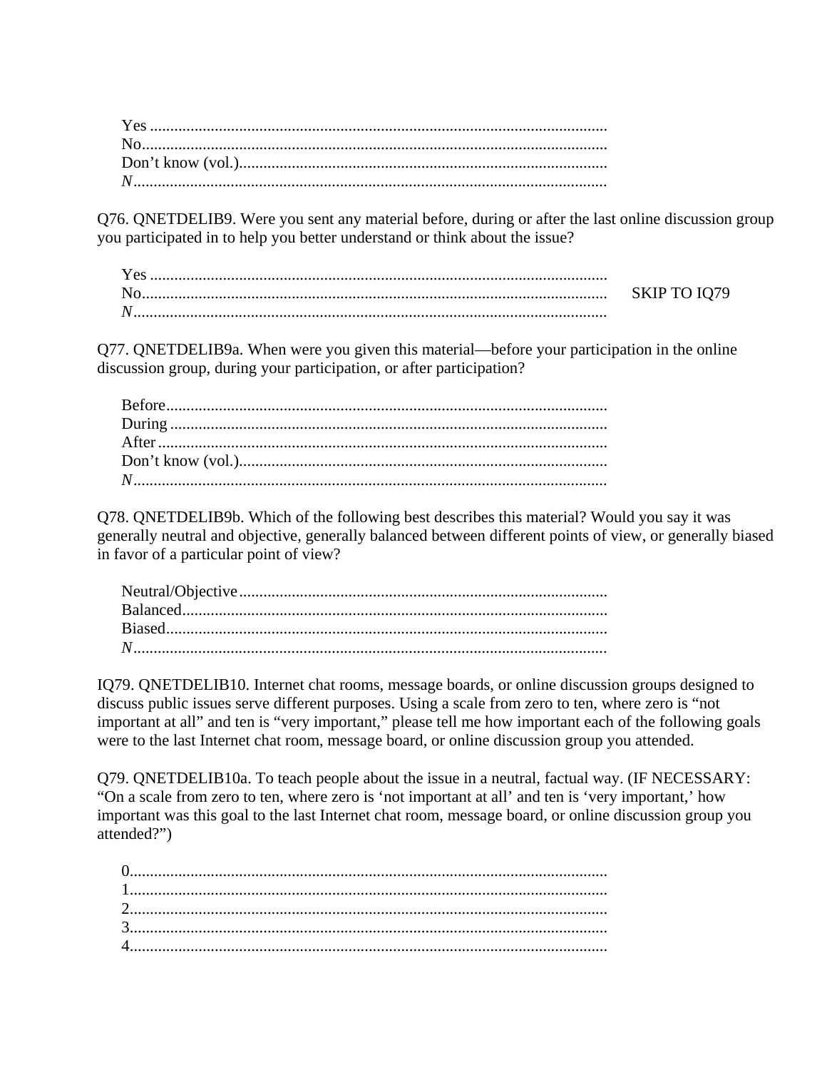Yes ...................................................................................................................
No.....................................................................................................................
Don’t know (vol.)...........................................................................................
*N*.....................................................................................................................

Q76. QNETDELIB9. Were you sent any material before, during or after the last online discussion group you participated in to help you better understand or think about the issue?

Yes ...................................................................................................................
No..................................................................................................................... SKIP TO IQ79
*N*.....................................................................................................................

Q77. QNETDELIB9a. When were you given this material—before your participation in the online discussion group, during your participation, or after participation?

Before...............................................................................................................
During ..............................................................................................................
After .................................................................................................................
Don’t know (vol.)...........................................................................................
*N*.....................................................................................................................

Q78. QNETDELIB9b. Which of the following best describes this material? Would you say it was generally neutral and objective, generally balanced between different points of view, or generally biased in favor of a particular point of view?

Neutral/Objective ............................................................................................
Balanced...........................................................................................................
Biased...............................................................................................................
*N*.....................................................................................................................

IQ79. QNETDELIB10. Internet chat rooms, message boards, or online discussion groups designed to discuss public issues serve different purposes. Using a scale from zero to ten, where zero is “not important at all” and ten is “very important,” please tell me how important each of the following goals were to the last Internet chat room, message board, or online discussion group you attended.

Q79. QNETDELIB10a. To teach people about the issue in a neutral, factual way. (IF NECESSARY: “On a scale from zero to ten, where zero is ‘not important at all’ and ten is ‘very important,’ how important was this goal to the last Internet chat room, message board, or online discussion group you attended?”)

0.......................................................................................................................
1.......................................................................................................................
2.......................................................................................................................
3.......................................................................................................................
4.......................................................................................................................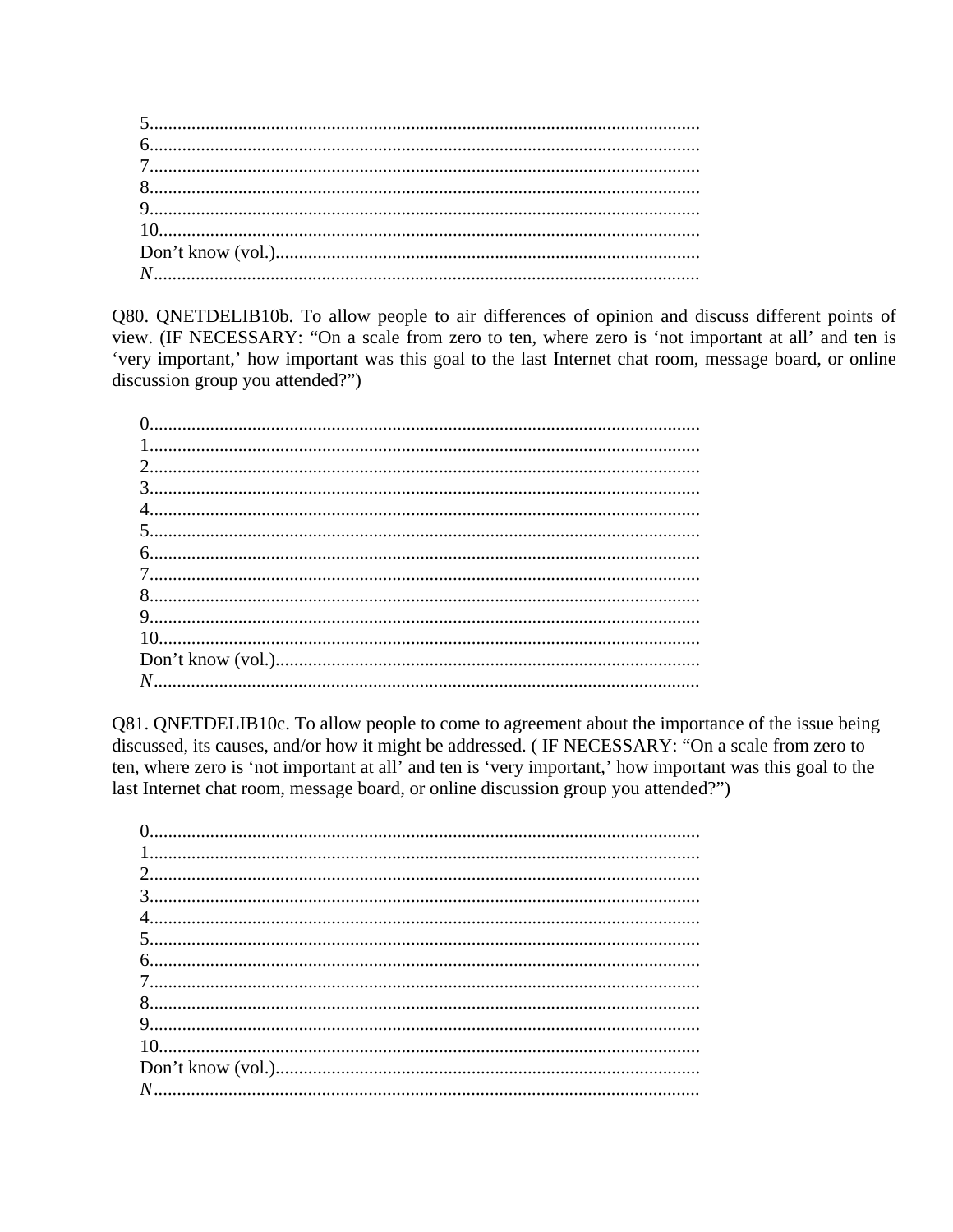5.....................................................................................................................
6.....................................................................................................................
7.....................................................................................................................
8.....................................................................................................................
9.....................................................................................................................
10...................................................................................................................
Don't know (vol.)...........................................................................................
*N*....................................................................................................................

Q80. QNETDELIB10b. To allow people to air differences of opinion and discuss different points of view. (IF NECESSARY: "On a scale from zero to ten, where zero is 'not important at all' and ten is 'very important,' how important was this goal to the last Internet chat room, message board, or online discussion group you attended?")

0.....................................................................................................................
1.....................................................................................................................
2.....................................................................................................................
3.....................................................................................................................
4.....................................................................................................................
5.....................................................................................................................
6.....................................................................................................................
7.....................................................................................................................
8.....................................................................................................................
9.....................................................................................................................
10...................................................................................................................
Don't know (vol.)...........................................................................................
*N*....................................................................................................................

Q81. QNETDELIB10c. To allow people to come to agreement about the importance of the issue being discussed, its causes, and/or how it might be addressed. ( IF NECESSARY: "On a scale from zero to ten, where zero is 'not important at all' and ten is 'very important,' how important was this goal to the last Internet chat room, message board, or online discussion group you attended?")

0.....................................................................................................................
1.....................................................................................................................
2.....................................................................................................................
3.....................................................................................................................
4.....................................................................................................................
5.....................................................................................................................
6.....................................................................................................................
7.....................................................................................................................
8.....................................................................................................................
9.....................................................................................................................
10...................................................................................................................
Don't know (vol.)...........................................................................................
*N*....................................................................................................................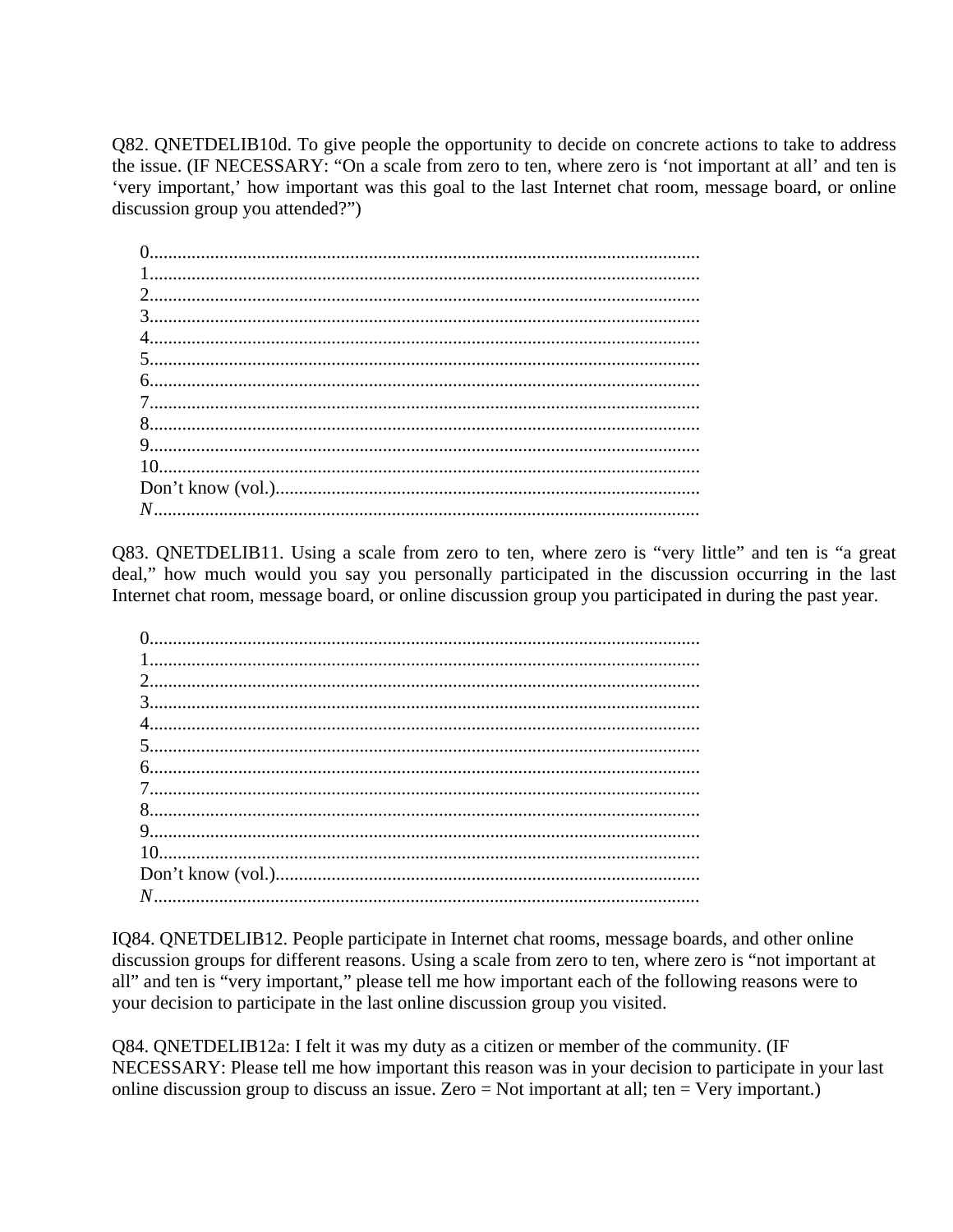Q82. QNETDELIB10d. To give people the opportunity to decide on concrete actions to take to address the issue. (IF NECESSARY: "On a scale from zero to ten, where zero is 'not important at all' and ten is 'very important,' how important was this goal to the last Internet chat room, message board, or online discussion group you attended?")

0.....................................................................................................................
1.....................................................................................................................
2.....................................................................................................................
3.....................................................................................................................
4.....................................................................................................................
5.....................................................................................................................
6.....................................................................................................................
7.....................................................................................................................
8.....................................................................................................................
9.....................................................................................................................
10...................................................................................................................
Don't know (vol.)...........................................................................................
*N*....................................................................................................................

Q83. QNETDELIB11. Using a scale from zero to ten, where zero is "very little" and ten is "a great deal," how much would you say you personally participated in the discussion occurring in the last Internet chat room, message board, or online discussion group you participated in during the past year.

0.....................................................................................................................
1.....................................................................................................................
2.....................................................................................................................
3.....................................................................................................................
4.....................................................................................................................
5.....................................................................................................................
6.....................................................................................................................
7.....................................................................................................................
8.....................................................................................................................
9.....................................................................................................................
10...................................................................................................................
Don't know (vol.)...........................................................................................
*N*....................................................................................................................

IQ84. QNETDELIB12. People participate in Internet chat rooms, message boards, and other online discussion groups for different reasons. Using a scale from zero to ten, where zero is "not important at all" and ten is "very important," please tell me how important each of the following reasons were to your decision to participate in the last online discussion group you visited.

Q84. QNETDELIB12a: I felt it was my duty as a citizen or member of the community. (IF NECESSARY: Please tell me how important this reason was in your decision to participate in your last online discussion group to discuss an issue. Zero = Not important at all; ten = Very important.)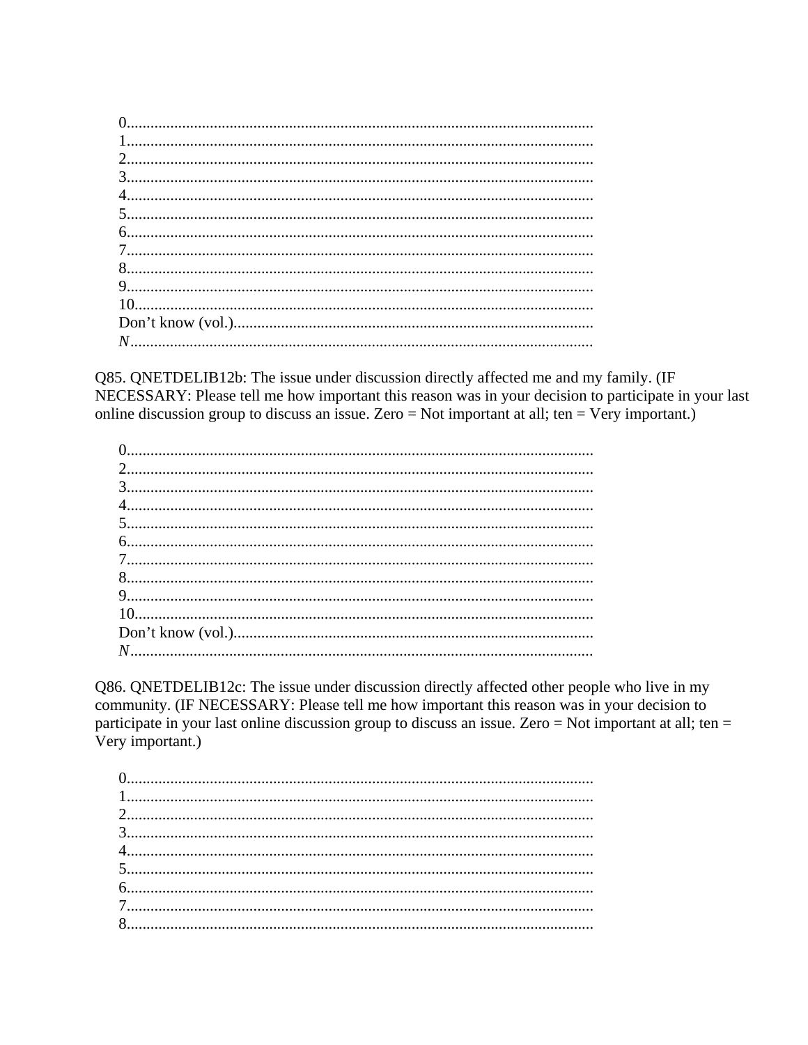0.....................................................................................................................
1.....................................................................................................................
2.....................................................................................................................
3.....................................................................................................................
4.....................................................................................................................
5.....................................................................................................................
6.....................................................................................................................
7.....................................................................................................................
8.....................................................................................................................
9.....................................................................................................................
10...................................................................................................................
Don't know (vol.)..........................................................................................
*N*....................................................................................................................

Q85. QNETDELIB12b: The issue under discussion directly affected me and my family. (IF NECESSARY: Please tell me how important this reason was in your decision to participate in your last online discussion group to discuss an issue. Zero = Not important at all; ten = Very important.)

0.....................................................................................................................
2.....................................................................................................................
3.....................................................................................................................
4.....................................................................................................................
5.....................................................................................................................
6.....................................................................................................................
7.....................................................................................................................
8.....................................................................................................................
9.....................................................................................................................
10...................................................................................................................
Don't know (vol.)..........................................................................................
*N*....................................................................................................................

Q86. QNETDELIB12c: The issue under discussion directly affected other people who live in my community. (IF NECESSARY: Please tell me how important this reason was in your decision to participate in your last online discussion group to discuss an issue. Zero = Not important at all; ten = Very important.)

0.....................................................................................................................
1.....................................................................................................................
2.....................................................................................................................
3.....................................................................................................................
4.....................................................................................................................
5.....................................................................................................................
6.....................................................................................................................
7.....................................................................................................................
8.....................................................................................................................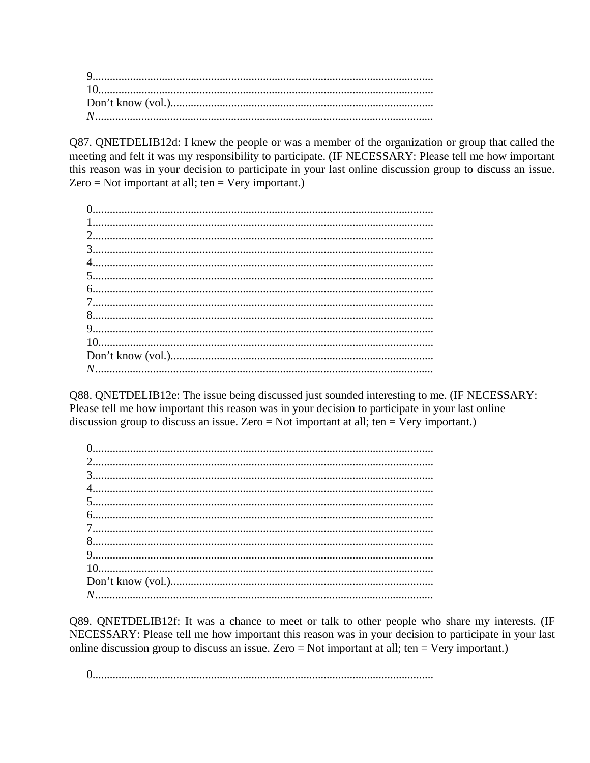9.....................................................................................................................
10...................................................................................................................
Don’t know (vol.)..........................................................................................
*N*...................................................................................................................

Q87. QNETDELIB12d: I knew the people or was a member of the organization or group that called the meeting and felt it was my responsibility to participate. (IF NECESSARY: Please tell me how important this reason was in your decision to participate in your last online discussion group to discuss an issue. Zero = Not important at all; ten = Very important.)

0.....................................................................................................................
1.....................................................................................................................
2.....................................................................................................................
3.....................................................................................................................
4.....................................................................................................................
5.....................................................................................................................
6.....................................................................................................................
7.....................................................................................................................
8.....................................................................................................................
9.....................................................................................................................
10...................................................................................................................
Don’t know (vol.)..........................................................................................
*N*...................................................................................................................

Q88. QNETDELIB12e: The issue being discussed just sounded interesting to me. (IF NECESSARY: Please tell me how important this reason was in your decision to participate in your last online discussion group to discuss an issue. Zero = Not important at all; ten = Very important.)

0.....................................................................................................................
2.....................................................................................................................
3.....................................................................................................................
4.....................................................................................................................
5.....................................................................................................................
6.....................................................................................................................
7.....................................................................................................................
8.....................................................................................................................
9.....................................................................................................................
10...................................................................................................................
Don’t know (vol.)..........................................................................................
*N*...................................................................................................................

Q89. QNETDELIB12f: It was a chance to meet or talk to other people who share my interests. (IF NECESSARY: Please tell me how important this reason was in your decision to participate in your last online discussion group to discuss an issue. Zero = Not important at all; ten = Very important.)

0.....................................................................................................................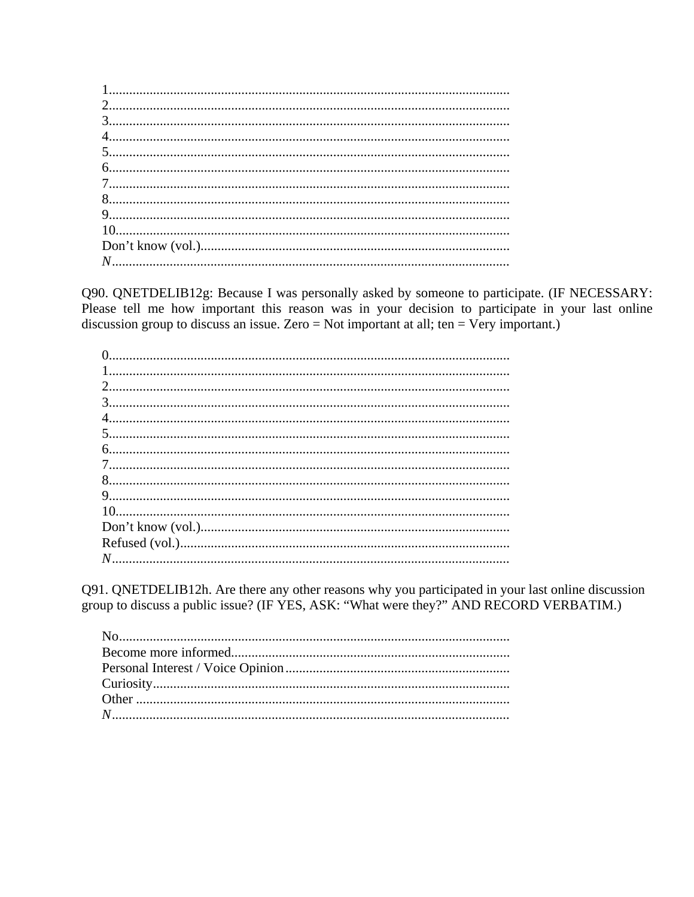1.....................................................................................................................
2.....................................................................................................................
3.....................................................................................................................
4.....................................................................................................................
5.....................................................................................................................
6.....................................................................................................................
7.....................................................................................................................
8.....................................................................................................................
9.....................................................................................................................
10...................................................................................................................
Don't know (vol.)..........................................................................................
*N*....................................................................................................................

Q90. QNETDELIB12g: Because I was personally asked by someone to participate. (IF NECESSARY: Please tell me how important this reason was in your decision to participate in your last online discussion group to discuss an issue. Zero = Not important at all; ten = Very important.)

0.....................................................................................................................
1.....................................................................................................................
2.....................................................................................................................
3.....................................................................................................................
4.....................................................................................................................
5.....................................................................................................................
6.....................................................................................................................
7.....................................................................................................................
8.....................................................................................................................
9.....................................................................................................................
10...................................................................................................................
Don't know (vol.)..........................................................................................
Refused (vol.)................................................................................................
*N*....................................................................................................................

Q91. QNETDELIB12h. Are there any other reasons why you participated in your last online discussion group to discuss a public issue? (IF YES, ASK: "What were they?" AND RECORD VERBATIM.)

No.................................................................................................................
Become more informed.................................................................................
Personal Interest / Voice Opinion.................................................................
Curiosity........................................................................................................
Other .............................................................................................................
*N*....................................................................................................................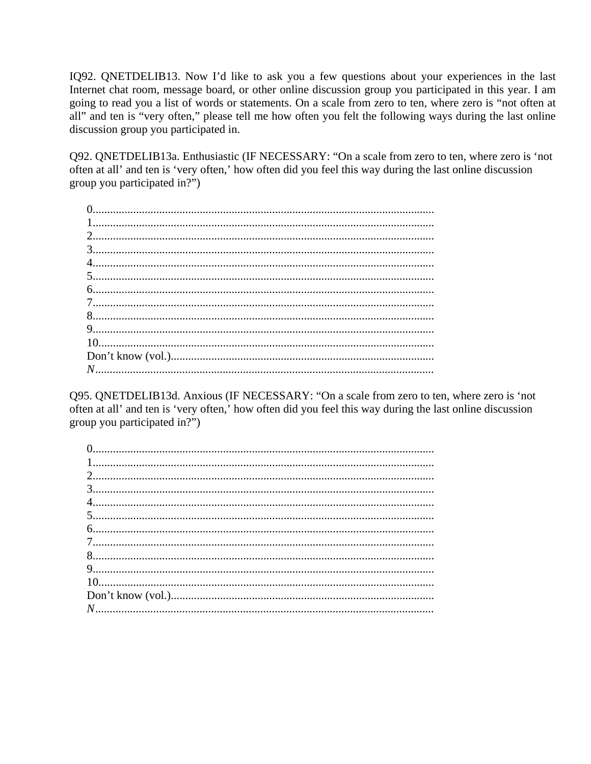IQ92. QNETDELIB13. Now I'd like to ask you a few questions about your experiences in the last Internet chat room, message board, or other online discussion group you participated in this year. I am going to read you a list of words or statements. On a scale from zero to ten, where zero is "not often at all" and ten is "very often," please tell me how often you felt the following ways during the last online discussion group you participated in.

Q92. QNETDELIB13a. Enthusiastic (IF NECESSARY: "On a scale from zero to ten, where zero is 'not often at all' and ten is 'very often,' how often did you feel this way during the last online discussion group you participated in?")

0.....................................................................................................................
1.....................................................................................................................
2.....................................................................................................................
3.....................................................................................................................
4.....................................................................................................................
5.....................................................................................................................
6.....................................................................................................................
7.....................................................................................................................
8.....................................................................................................................
9.....................................................................................................................
10...................................................................................................................
Don't know (vol.)...........................................................................................
*N*...................................................................................................................

Q95. QNETDELIB13d. Anxious (IF NECESSARY: "On a scale from zero to ten, where zero is 'not often at all' and ten is 'very often,' how often did you feel this way during the last online discussion group you participated in?")

0.....................................................................................................................
1.....................................................................................................................
2.....................................................................................................................
3.....................................................................................................................
4.....................................................................................................................
5.....................................................................................................................
6.....................................................................................................................
7.....................................................................................................................
8.....................................................................................................................
9.....................................................................................................................
10...................................................................................................................
Don't know (vol.)...........................................................................................
*N*...................................................................................................................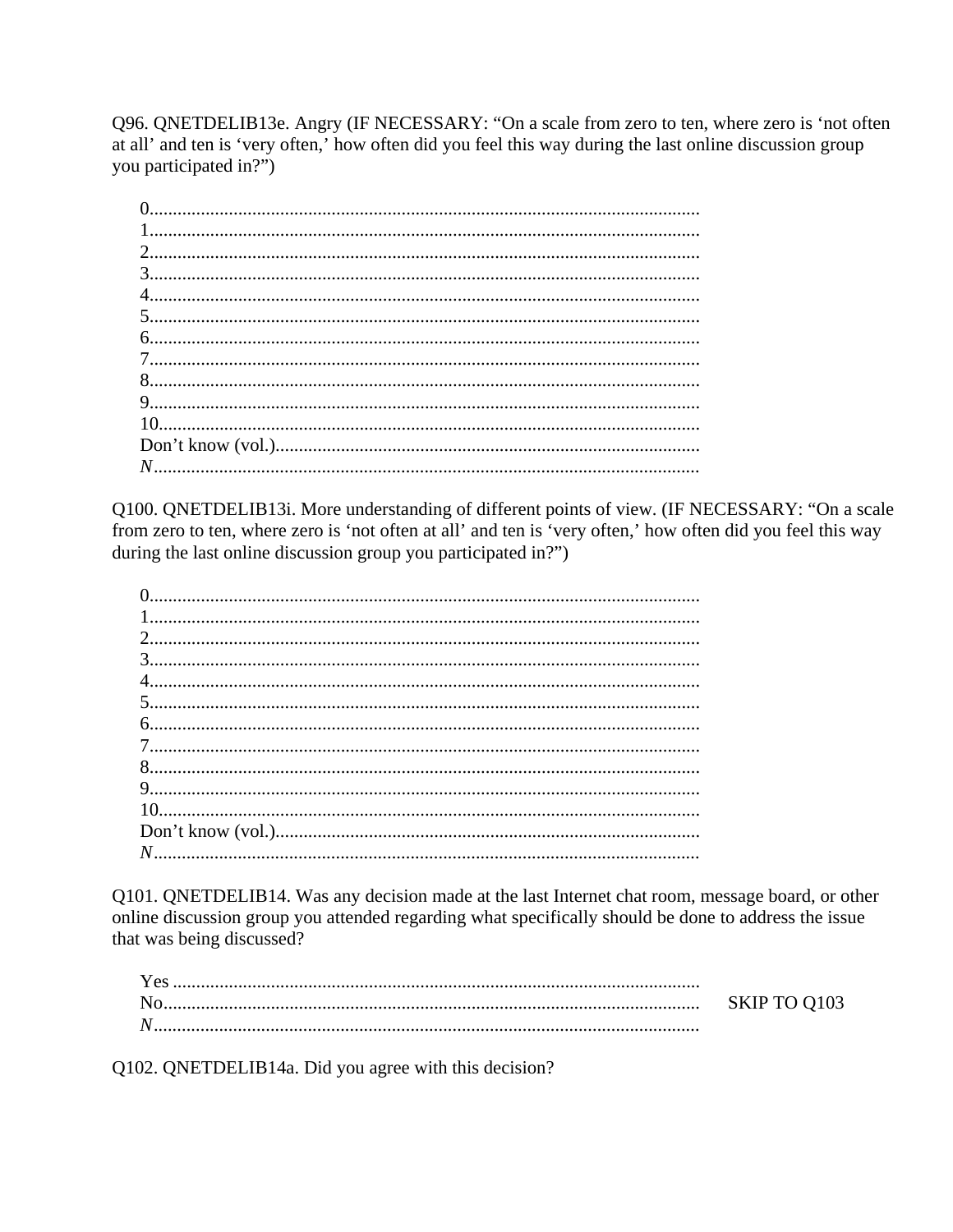Q96. QNETDELIB13e. Angry (IF NECESSARY: "On a scale from zero to ten, where zero is 'not often at all' and ten is 'very often,' how often did you feel this way during the last online discussion group you participated in?")

0.....................................................................................................................
1.....................................................................................................................
2.....................................................................................................................
3.....................................................................................................................
4.....................................................................................................................
5.....................................................................................................................
6.....................................................................................................................
7.....................................................................................................................
8.....................................................................................................................
9.....................................................................................................................
10...................................................................................................................
Don't know (vol.)...........................................................................................
*N*....................................................................................................................

Q100. QNETDELIB13i. More understanding of different points of view. (IF NECESSARY: "On a scale from zero to ten, where zero is 'not often at all' and ten is 'very often,' how often did you feel this way during the last online discussion group you participated in?")

0.....................................................................................................................
1.....................................................................................................................
2.....................................................................................................................
3.....................................................................................................................
4.....................................................................................................................
5.....................................................................................................................
6.....................................................................................................................
7.....................................................................................................................
8.....................................................................................................................
9.....................................................................................................................
10...................................................................................................................
Don't know (vol.)...........................................................................................
*N*....................................................................................................................

Q101. QNETDELIB14. Was any decision made at the last Internet chat room, message board, or other online discussion group you attended regarding what specifically should be done to address the issue that was being discussed?

Yes ..................................................................................................................
No.................................................................................................................. SKIP TO Q103
*N*....................................................................................................................

Q102. QNETDELIB14a. Did you agree with this decision?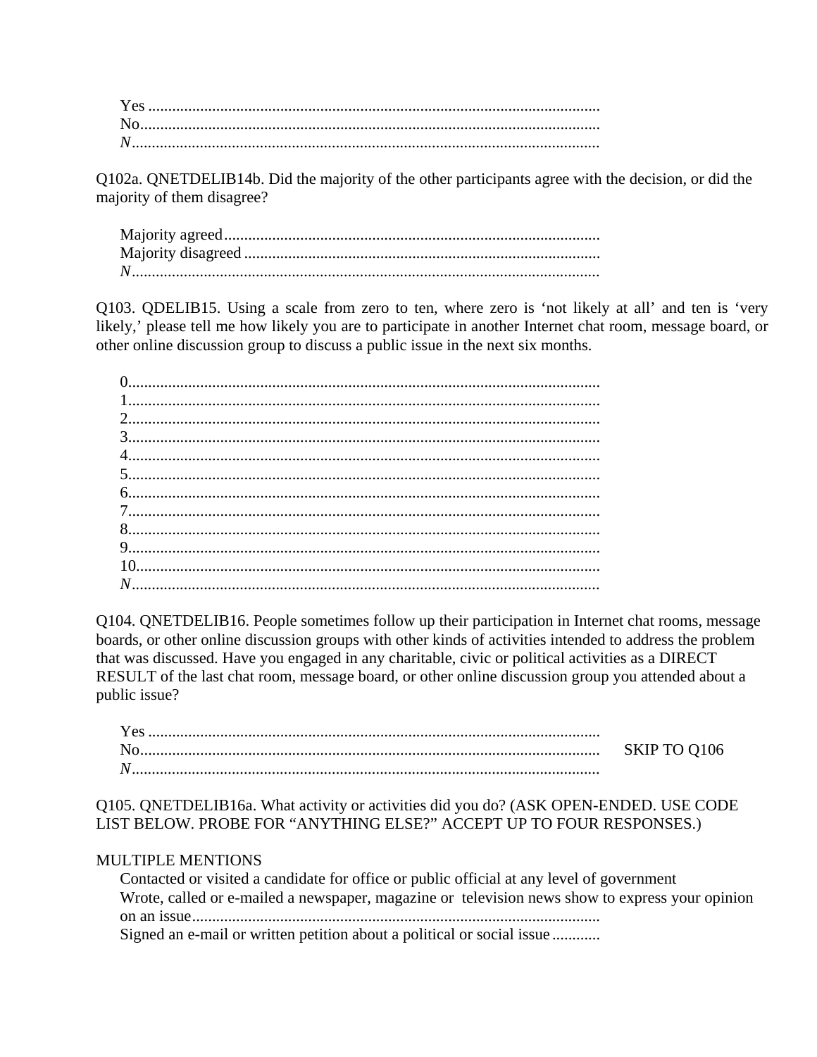Yes ................................................................................................................
No...................................................................................................................
*N*....................................................................................................................

Q102a. QNETDELIB14b. Did the majority of the other participants agree with the decision, or did the majority of them disagree?

Majority agreed.............................................................................................
Majority disagreed .........................................................................................
*N*....................................................................................................................

Q103. QDELIB15. Using a scale from zero to ten, where zero is 'not likely at all' and ten is 'very likely,' please tell me how likely you are to participate in another Internet chat room, message board, or other online discussion group to discuss a public issue in the next six months.

0.....................................................................................................................
1.....................................................................................................................
2.....................................................................................................................
3.....................................................................................................................
4.....................................................................................................................
5.....................................................................................................................
6.....................................................................................................................
7.....................................................................................................................
8.....................................................................................................................
9.....................................................................................................................
10...................................................................................................................
*N*....................................................................................................................

Q104. QNETDELIB16. People sometimes follow up their participation in Internet chat rooms, message boards, or other online discussion groups with other kinds of activities intended to address the problem that was discussed. Have you engaged in any charitable, civic or political activities as a DIRECT RESULT of the last chat room, message board, or other online discussion group you attended about a public issue?

Yes ................................................................................................................
No................................................................................................................... SKIP TO Q106
*N*....................................................................................................................

Q105. QNETDELIB16a. What activity or activities did you do? (ASK OPEN-ENDED. USE CODE LIST BELOW. PROBE FOR "ANYTHING ELSE?" ACCEPT UP TO FOUR RESPONSES.)

MULTIPLE MENTIONS

Contacted or visited a candidate for office or public official at any level of government
Wrote, called or e-mailed a newspaper, magazine or television news show to express your opinion on an issue....................................................................................................
Signed an e-mail or written petition about a political or social issue ............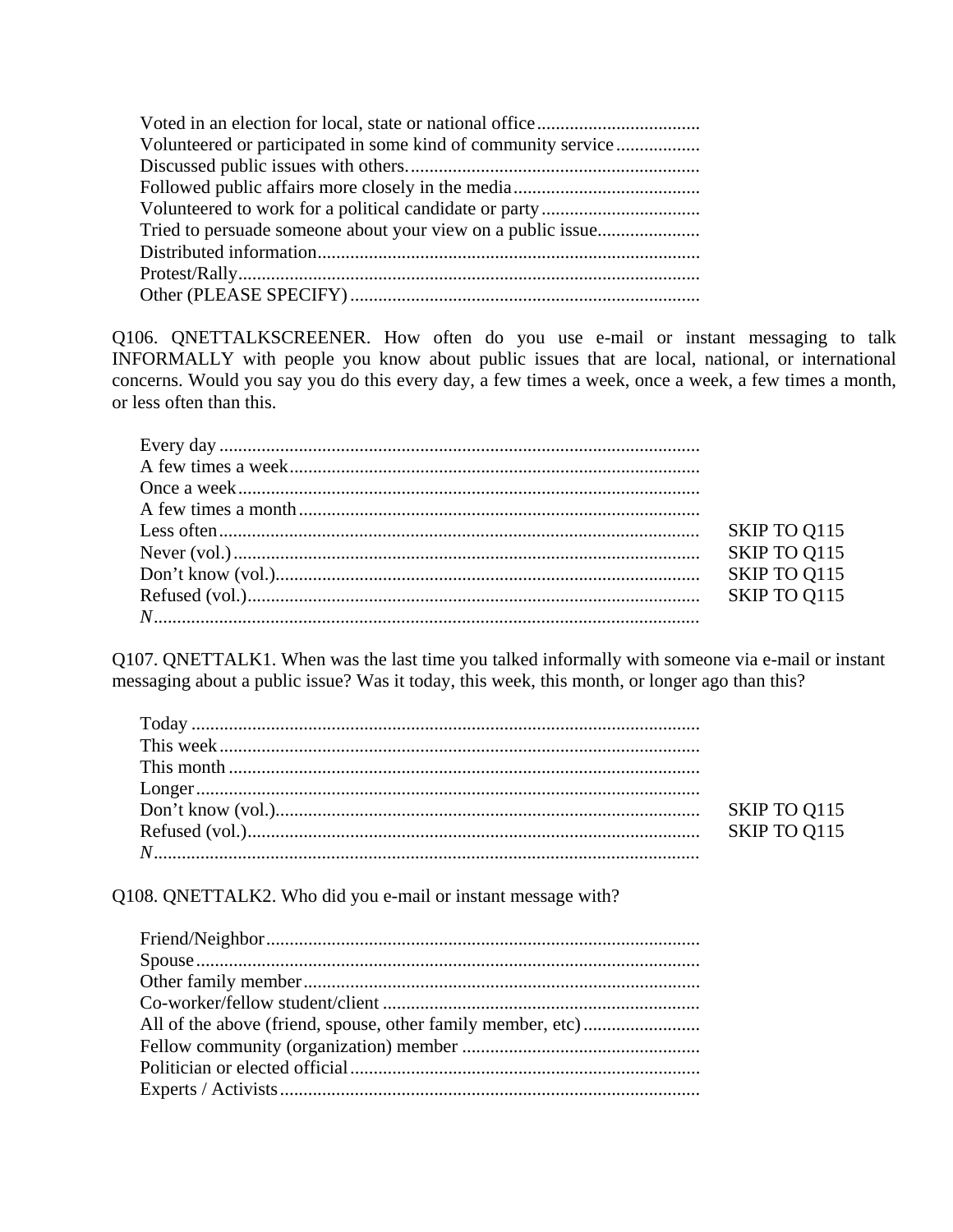Voted in an election for local, state or national office..................................
Volunteered or participated in some kind of community service.................
Discussed public issues with others..............................................................
Followed public affairs more closely in the media........................................
Volunteered to work for a political candidate or party..................................
Tried to persuade someone about your view on a public issue......................
Distributed information..................................................................................
Protest/Rally..................................................................................................
Other (PLEASE SPECIFY)...........................................................................

Q106. QNETTALKSCREENER. How often do you use e-mail or instant messaging to talk INFORMALLY with people you know about public issues that are local, national, or international concerns. Would you say you do this every day, a few times a week, once a week, a few times a month, or less often than this.

| | |
|---|---|
| Every day...................................................................................................... | |
| A few times a week........................................................................................ | |
| Once a week................................................................................................... | |
| A few times a month...................................................................................... | |
| Less often...................................................................................................... | SKIP TO Q115 |
| Never (vol.)................................................................................................... | SKIP TO Q115 |
| Don't know (vol.)........................................................................................... | SKIP TO Q115 |
| Refused (vol.)................................................................................................ | SKIP TO Q115 |
| *N*.................................................................................................................. | |

Q107. QNETTALK1. When was the last time you talked informally with someone via e-mail or instant messaging about a public issue? Was it today, this week, this month, or longer ago than this?

| | |
|---|---|
| Today............................................................................................................ | |
| This week...................................................................................................... | |
| This month.................................................................................................... | |
| Longer............................................................................................................ | |
| Don't know (vol.)........................................................................................... | SKIP TO Q115 |
| Refused (vol.)................................................................................................ | SKIP TO Q115 |
| *N*.................................................................................................................. | |

Q108. QNETTALK2. Who did you e-mail or instant message with?

Friend/Neighbor............................................................................................
Spouse...........................................................................................................
Other family member....................................................................................
Co-worker/fellow student/client...................................................................
All of the above (friend, spouse, other family member, etc).........................
Fellow community (organization) member..................................................
Politician or elected official..........................................................................
Experts / Activists.........................................................................................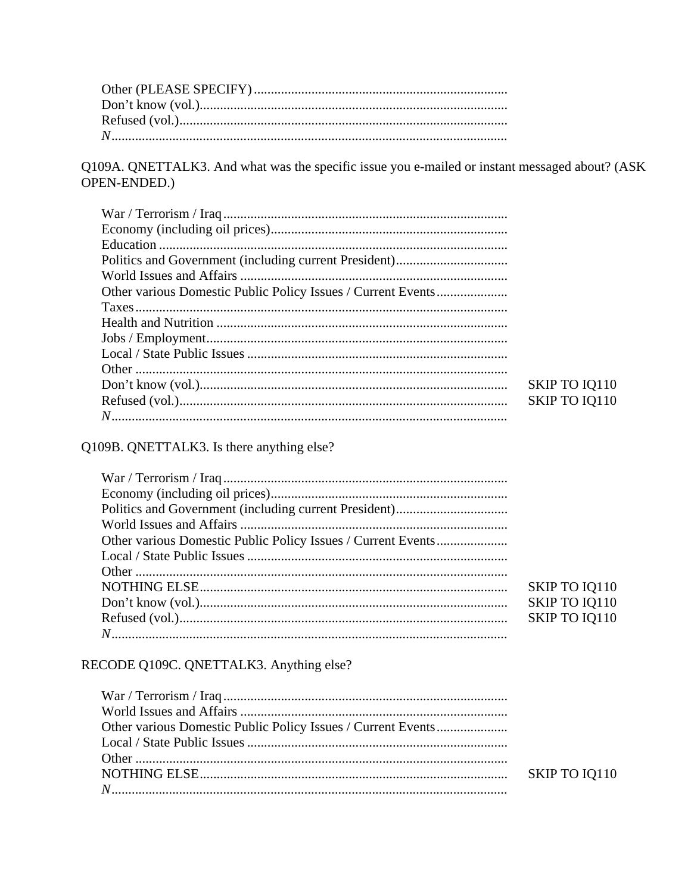Other (PLEASE SPECIFY)
Don't know (vol.)
Refused (vol.)
*N*

Q109A. QNETTALK3. And what was the specific issue you e-mailed or instant messaged about? (ASK OPEN-ENDED.)

| | |
|---|---|
| War / Terrorism / Iraq | |
| Economy (including oil prices) | |
| Education | |
| Politics and Government (including current President) | |
| World Issues and Affairs | |
| Other various Domestic Public Policy Issues / Current Events | |
| Taxes | |
| Health and Nutrition | |
| Jobs / Employment | |
| Local / State Public Issues | |
| Other | |
| Don't know (vol.) | SKIP TO IQ110 |
| Refused (vol.) | SKIP TO IQ110 |
| *N* | |

Q109B. QNETTALK3. Is there anything else?

| | |
|---|---|
| War / Terrorism / Iraq | |
| Economy (including oil prices) | |
| Politics and Government (including current President) | |
| World Issues and Affairs | |
| Other various Domestic Public Policy Issues / Current Events | |
| Local / State Public Issues | |
| Other | |
| NOTHING ELSE | SKIP TO IQ110 |
| Don't know (vol.) | SKIP TO IQ110 |
| Refused (vol.) | SKIP TO IQ110 |
| *N* | |

RECODE Q109C. QNETTALK3. Anything else?

| | |
|---|---|
| War / Terrorism / Iraq | |
| World Issues and Affairs | |
| Other various Domestic Public Policy Issues / Current Events | |
| Local / State Public Issues | |
| Other | |
| NOTHING ELSE | SKIP TO IQ110 |
| *N* | |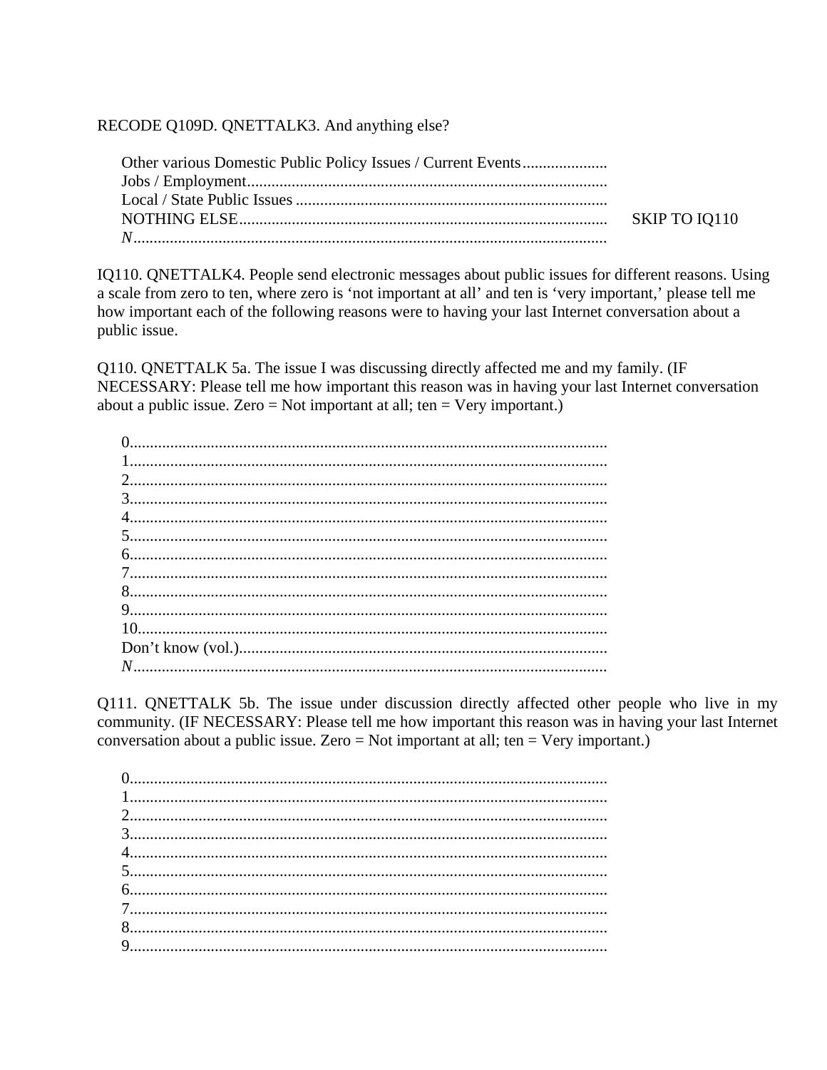RECODE Q109D. QNETTALK3. And anything else?

Other various Domestic Public Policy Issues / Current Events....................
Jobs / Employment........................................................................................
Local / State Public Issues ............................................................................
NOTHING ELSE.......................................................................................... SKIP TO IQ110
*N*...................................................................................................................

IQ110. QNETTALK4. People send electronic messages about public issues for different reasons. Using a scale from zero to ten, where zero is 'not important at all' and ten is 'very important,' please tell me how important each of the following reasons were to having your last Internet conversation about a public issue.

Q110. QNETTALK 5a. The issue I was discussing directly affected me and my family. (IF NECESSARY: Please tell me how important this reason was in having your last Internet conversation about a public issue. Zero = Not important at all; ten = Very important.)

0....................................................................................................................
1....................................................................................................................
2....................................................................................................................
3....................................................................................................................
4....................................................................................................................
5....................................................................................................................
6....................................................................................................................
7....................................................................................................................
8....................................................................................................................
9....................................................................................................................
10..................................................................................................................
Don't know (vol.)..........................................................................................
*N*...................................................................................................................

Q111. QNETTALK 5b. The issue under discussion directly affected other people who live in my community. (IF NECESSARY: Please tell me how important this reason was in having your last Internet conversation about a public issue. Zero = Not important at all; ten = Very important.)

0....................................................................................................................
1....................................................................................................................
2....................................................................................................................
3....................................................................................................................
4....................................................................................................................
5....................................................................................................................
6....................................................................................................................
7....................................................................................................................
8....................................................................................................................
9....................................................................................................................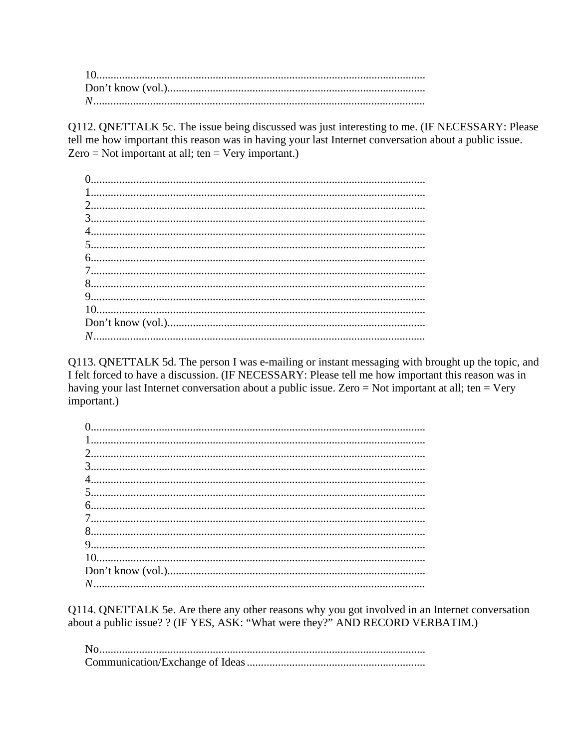10.......................................................................................................................
Don't know (vol.).......................................................................................
*N*........................................................................................................................

Q112. QNETTALK 5c. The issue being discussed was just interesting to me. (IF NECESSARY: Please tell me how important this reason was in having your last Internet conversation about a public issue. Zero = Not important at all; ten = Very important.)

0.......................................................................................................................
1.......................................................................................................................
2.......................................................................................................................
3.......................................................................................................................
4.......................................................................................................................
5.......................................................................................................................
6.......................................................................................................................
7.......................................................................................................................
8.......................................................................................................................
9.......................................................................................................................
10.....................................................................................................................
Don't know (vol.).......................................................................................
*N*........................................................................................................................

Q113. QNETTALK 5d. The person I was e-mailing or instant messaging with brought up the topic, and I felt forced to have a discussion. (IF NECESSARY: Please tell me how important this reason was in having your last Internet conversation about a public issue. Zero = Not important at all; ten = Very important.)

0.......................................................................................................................
1.......................................................................................................................
2.......................................................................................................................
3.......................................................................................................................
4.......................................................................................................................
5.......................................................................................................................
6.......................................................................................................................
7.......................................................................................................................
8.......................................................................................................................
9.......................................................................................................................
10.....................................................................................................................
Don't know (vol.).......................................................................................
*N*........................................................................................................................

Q114. QNETTALK 5e. Are there any other reasons why you got involved in an Internet conversation about a public issue? ? (IF YES, ASK: "What were they?" AND RECORD VERBATIM.)

No.....................................................................................................................
Communication/Exchange of Ideas ...............................................................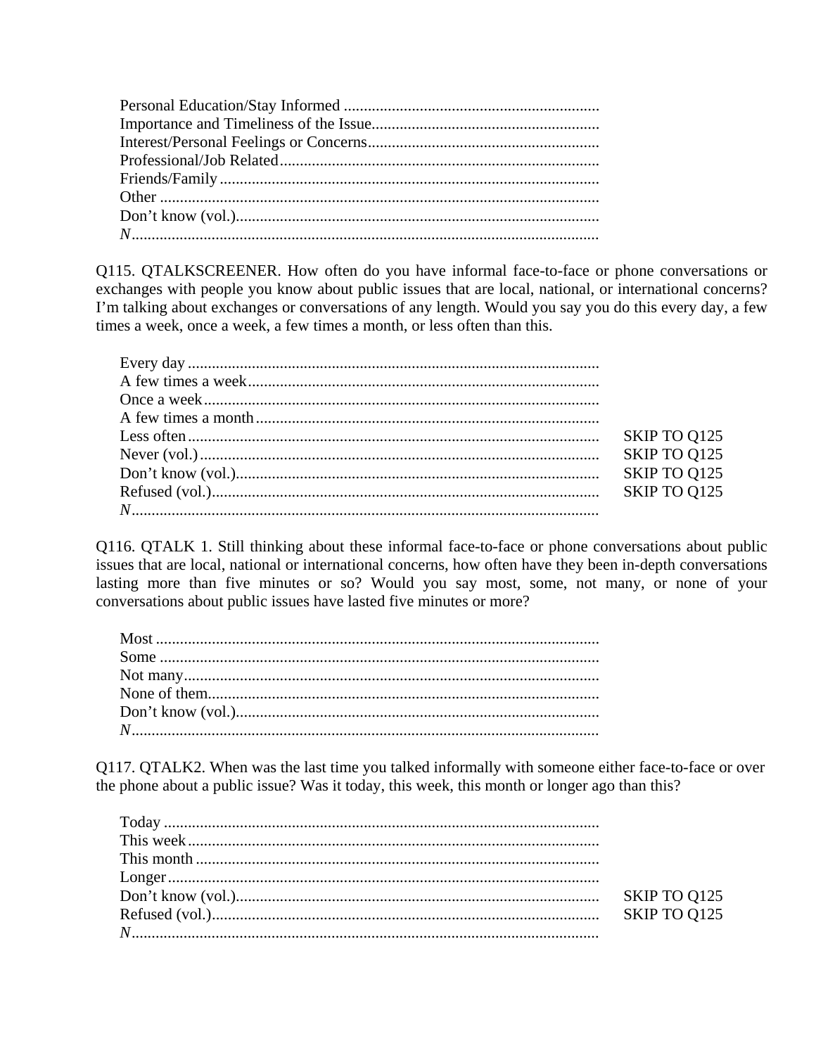Personal Education/Stay Informed ...............................................................
Importance and Timeliness of the Issue.........................................................
Interest/Personal Feelings or Concerns.........................................................
Professional/Job Related...............................................................................
Friends/Family..............................................................................................
Other .............................................................................................................
Don't know (vol.)..........................................................................................
*N*....................................................................................................................

Q115. QTALKSCREENER. How often do you have informal face-to-face or phone conversations or exchanges with people you know about public issues that are local, national, or international concerns? I'm talking about exchanges or conversations of any length. Would you say you do this every day, a few times a week, once a week, a few times a month, or less often than this.

| | |
|---|---|
| Every day ...................................................................................... | |
| A few times a week....................................................................... | |
| Once a week.................................................................................. | |
| A few times a month..................................................................... | |
| Less often...................................................................................... | SKIP TO Q125 |
| Never (vol.)................................................................................... | SKIP TO Q125 |
| Don't know (vol.).......................................................................... | SKIP TO Q125 |
| Refused (vol.)................................................................................ | SKIP TO Q125 |
| *N*.................................................................................................... | |

Q116. QTALK 1. Still thinking about these informal face-to-face or phone conversations about public issues that are local, national or international concerns, how often have they been in-depth conversations lasting more than five minutes or so? Would you say most, some, not many, or none of your conversations about public issues have lasted five minutes or more?

Most ..............................................................................................
Some .............................................................................................
Not many........................................................................................
None of them..................................................................................
Don't know (vol.)...........................................................................
*N*....................................................................................................

Q117. QTALK2. When was the last time you talked informally with someone either face-to-face or over the phone about a public issue? Was it today, this week, this month or longer ago than this?

| | |
|---|---|
| Today ............................................................................................ | |
| This week...................................................................................... | |
| This month .................................................................................... | |
| Longer........................................................................................... | |
| Don't know (vol.).......................................................................... | SKIP TO Q125 |
| Refused (vol.)................................................................................ | SKIP TO Q125 |
| *N*.................................................................................................... | |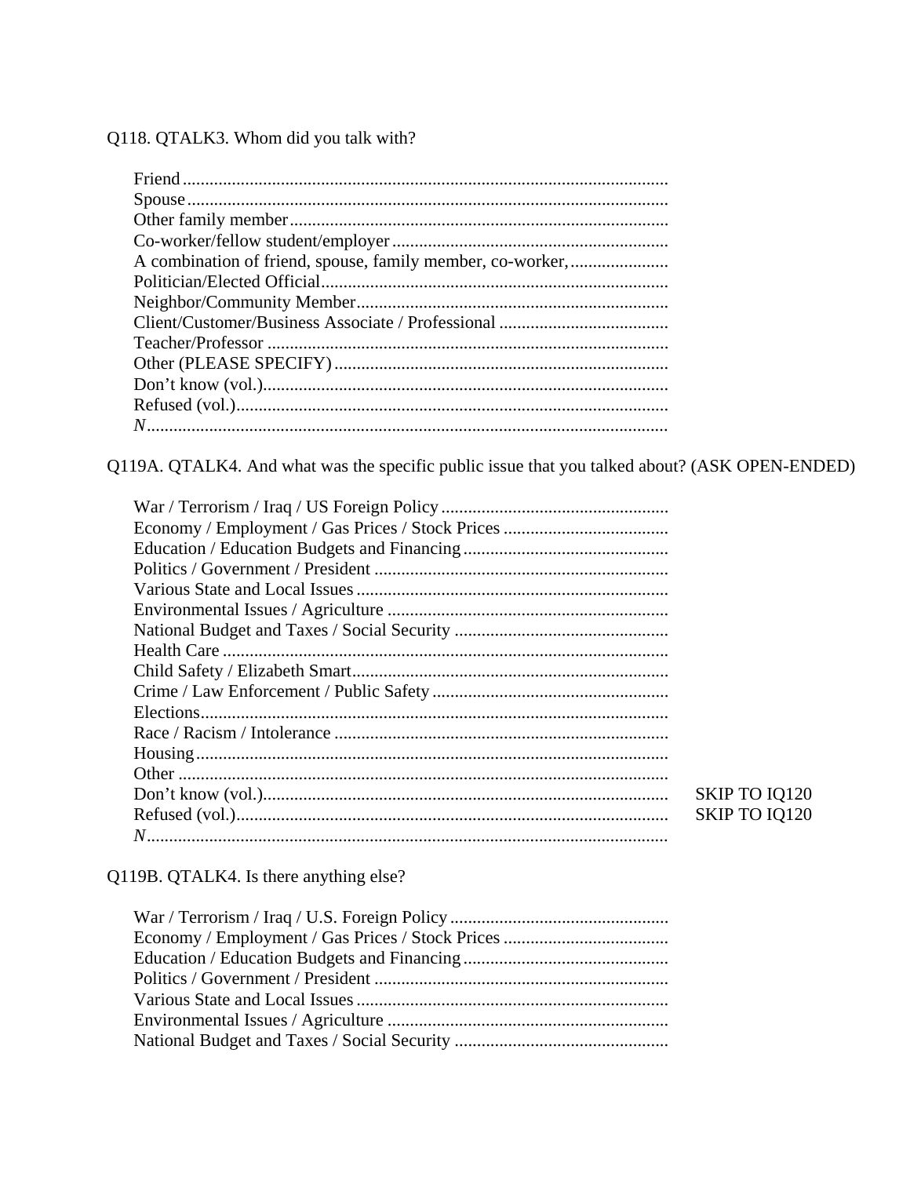Q118. QTALK3. Whom did you talk with?

| | |
|---|---|
| Friend | |
| Spouse | |
| Other family member | |
| Co-worker/fellow student/employer | |
| A combination of friend, spouse, family member, co-worker, | |
| Politician/Elected Official | |
| Neighbor/Community Member | |
| Client/Customer/Business Associate / Professional | |
| Teacher/Professor | |
| Other (PLEASE SPECIFY) | |
| Don't know (vol.) | |
| Refused (vol.) | |
| *N* | |

Q119A. QTALK4. And what was the specific public issue that you talked about? (ASK OPEN-ENDED)

| | | |
|---|---|---|
| War / Terrorism / Iraq / US Foreign Policy | | |
| Economy / Employment / Gas Prices / Stock Prices | | |
| Education / Education Budgets and Financing | | |
| Politics / Government / President | | |
| Various State and Local Issues | | |
| Environmental Issues / Agriculture | | |
| National Budget and Taxes / Social Security | | |
| Health Care | | |
| Child Safety / Elizabeth Smart | | |
| Crime / Law Enforcement / Public Safety | | |
| Elections | | |
| Race / Racism / Intolerance | | |
| Housing | | |
| Other | | |
| Don't know (vol.) | | SKIP TO IQ120 |
| Refused (vol.) | | SKIP TO IQ120 |
| *N* | | |

Q119B. QTALK4. Is there anything else?

| | |
|---|---|
| War / Terrorism / Iraq / U.S. Foreign Policy | |
| Economy / Employment / Gas Prices / Stock Prices | |
| Education / Education Budgets and Financing | |
| Politics / Government / President | |
| Various State and Local Issues | |
| Environmental Issues / Agriculture | |
| National Budget and Taxes / Social Security | |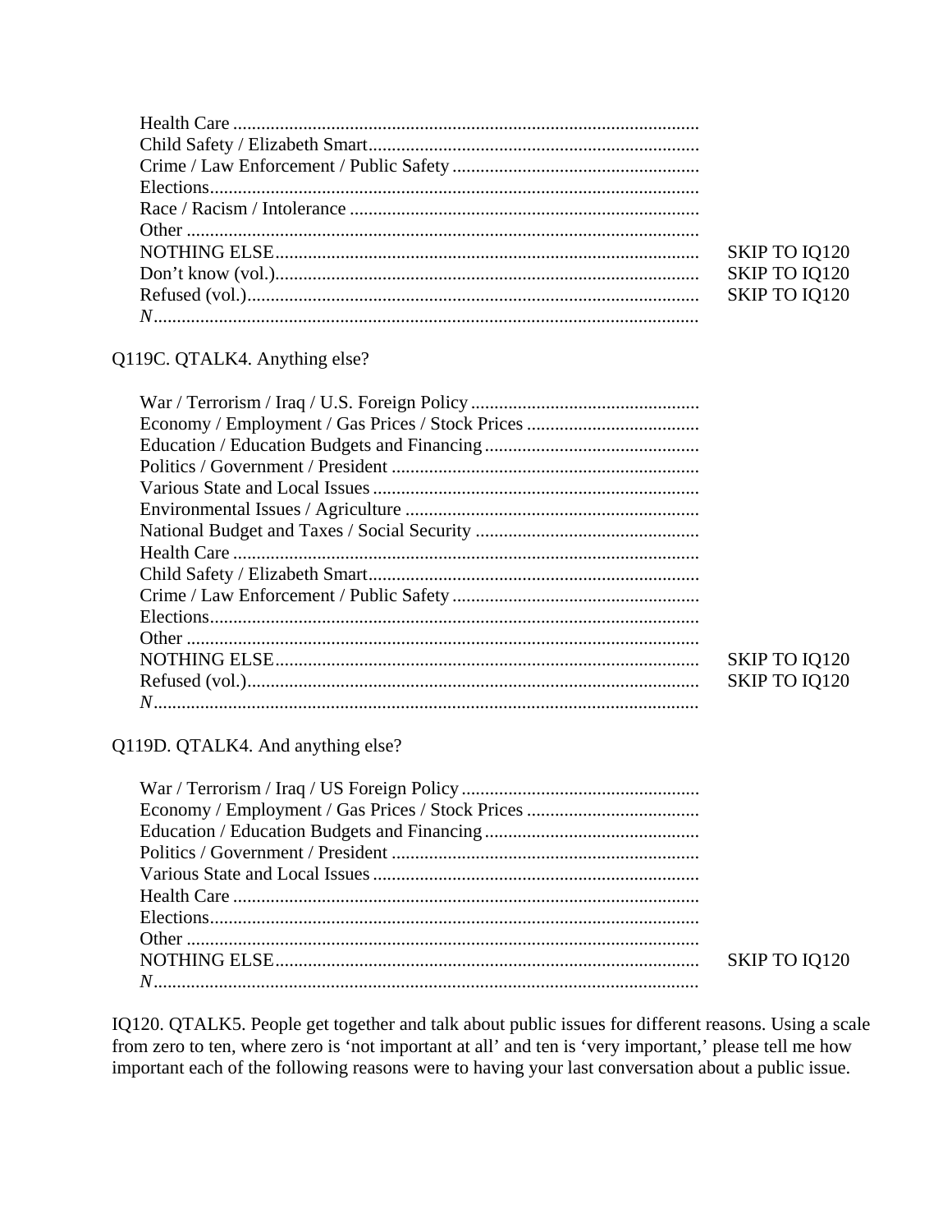| | |
|---|---|
| Health Care | |
| Child Safety / Elizabeth Smart | |
| Crime / Law Enforcement / Public Safety | |
| Elections | |
| Race / Racism / Intolerance | |
| Other | |
| NOTHING ELSE | SKIP TO IQ120 |
| Don't know (vol.) | SKIP TO IQ120 |
| Refused (vol.) | SKIP TO IQ120 |
| *N* | |

Q119C. QTALK4. Anything else?

| | |
|---|---|
| War / Terrorism / Iraq / U.S. Foreign Policy | |
| Economy / Employment / Gas Prices / Stock Prices | |
| Education / Education Budgets and Financing | |
| Politics / Government / President | |
| Various State and Local Issues | |
| Environmental Issues / Agriculture | |
| National Budget and Taxes / Social Security | |
| Health Care | |
| Child Safety / Elizabeth Smart | |
| Crime / Law Enforcement / Public Safety | |
| Elections | |
| Other | |
| NOTHING ELSE | SKIP TO IQ120 |
| Refused (vol.) | SKIP TO IQ120 |
| *N* | |

Q119D. QTALK4. And anything else?

| | |
|---|---|
| War / Terrorism / Iraq / US Foreign Policy | |
| Economy / Employment / Gas Prices / Stock Prices | |
| Education / Education Budgets and Financing | |
| Politics / Government / President | |
| Various State and Local Issues | |
| Health Care | |
| Elections | |
| Other | |
| NOTHING ELSE | SKIP TO IQ120 |
| *N* | |

IQ120. QTALK5. People get together and talk about public issues for different reasons. Using a scale from zero to ten, where zero is 'not important at all' and ten is 'very important,' please tell me how important each of the following reasons were to having your last conversation about a public issue.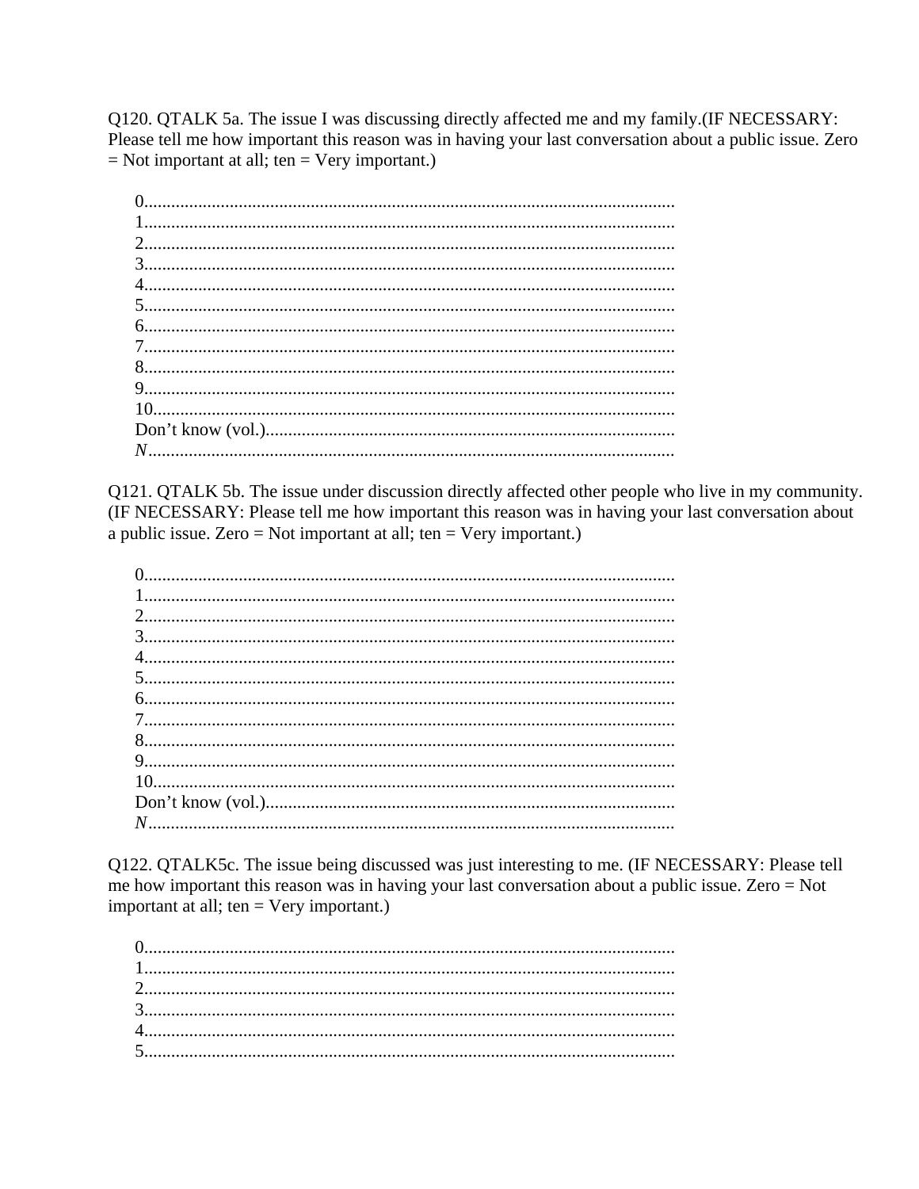Q120. QTALK 5a. The issue I was discussing directly affected me and my family.(IF NECESSARY: Please tell me how important this reason was in having your last conversation about a public issue. Zero = Not important at all; ten = Very important.)

- 0.....................................................................................................................
- 1.....................................................................................................................
- 2.....................................................................................................................
- 3.....................................................................................................................
- 4.....................................................................................................................
- 5.....................................................................................................................
- 6.....................................................................................................................
- 7.....................................................................................................................
- 8.....................................................................................................................
- 9.....................................................................................................................
- 10...................................................................................................................
- Don't know (vol.)...........................................................................................
- *N*....................................................................................................................

Q121. QTALK 5b. The issue under discussion directly affected other people who live in my community. (IF NECESSARY: Please tell me how important this reason was in having your last conversation about a public issue. Zero = Not important at all; ten = Very important.)

- 0.....................................................................................................................
- 1.....................................................................................................................
- 2.....................................................................................................................
- 3.....................................................................................................................
- 4.....................................................................................................................
- 5.....................................................................................................................
- 6.....................................................................................................................
- 7.....................................................................................................................
- 8.....................................................................................................................
- 9.....................................................................................................................
- 10...................................................................................................................
- Don't know (vol.)...........................................................................................
- *N*....................................................................................................................

Q122. QTALK5c. The issue being discussed was just interesting to me. (IF NECESSARY: Please tell me how important this reason was in having your last conversation about a public issue. Zero = Not important at all; ten = Very important.)

- 0.....................................................................................................................
- 1.....................................................................................................................
- 2.....................................................................................................................
- 3.....................................................................................................................
- 4.....................................................................................................................
- 5.....................................................................................................................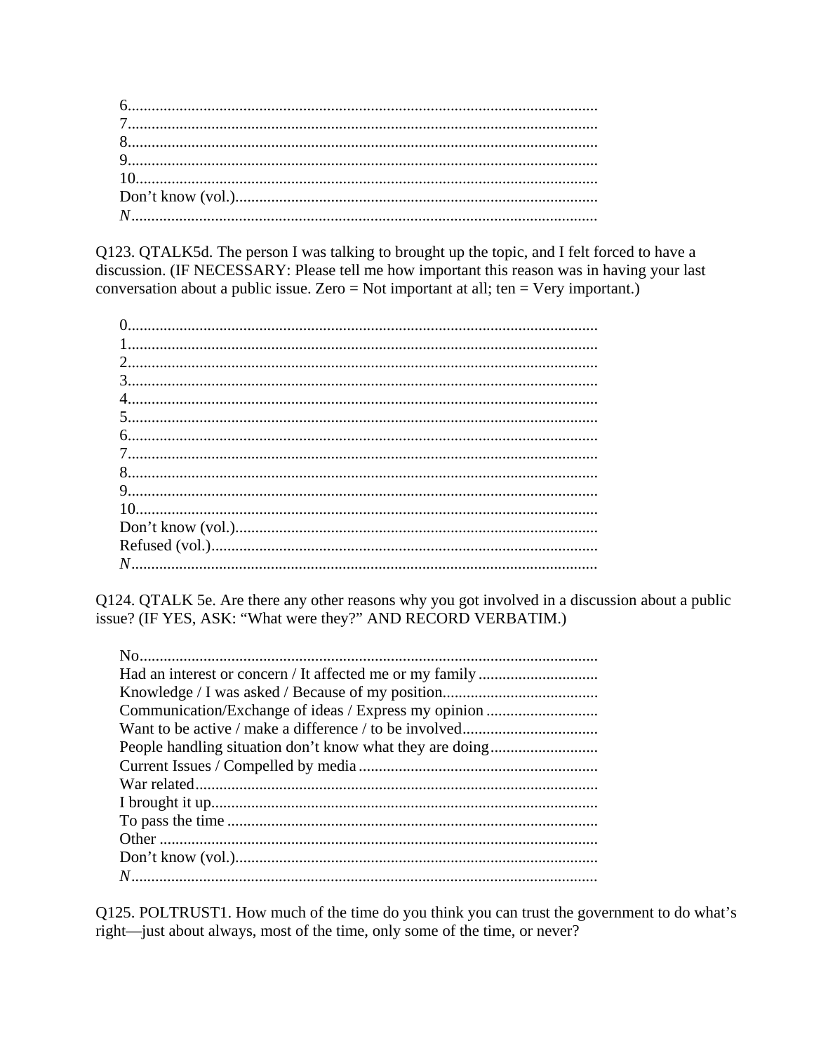6.....................................................................................................................
7.....................................................................................................................
8.....................................................................................................................
9.....................................................................................................................
10...................................................................................................................
Don't know (vol.)...........................................................................................
*N*....................................................................................................................

Q123. QTALK5d. The person I was talking to brought up the topic, and I felt forced to have a discussion. (IF NECESSARY: Please tell me how important this reason was in having your last conversation about a public issue. Zero = Not important at all; ten = Very important.)

0.....................................................................................................................
1.....................................................................................................................
2.....................................................................................................................
3.....................................................................................................................
4.....................................................................................................................
5.....................................................................................................................
6.....................................................................................................................
7.....................................................................................................................
8.....................................................................................................................
9.....................................................................................................................
10...................................................................................................................
Don't know (vol.)...........................................................................................
Refused (vol.)................................................................................................
*N*....................................................................................................................

Q124. QTALK 5e. Are there any other reasons why you got involved in a discussion about a public issue? (IF YES, ASK: "What were they?" AND RECORD VERBATIM.)

No..................................................................................................................
Had an interest or concern / It affected me or my family ..............................
Knowledge / I was asked / Because of my position.......................................
Communication/Exchange of ideas / Express my opinion ............................
Want to be active / make a difference / to be involved..................................
People handling situation don't know what they are doing...........................
Current Issues / Compelled by media ............................................................
War related.....................................................................................................
I brought it up.................................................................................................
To pass the time .............................................................................................
Other ..............................................................................................................
Don't know (vol.)...........................................................................................
*N*....................................................................................................................

Q125. POLTRUST1. How much of the time do you think you can trust the government to do what's right—just about always, most of the time, only some of the time, or never?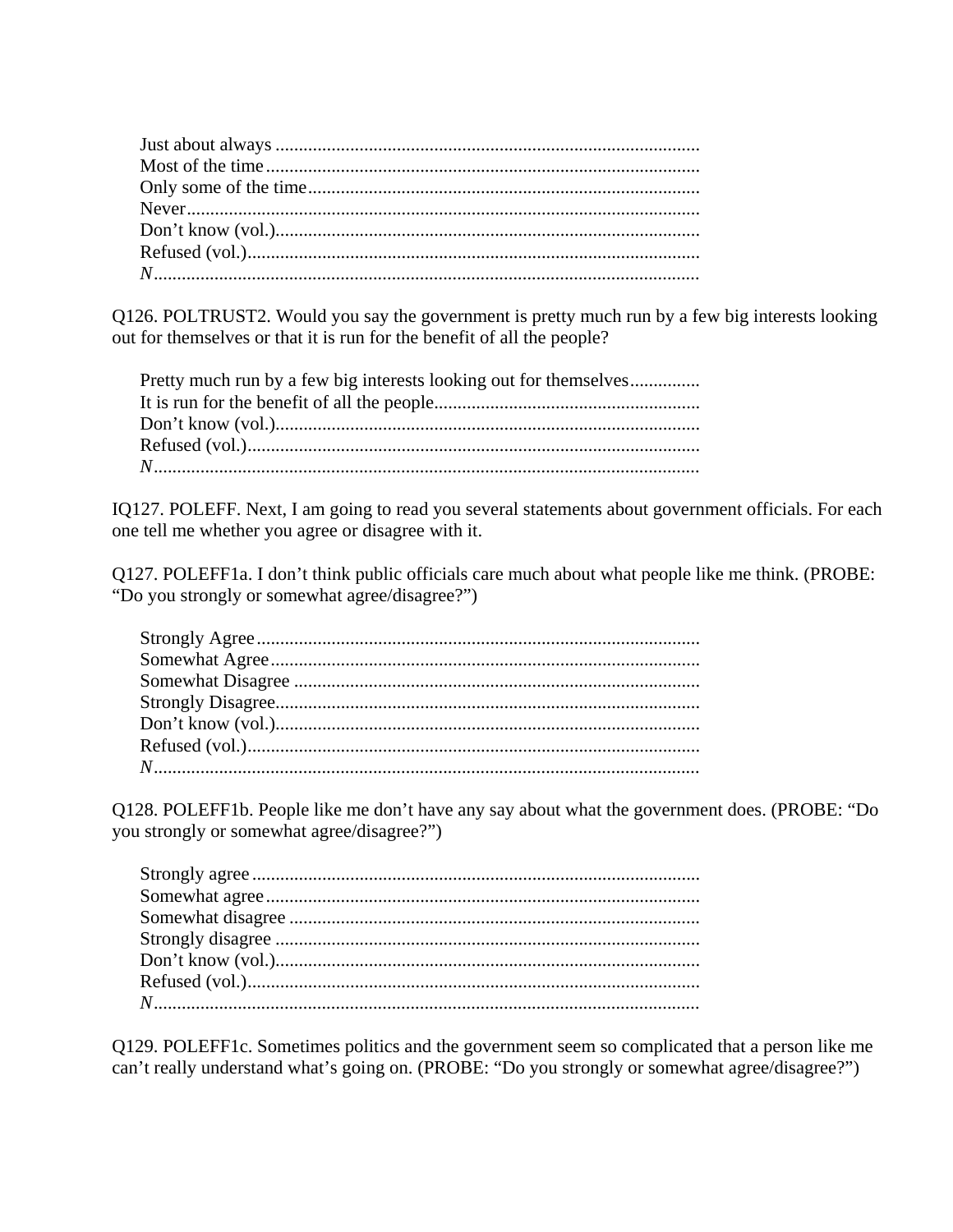Just about always ..........................................................................................
Most of the time ............................................................................................
Only some of the time ...................................................................................
Never ............................................................................................................
Don't know (vol.) ..........................................................................................
Refused (vol.) ................................................................................................
*N* ....................................................................................................................

Q126. POLTRUST2. Would you say the government is pretty much run by a few big interests looking out for themselves or that it is run for the benefit of all the people?

Pretty much run by a few big interests looking out for themselves ..............
It is run for the benefit of all the people ........................................................
Don't know (vol.) ..........................................................................................
Refused (vol.) ................................................................................................
*N* ....................................................................................................................

IQ127. POLEFF. Next, I am going to read you several statements about government officials. For each one tell me whether you agree or disagree with it.

Q127. POLEFF1a. I don't think public officials care much about what people like me think. (PROBE: "Do you strongly or somewhat agree/disagree?")

Strongly Agree ..............................................................................................
Somewhat Agree ...........................................................................................
Somewhat Disagree ......................................................................................
Strongly Disagree .........................................................................................
Don't know (vol.) ..........................................................................................
Refused (vol.) ................................................................................................
*N* ....................................................................................................................

Q128. POLEFF1b. People like me don't have any say about what the government does. (PROBE: "Do you strongly or somewhat agree/disagree?")

Strongly agree ...............................................................................................
Somewhat agree ............................................................................................
Somewhat disagree .......................................................................................
Strongly disagree ..........................................................................................
Don't know (vol.) ..........................................................................................
Refused (vol.) ................................................................................................
*N* ....................................................................................................................

Q129. POLEFF1c. Sometimes politics and the government seem so complicated that a person like me can't really understand what's going on. (PROBE: "Do you strongly or somewhat agree/disagree?")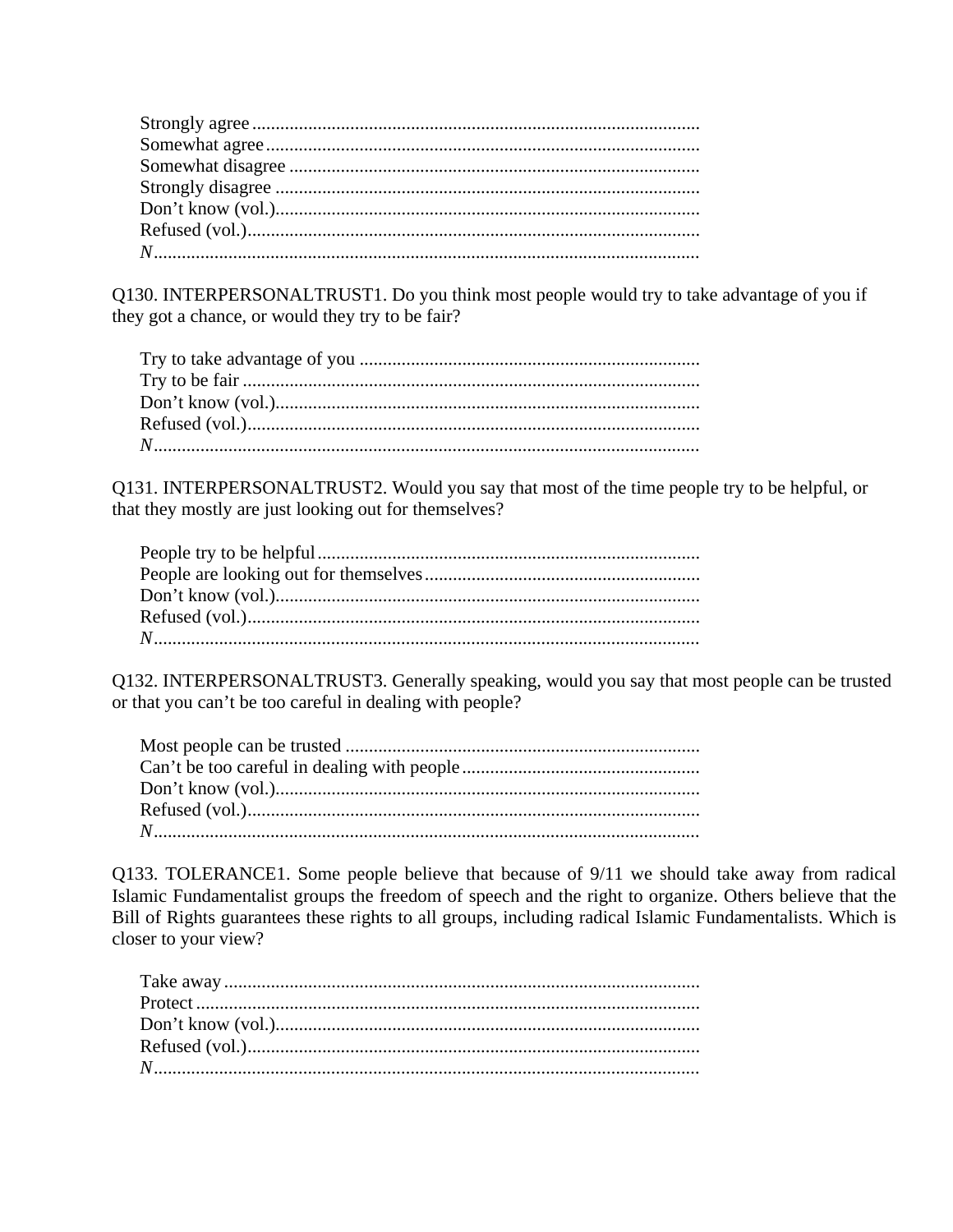Strongly agree ................................................................................................
Somewhat agree ..............................................................................................
Somewhat disagree .........................................................................................
Strongly disagree ............................................................................................
Don't know (vol.)............................................................................................
Refused (vol.)..................................................................................................
*N*......................................................................................................................

Q130. INTERPERSONALTRUST1. Do you think most people would try to take advantage of you if they got a chance, or would they try to be fair?

Try to take advantage of you .........................................................................
Try to be fair ...................................................................................................
Don't know (vol.)............................................................................................
Refused (vol.)..................................................................................................
*N*......................................................................................................................

Q131. INTERPERSONALTRUST2. Would you say that most of the time people try to be helpful, or that they mostly are just looking out for themselves?

People try to be helpful ..................................................................................
People are looking out for themselves............................................................
Don't know (vol.)............................................................................................
Refused (vol.)..................................................................................................
*N*......................................................................................................................

Q132. INTERPERSONALTRUST3. Generally speaking, would you say that most people can be trusted or that you can't be too careful in dealing with people?

Most people can be trusted .............................................................................
Can't be too careful in dealing with people ...................................................
Don't know (vol.)............................................................................................
Refused (vol.)..................................................................................................
*N*......................................................................................................................

Q133. TOLERANCE1. Some people believe that because of 9/11 we should take away from radical Islamic Fundamentalist groups the freedom of speech and the right to organize. Others believe that the Bill of Rights guarantees these rights to all groups, including radical Islamic Fundamentalists. Which is closer to your view?

Take away .......................................................................................................
Protect .............................................................................................................
Don't know (vol.)............................................................................................
Refused (vol.)..................................................................................................
*N*......................................................................................................................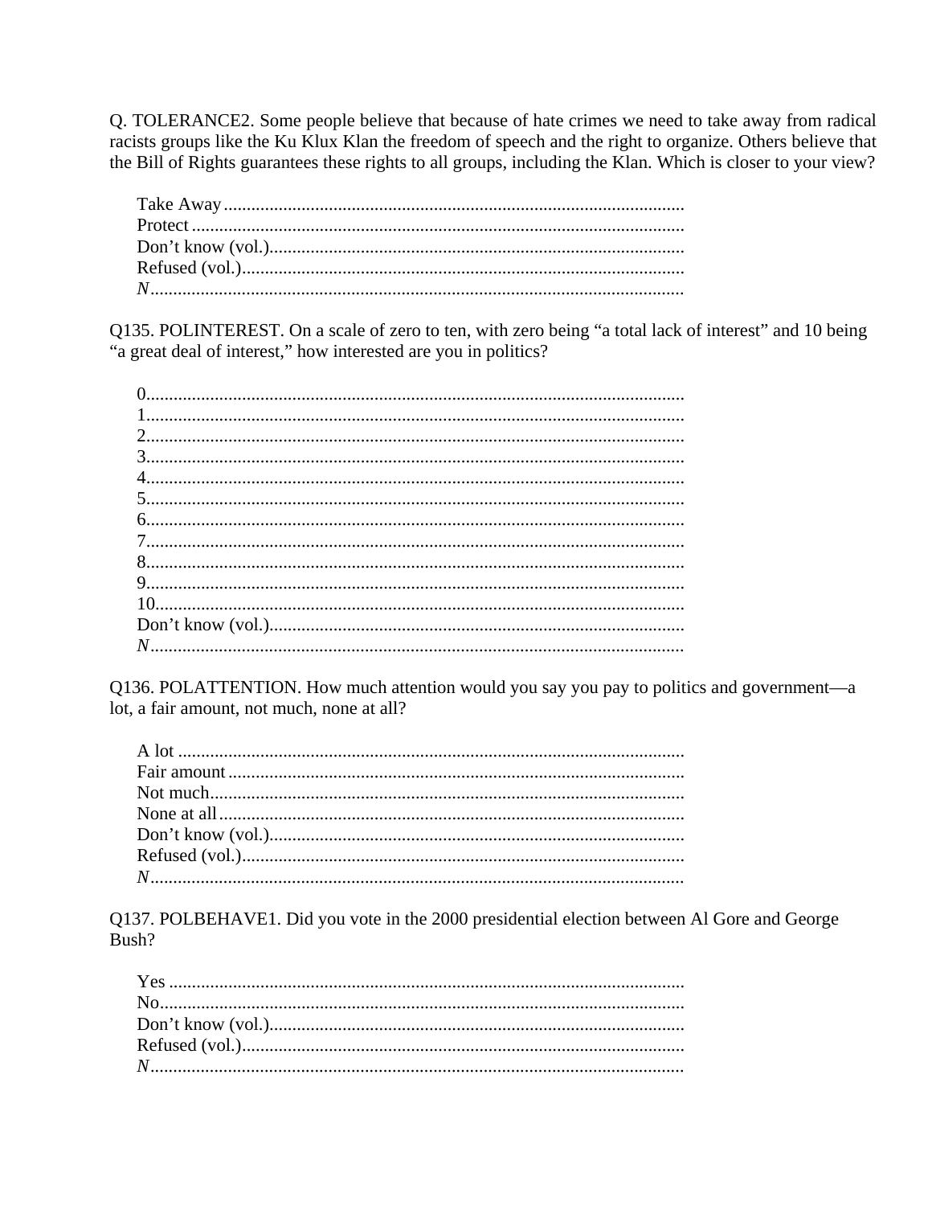Q. TOLERANCE2. Some people believe that because of hate crimes we need to take away from radical racists groups like the Ku Klux Klan the freedom of speech and the right to organize. Others believe that the Bill of Rights guarantees these rights to all groups, including the Klan. Which is closer to your view?

Take Away....................................................................................................
Protect.........................................................................................................
Don't know (vol.)........................................................................................
Refused (vol.)...............................................................................................
*N*.................................................................................................................

Q135. POLINTEREST. On a scale of zero to ten, with zero being "a total lack of interest" and 10 being "a great deal of interest," how interested are you in politics?

0....................................................................................................................
1....................................................................................................................
2....................................................................................................................
3....................................................................................................................
4....................................................................................................................
5....................................................................................................................
6....................................................................................................................
7....................................................................................................................
8....................................................................................................................
9....................................................................................................................
10..................................................................................................................
Don't know (vol.)........................................................................................
*N*.................................................................................................................

Q136. POLATTENTION. How much attention would you say you pay to politics and government—a lot, a fair amount, not much, none at all?

A lot ............................................................................................................
Fair amount..................................................................................................
Not much......................................................................................................
None at all...................................................................................................
Don't know (vol.)........................................................................................
Refused (vol.)...............................................................................................
*N*.................................................................................................................

Q137. POLBEHAVE1. Did you vote in the 2000 presidential election between Al Gore and George Bush?

Yes ...............................................................................................................
No.................................................................................................................
Don't know (vol.)........................................................................................
Refused (vol.)...............................................................................................
*N*.................................................................................................................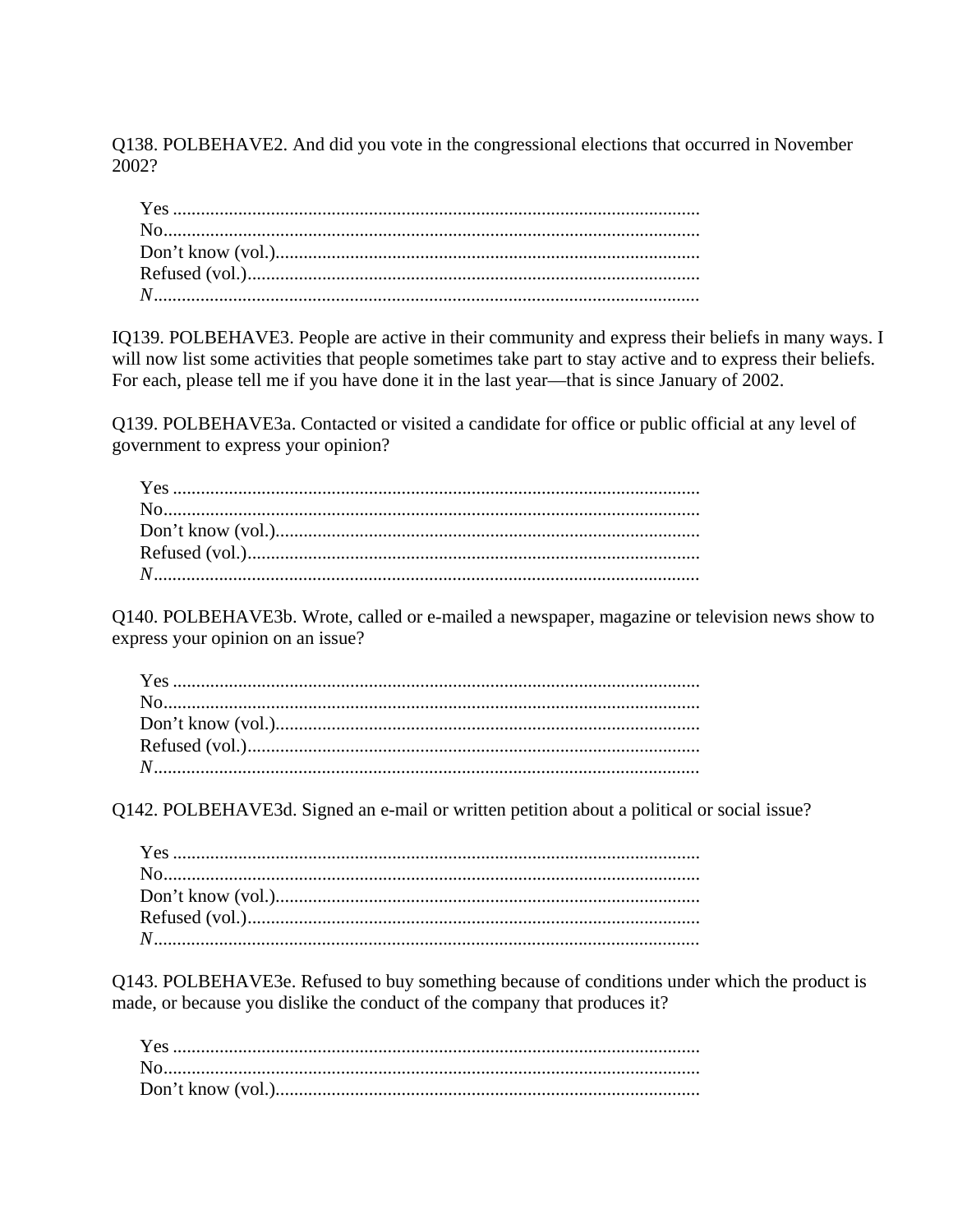Q138. POLBEHAVE2. And did you vote in the congressional elections that occurred in November 2002?

Yes ................................................................................................................
No...................................................................................................................
Don't know (vol.)..........................................................................................
Refused (vol.)................................................................................................
*N*.....................................................................................................................

IQ139. POLBEHAVE3. People are active in their community and express their beliefs in many ways. I will now list some activities that people sometimes take part to stay active and to express their beliefs. For each, please tell me if you have done it in the last year—that is since January of 2002.

Q139. POLBEHAVE3a. Contacted or visited a candidate for office or public official at any level of government to express your opinion?

Yes ................................................................................................................
No...................................................................................................................
Don't know (vol.)..........................................................................................
Refused (vol.)................................................................................................
*N*.....................................................................................................................

Q140. POLBEHAVE3b. Wrote, called or e-mailed a newspaper, magazine or television news show to express your opinion on an issue?

Yes ................................................................................................................
No...................................................................................................................
Don't know (vol.)..........................................................................................
Refused (vol.)................................................................................................
*N*.....................................................................................................................

Q142. POLBEHAVE3d. Signed an e-mail or written petition about a political or social issue?

Yes ................................................................................................................
No...................................................................................................................
Don't know (vol.)..........................................................................................
Refused (vol.)................................................................................................
*N*.....................................................................................................................

Q143. POLBEHAVE3e. Refused to buy something because of conditions under which the product is made, or because you dislike the conduct of the company that produces it?

Yes ................................................................................................................
No...................................................................................................................
Don't know (vol.)..........................................................................................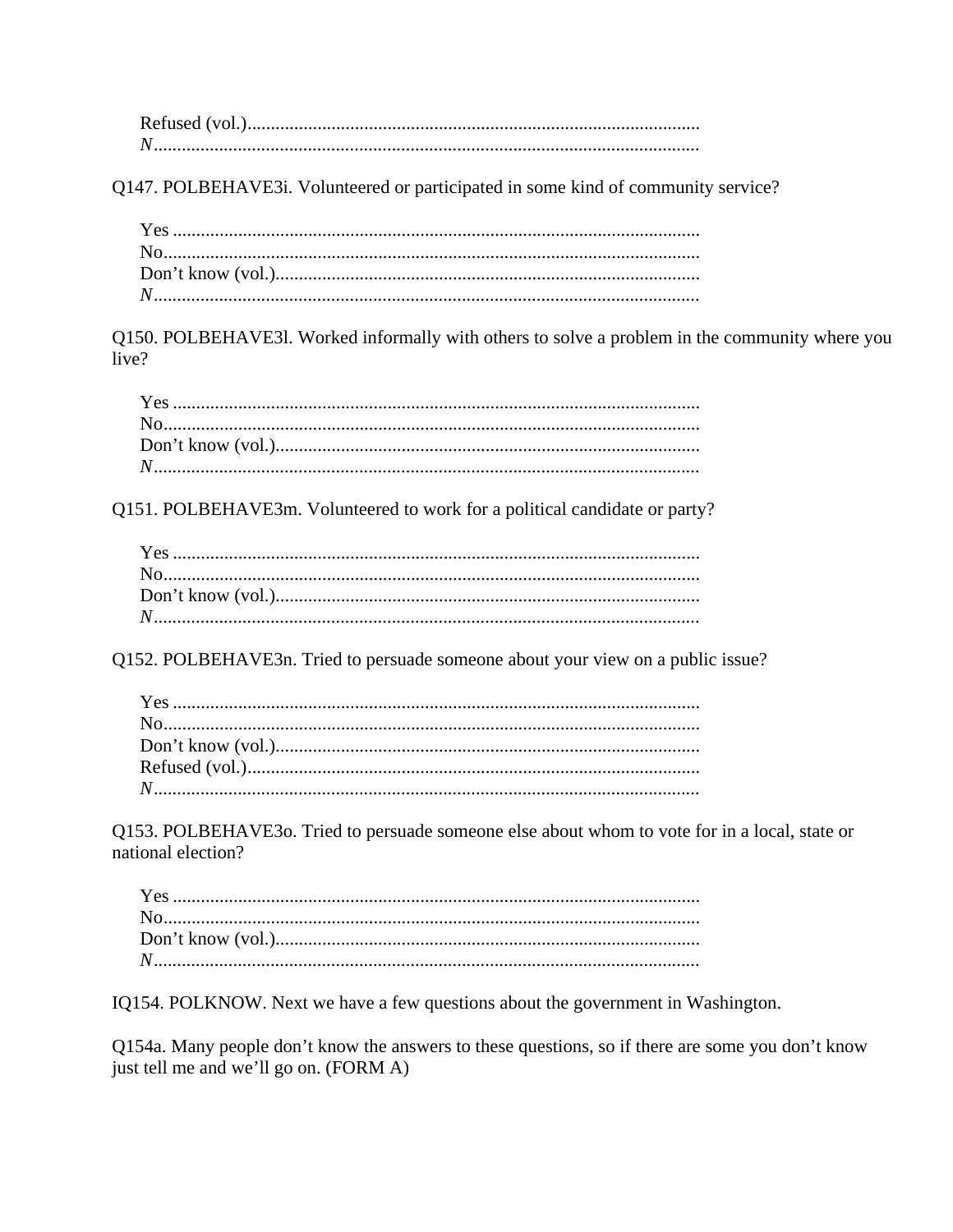Refused (vol.)................................................................................................
*N*...................................................................................................................

Q147. POLBEHAVE3i. Volunteered or participated in some kind of community service?

Yes ...............................................................................................................
No.................................................................................................................
Don't know (vol.)..........................................................................................
*N*...................................................................................................................

Q150. POLBEHAVE3l. Worked informally with others to solve a problem in the community where you live?

Yes ...............................................................................................................
No.................................................................................................................
Don't know (vol.)..........................................................................................
*N*...................................................................................................................

Q151. POLBEHAVE3m. Volunteered to work for a political candidate or party?

Yes ...............................................................................................................
No.................................................................................................................
Don't know (vol.)..........................................................................................
*N*...................................................................................................................

Q152. POLBEHAVE3n. Tried to persuade someone about your view on a public issue?

Yes ...............................................................................................................
No.................................................................................................................
Don't know (vol.)..........................................................................................
Refused (vol.)................................................................................................
*N*...................................................................................................................

Q153. POLBEHAVE3o. Tried to persuade someone else about whom to vote for in a local, state or national election?

Yes ...............................................................................................................
No.................................................................................................................
Don't know (vol.)..........................................................................................
*N*...................................................................................................................

IQ154. POLKNOW. Next we have a few questions about the government in Washington.

Q154a. Many people don't know the answers to these questions, so if there are some you don't know just tell me and we'll go on. (FORM A)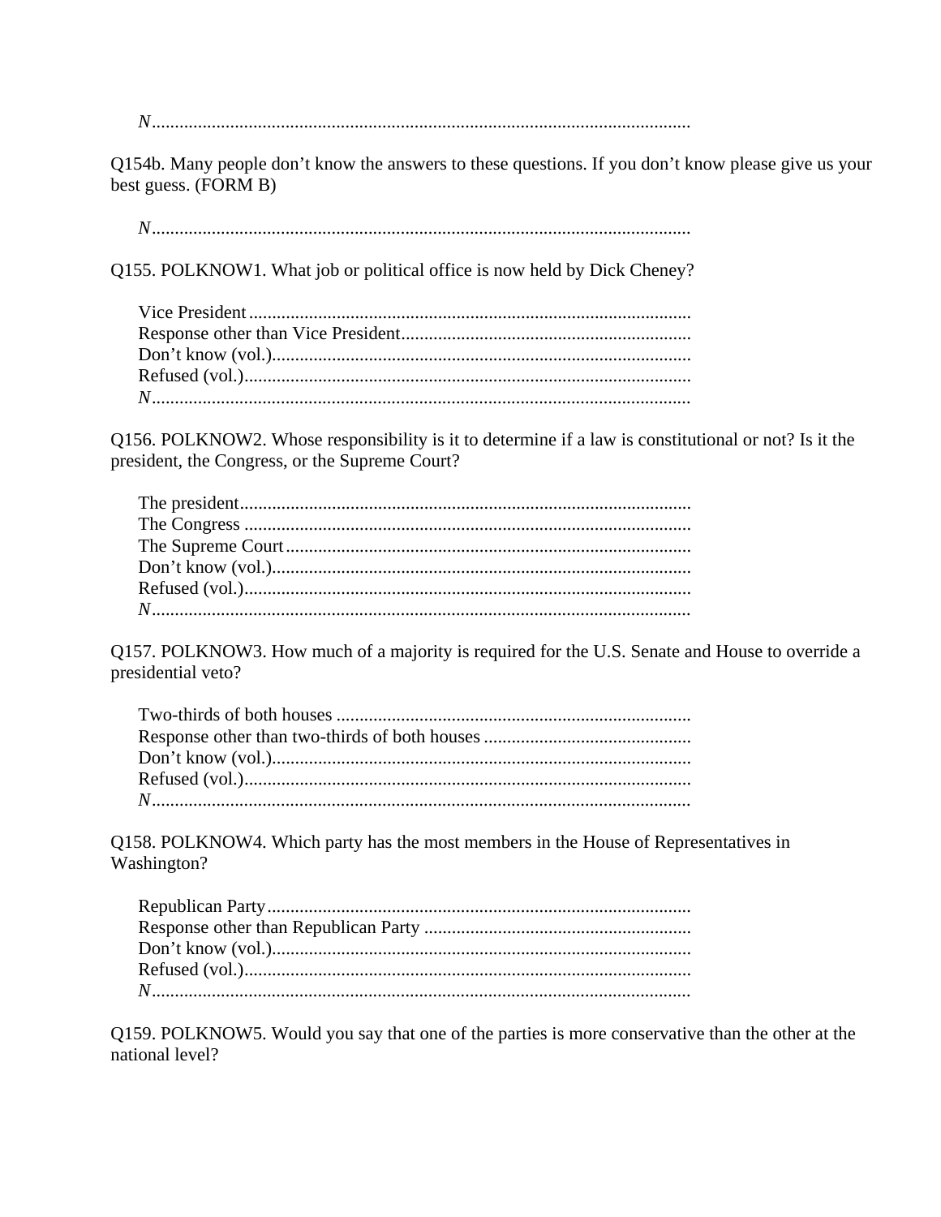*N*........................................................................................................................

Q154b. Many people don't know the answers to these questions. If you don't know please give us your best guess. (FORM B)

*N*........................................................................................................................

Q155. POLKNOW1. What job or political office is now held by Dick Cheney?

Vice President ................................................................................................
Response other than Vice President...............................................................
Don't know (vol.)............................................................................................
Refused (vol.)..................................................................................................
*N*........................................................................................................................

Q156. POLKNOW2. Whose responsibility is it to determine if a law is constitutional or not? Is it the president, the Congress, or the Supreme Court?

The president...................................................................................................
The Congress ..................................................................................................
The Supreme Court ..........................................................................................
Don't know (vol.)............................................................................................
Refused (vol.)..................................................................................................
*N*........................................................................................................................

Q157. POLKNOW3. How much of a majority is required for the U.S. Senate and House to override a presidential veto?

Two-thirds of both houses ..............................................................................
Response other than two-thirds of both houses .............................................
Don't know (vol.)............................................................................................
Refused (vol.)..................................................................................................
*N*........................................................................................................................

Q158. POLKNOW4. Which party has the most members in the House of Representatives in Washington?

Republican Party.............................................................................................
Response other than Republican Party ..........................................................
Don't know (vol.)............................................................................................
Refused (vol.)..................................................................................................
*N*........................................................................................................................

Q159. POLKNOW5. Would you say that one of the parties is more conservative than the other at the national level?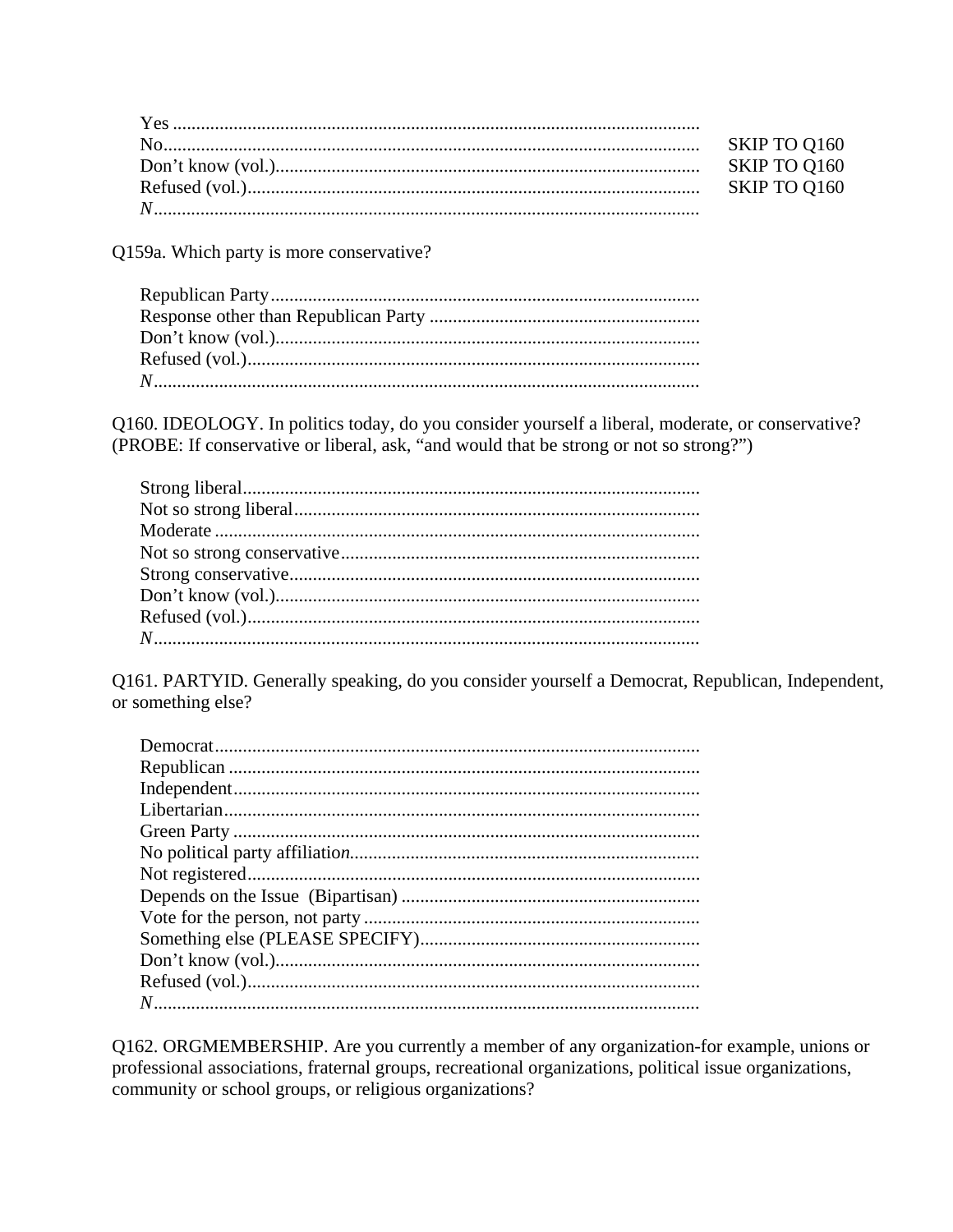| | |
|---|---|
| Yes | |
| No | SKIP TO Q160 |
| Don’t know (vol.) | SKIP TO Q160 |
| Refused (vol.) | SKIP TO Q160 |
| *N* | |

Q159a. Which party is more conservative?

- Republican Party
- Response other than Republican Party
- Don’t know (vol.)
- Refused (vol.)
- *N*

Q160. IDEOLOGY. In politics today, do you consider yourself a liberal, moderate, or conservative? (PROBE: If conservative or liberal, ask, “and would that be strong or not so strong?”)

- Strong liberal
- Not so strong liberal
- Moderate
- Not so strong conservative
- Strong conservative
- Don’t know (vol.)
- Refused (vol.)
- *N*

Q161. PARTYID. Generally speaking, do you consider yourself a Democrat, Republican, Independent, or something else?

- Democrat
- Republican
- Independent
- Libertarian
- Green Party
- No political party affiliation
- Not registered
- Depends on the Issue (Bipartisan)
- Vote for the person, not party
- Something else (PLEASE SPECIFY)
- Don’t know (vol.)
- Refused (vol.)
- *N*

Q162. ORGMEMBERSHIP. Are you currently a member of any organization-for example, unions or professional associations, fraternal groups, recreational organizations, political issue organizations, community or school groups, or religious organizations?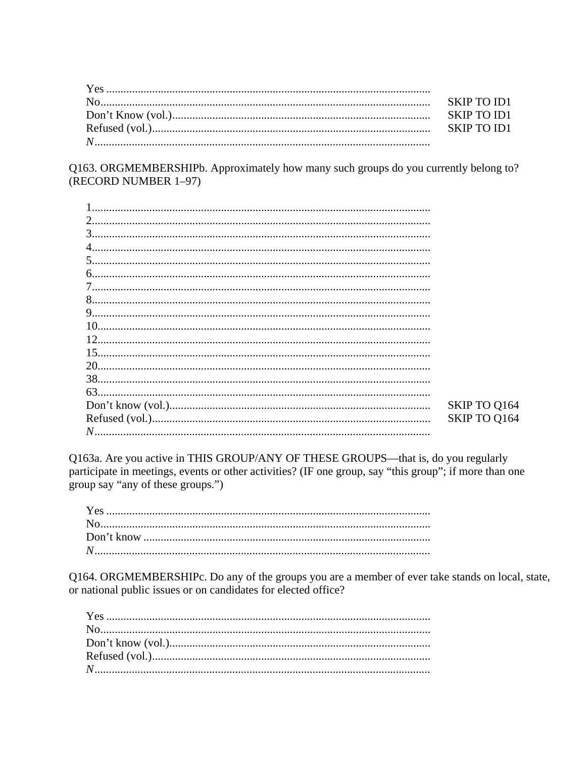| | |
|---|---|
| Yes | |
| No | SKIP TO ID1 |
| Don't Know (vol.) | SKIP TO ID1 |
| Refused (vol.) | SKIP TO ID1 |
| *N* | |

Q163. ORGMEMBERSHIPb. Approximately how many such groups do you currently belong to? (RECORD NUMBER 1–97)

| | |
|---|---|
| 1 | |
| 2 | |
| 3 | |
| 4 | |
| 5 | |
| 6 | |
| 7 | |
| 8 | |
| 9 | |
| 10 | |
| 12 | |
| 15 | |
| 20 | |
| 38 | |
| 63 | |
| Don't know (vol.) | SKIP TO Q164 |
| Refused (vol.) | SKIP TO Q164 |
| *N* | |

Q163a. Are you active in THIS GROUP/ANY OF THESE GROUPS—that is, do you regularly participate in meetings, events or other activities? (IF one group, say "this group"; if more than one group say "any of these groups.")

| |
|---|
| Yes |
| No |
| Don't know |
| *N* |

Q164. ORGMEMBERSHIPc. Do any of the groups you are a member of ever take stands on local, state, or national public issues or on candidates for elected office?

| |
|---|
| Yes |
| No |
| Don't know (vol.) |
| Refused (vol.) |
| *N* |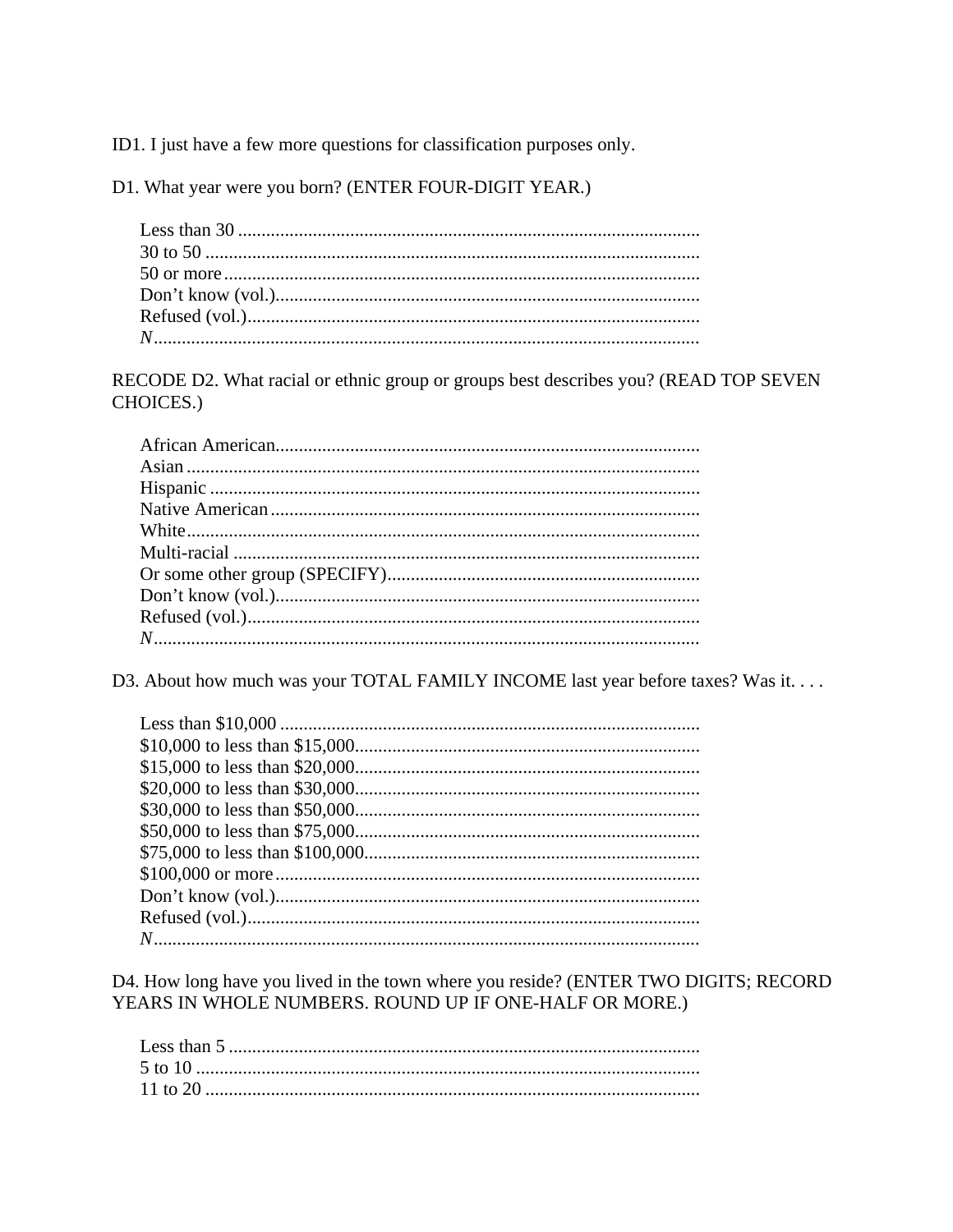ID1. I just have a few more questions for classification purposes only.

D1. What year were you born? (ENTER FOUR-DIGIT YEAR.)

- Less than 30 ........................................
- 30 to 50 ........................................
- 50 or more ........................................
- Don't know (vol.) ........................................
- Refused (vol.) ........................................
- *N* ........................................

RECODE D2. What racial or ethnic group or groups best describes you? (READ TOP SEVEN CHOICES.)

- African American ........................................
- Asian ........................................
- Hispanic ........................................
- Native American ........................................
- White ........................................
- Multi-racial ........................................
- Or some other group (SPECIFY) ........................................
- Don't know (vol.) ........................................
- Refused (vol.) ........................................
- *N* ........................................

D3. About how much was your TOTAL FAMILY INCOME last year before taxes? Was it. . . .

- Less than $10,000 ........................................
- $10,000 to less than $15,000 ........................................
- $15,000 to less than $20,000 ........................................
- $20,000 to less than $30,000 ........................................
- $30,000 to less than $50,000 ........................................
- $50,000 to less than $75,000 ........................................
- $75,000 to less than $100,000 ........................................
- $100,000 or more ........................................
- Don't know (vol.) ........................................
- Refused (vol.) ........................................
- *N* ........................................

D4. How long have you lived in the town where you reside? (ENTER TWO DIGITS; RECORD YEARS IN WHOLE NUMBERS. ROUND UP IF ONE-HALF OR MORE.)

- Less than 5 ........................................
- 5 to 10 ........................................
- 11 to 20 ........................................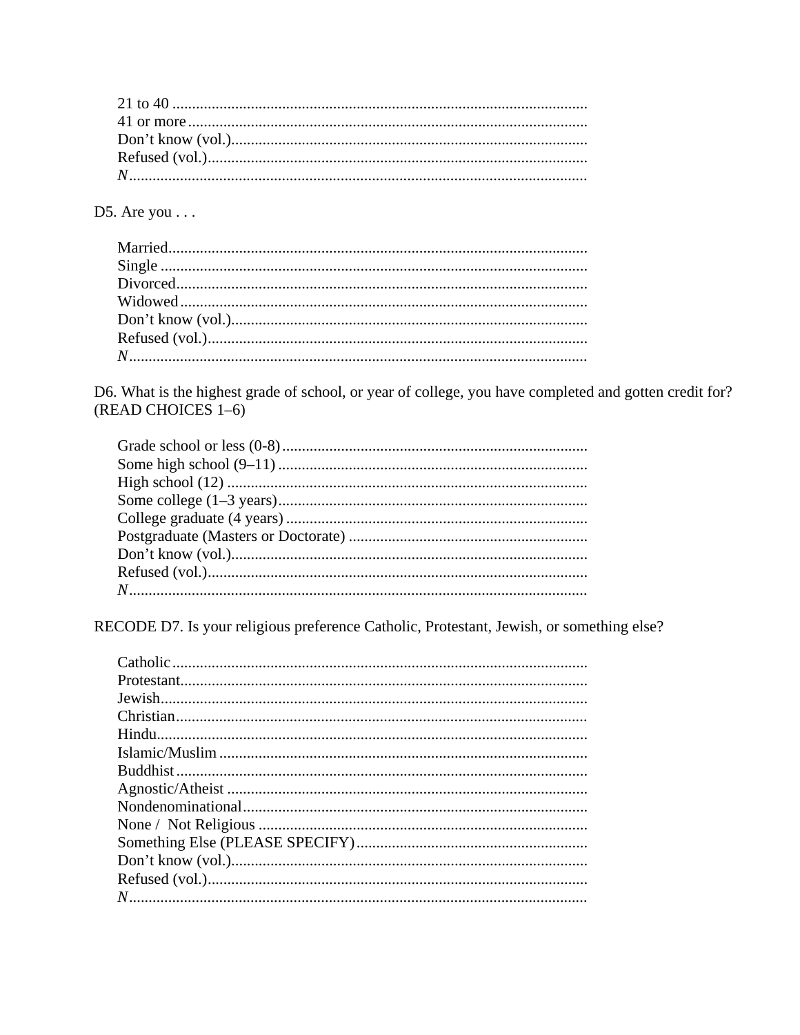21 to 40 ..........................................................................................................
41 or more ......................................................................................................
Don't know (vol.)..........................................................................................
Refused (vol.)................................................................................................
*N*...................................................................................................................

D5. Are you . . .

Married..........................................................................................................
Single ............................................................................................................
Divorced.........................................................................................................
Widowed .......................................................................................................
Don't know (vol.)..........................................................................................
Refused (vol.)................................................................................................
*N*...................................................................................................................

D6. What is the highest grade of school, or year of college, you have completed and gotten credit for? (READ CHOICES 1–6)

Grade school or less (0-8) .............................................................................
Some high school (9–11) ..............................................................................
High school (12) ...........................................................................................
Some college (1–3 years) ..............................................................................
College graduate (4 years) ............................................................................
Postgraduate (Masters or Doctorate) .............................................................
Don't know (vol.)..........................................................................................
Refused (vol.)................................................................................................
*N*...................................................................................................................

RECODE D7. Is your religious preference Catholic, Protestant, Jewish, or something else?

Catholic .........................................................................................................
Protestant.......................................................................................................
Jewish............................................................................................................
Christian........................................................................................................
Hindu.............................................................................................................
Islamic/Muslim .............................................................................................
Buddhist ........................................................................................................
Agnostic/Atheist ...........................................................................................
Nondenominational.......................................................................................
None / Not Religious ....................................................................................
Something Else (PLEASE SPECIFY)...........................................................
Don't know (vol.)..........................................................................................
Refused (vol.)................................................................................................
*N*...................................................................................................................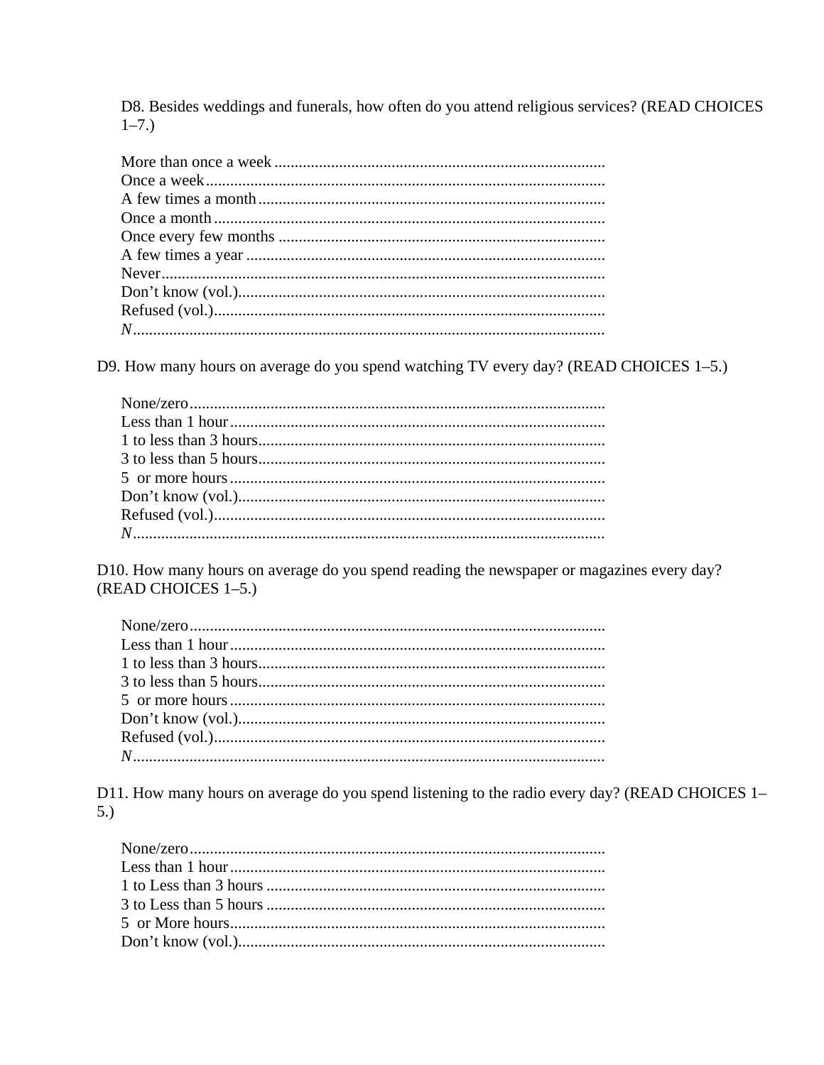D8. Besides weddings and funerals, how often do you attend religious services? (READ CHOICES 1–7.)

More than once a week ..................................................................................
Once a week..................................................................................................
A few times a month.....................................................................................
Once a month.................................................................................................
Once every few months .................................................................................
A few times a year .........................................................................................
Never..............................................................................................................
Don't know (vol.)...........................................................................................
Refused (vol.).................................................................................................
*N*....................................................................................................................

D9. How many hours on average do you spend watching TV every day? (READ CHOICES 1–5.)

None/zero.......................................................................................................
Less than 1 hour.............................................................................................
1 to less than 3 hours......................................................................................
3 to less than 5 hours......................................................................................
5 or more hours.............................................................................................
Don't know (vol.)...........................................................................................
Refused (vol.).................................................................................................
*N*....................................................................................................................

D10. How many hours on average do you spend reading the newspaper or magazines every day? (READ CHOICES 1–5.)

None/zero.......................................................................................................
Less than 1 hour.............................................................................................
1 to less than 3 hours......................................................................................
3 to less than 5 hours......................................................................................
5 or more hours.............................................................................................
Don't know (vol.)...........................................................................................
Refused (vol.).................................................................................................
*N*....................................................................................................................

D11. How many hours on average do you spend listening to the radio every day? (READ CHOICES 1–5.)

None/zero.......................................................................................................
Less than 1 hour.............................................................................................
1 to Less than 3 hours ....................................................................................
3 to Less than 5 hours ....................................................................................
5 or More hours.............................................................................................
Don't know (vol.)...........................................................................................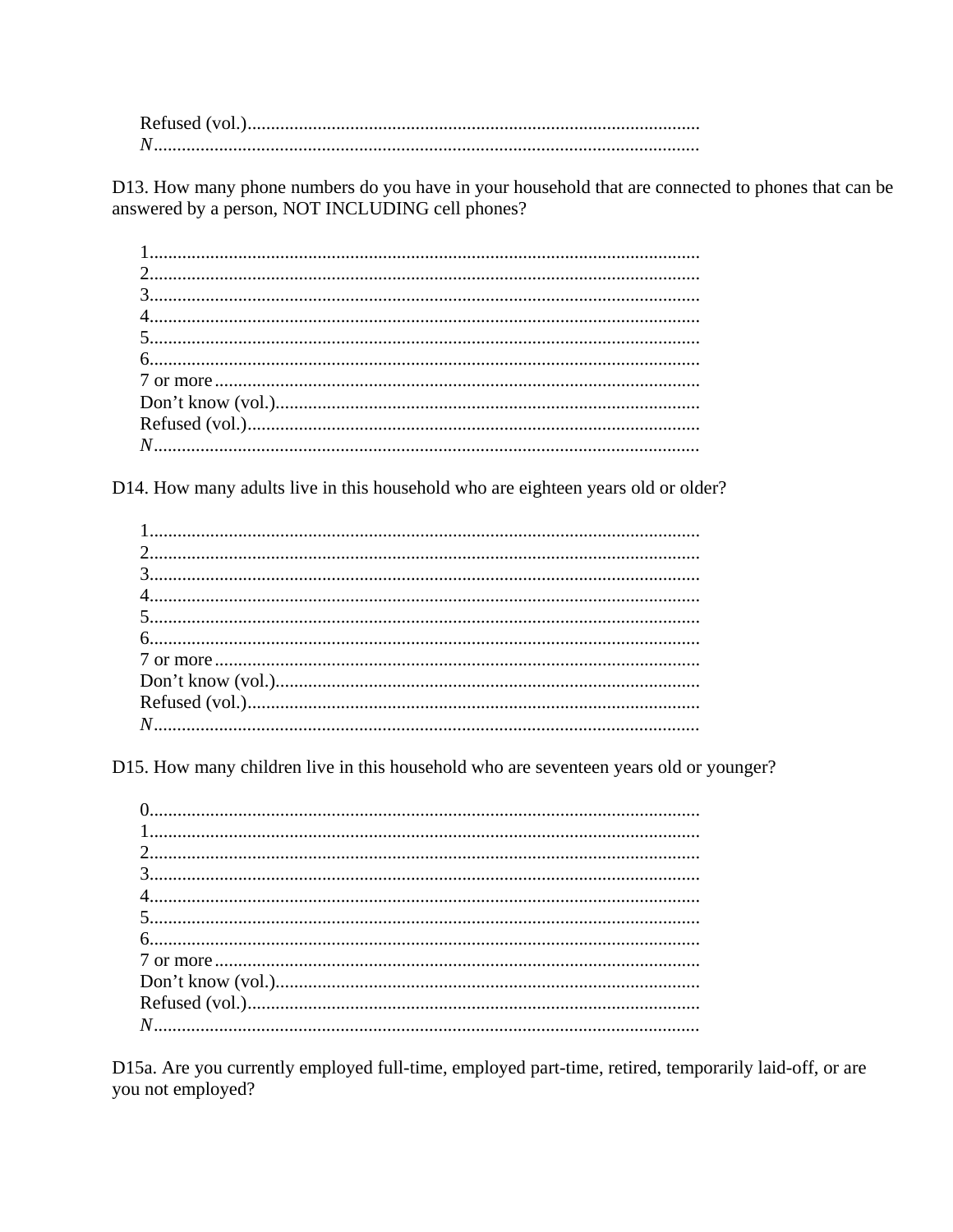Refused (vol.)................................................................................................
*N*....................................................................................................................

D13. How many phone numbers do you have in your household that are connected to phones that can be answered by a person, NOT INCLUDING cell phones?

1....................................................................................................................
2....................................................................................................................
3....................................................................................................................
4....................................................................................................................
5....................................................................................................................
6....................................................................................................................
7 or more.......................................................................................................
Don't know (vol.)..........................................................................................
Refused (vol.)................................................................................................
*N*....................................................................................................................

D14. How many adults live in this household who are eighteen years old or older?

1....................................................................................................................
2....................................................................................................................
3....................................................................................................................
4....................................................................................................................
5....................................................................................................................
6....................................................................................................................
7 or more.......................................................................................................
Don't know (vol.)..........................................................................................
Refused (vol.)................................................................................................
*N*....................................................................................................................

D15. How many children live in this household who are seventeen years old or younger?

0....................................................................................................................
1....................................................................................................................
2....................................................................................................................
3....................................................................................................................
4....................................................................................................................
5....................................................................................................................
6....................................................................................................................
7 or more.......................................................................................................
Don't know (vol.)..........................................................................................
Refused (vol.)................................................................................................
*N*....................................................................................................................

D15a. Are you currently employed full-time, employed part-time, retired, temporarily laid-off, or are you not employed?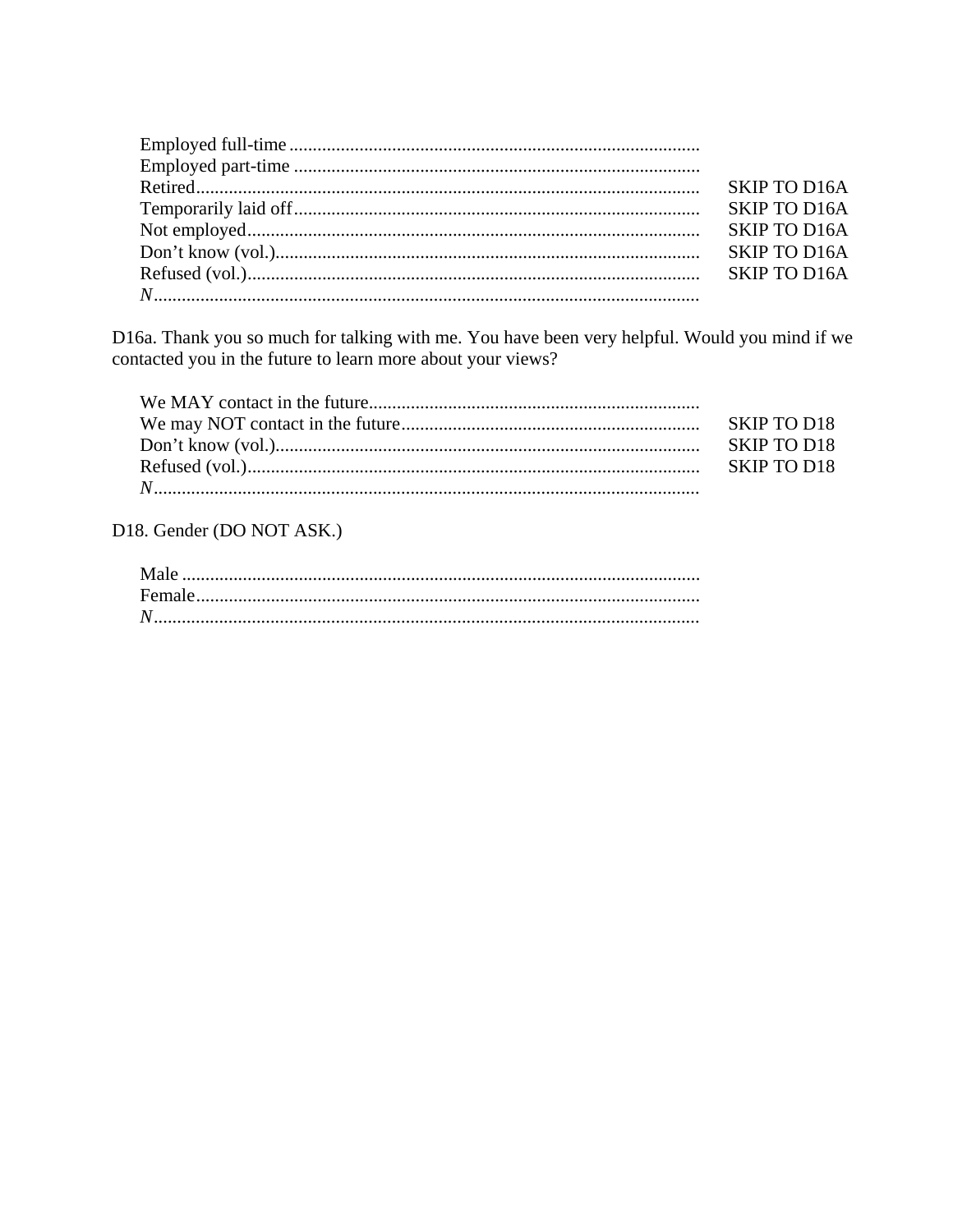| | |
|---|---|
| Employed full-time | |
| Employed part-time | |
| Retired | SKIP TO D16A |
| Temporarily laid off | SKIP TO D16A |
| Not employed | SKIP TO D16A |
| Don't know (vol.) | SKIP TO D16A |
| Refused (vol.) | SKIP TO D16A |
| *N* | |

D16a. Thank you so much for talking with me. You have been very helpful. Would you mind if we contacted you in the future to learn more about your views?

| | |
|---|---|
| We MAY contact in the future | |
| We may NOT contact in the future | SKIP TO D18 |
| Don't know (vol.) | SKIP TO D18 |
| Refused (vol.) | SKIP TO D18 |
| *N* | |

D18. Gender (DO NOT ASK.)

| |
|---|
| Male |
| Female |
| *N* |